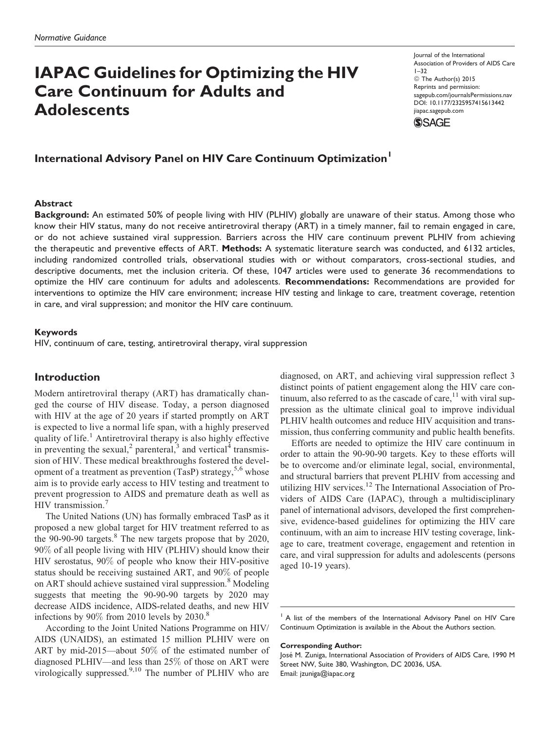*Normative Guidance*

# IAPAC Guidelines for Optimizing the HIV Care Continuum for Adults and Adolescents

Journal of the International Association of Providers of AIDS Care
1–32
© The Author(s) 2015
Reprints and permission: sagepub.com/journalsPermissions.nav
DOI: 10.1177/2325957415613442
jiapac.sagepub.com

**International Advisory Panel on HIV Care Continuum Optimization**[1]

### Abstract

**Background:** An estimated 50% of people living with HIV (PLHIV) globally are unaware of their status. Among those who know their HIV status, many do not receive antiretroviral therapy (ART) in a timely manner, fail to remain engaged in care, or do not achieve sustained viral suppression. Barriers across the HIV care continuum prevent PLHIV from achieving the therapeutic and preventive effects of ART. **Methods:** A systematic literature search was conducted, and 6132 articles, including randomized controlled trials, observational studies with or without comparators, cross-sectional studies, and descriptive documents, met the inclusion criteria. Of these, 1047 articles were used to generate 36 recommendations to optimize the HIV care continuum for adults and adolescents. **Recommendations:** Recommendations are provided for interventions to optimize the HIV care environment; increase HIV testing and linkage to care, treatment coverage, retention in care, and viral suppression; and monitor the HIV care continuum.

### Keywords

HIV, continuum of care, testing, antiretroviral therapy, viral suppression

## Introduction

Modern antiretroviral therapy (ART) has dramatically changed the course of HIV disease. Today, a person diagnosed with HIV at the age of 20 years if started promptly on ART is expected to live a normal life span, with a highly preserved quality of life.[1] Antiretroviral therapy is also highly effective in preventing the sexual,[2] parenteral,[3] and vertical[4] transmission of HIV. These medical breakthroughs fostered the development of a treatment as prevention (TasP) strategy,[5,6] whose aim is to provide early access to HIV testing and treatment to prevent progression to AIDS and premature death as well as HIV transmission.[7]

The United Nations (UN) has formally embraced TasP as it proposed a new global target for HIV treatment referred to as the 90-90-90 targets.[8] The new targets propose that by 2020, 90% of all people living with HIV (PLHIV) should know their HIV serostatus, 90% of people who know their HIV-positive status should be receiving sustained ART, and 90% of people on ART should achieve sustained viral suppression.[8] Modeling suggests that meeting the 90-90-90 targets by 2020 may decrease AIDS incidence, AIDS-related deaths, and new HIV infections by 90% from 2010 levels by 2030.[8]

According to the Joint United Nations Programme on HIV/AIDS (UNAIDS), an estimated 15 million PLHIV were on ART by mid-2015—about 50% of the estimated number of diagnosed PLHIV—and less than 25% of those on ART were virologically suppressed.[9,10] The number of PLHIV who are diagnosed, on ART, and achieving viral suppression reflect 3 distinct points of patient engagement along the HIV care continuum, also referred to as the cascade of care,[11] with viral suppression as the ultimate clinical goal to improve individual PLHIV health outcomes and reduce HIV acquisition and transmission, thus conferring community and public health benefits.

Efforts are needed to optimize the HIV care continuum in order to attain the 90-90-90 targets. Key to these efforts will be to overcome and/or eliminate legal, social, environmental, and structural barriers that prevent PLHIV from accessing and utilizing HIV services.[12] The International Association of Providers of AIDS Care (IAPAC), through a multidisciplinary panel of international advisors, developed the first comprehensive, evidence-based guidelines for optimizing the HIV care continuum, with an aim to increase HIV testing coverage, linkage to care, treatment coverage, engagement and retention in care, and viral suppression for adults and adolescents (persons aged 10-19 years).

[1] A list of the members of the International Advisory Panel on HIV Care Continuum Optimization is available in the About the Authors section.

**Corresponding Author:**
José M. Zuniga, International Association of Providers of AIDS Care, 1990 M Street NW, Suite 380, Washington, DC 20036, USA.
Email: jzuniga@iapac.org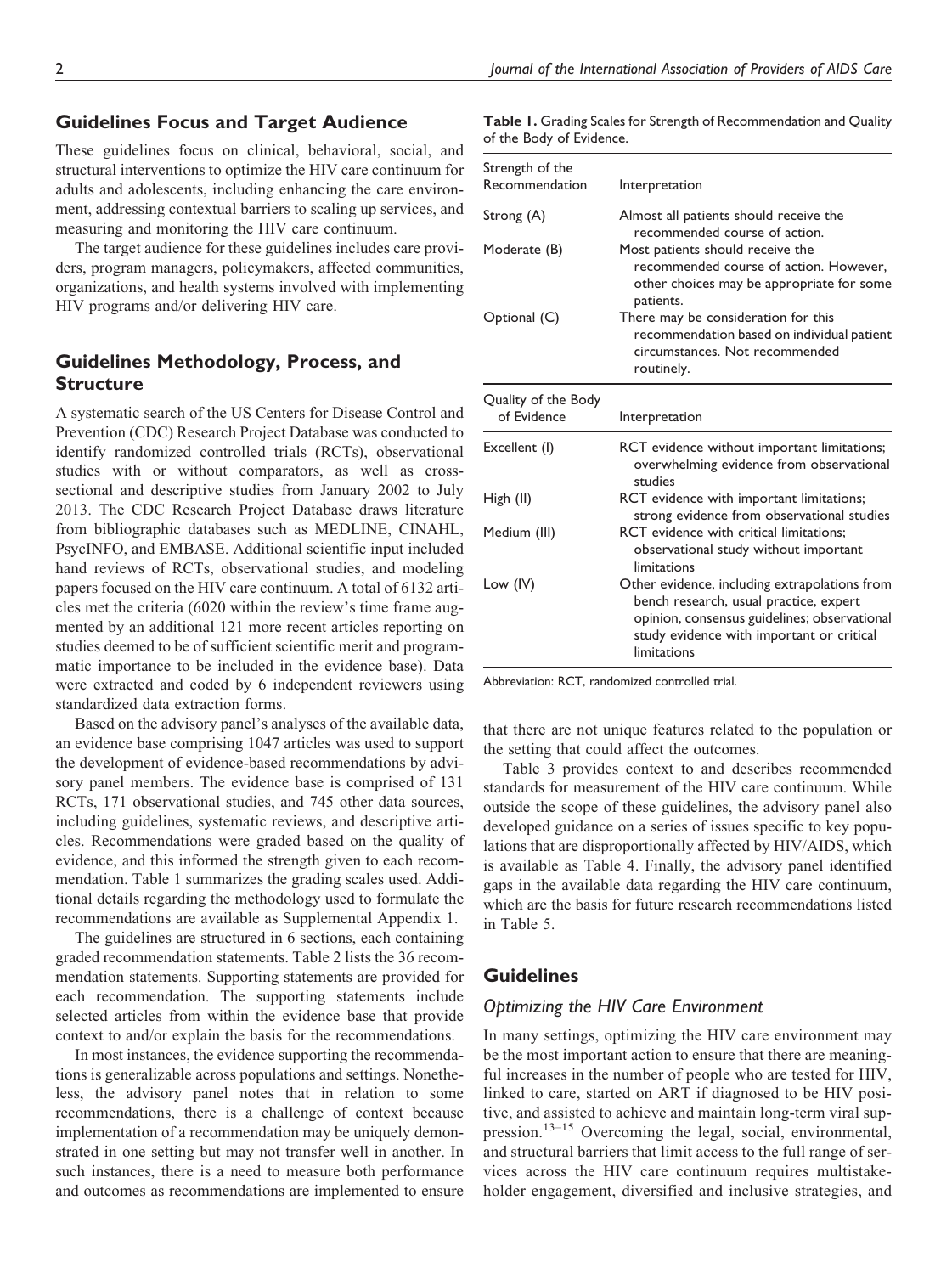## Guidelines Focus and Target Audience

These guidelines focus on clinical, behavioral, social, and structural interventions to optimize the HIV care continuum for adults and adolescents, including enhancing the care environment, addressing contextual barriers to scaling up services, and measuring and monitoring the HIV care continuum.

The target audience for these guidelines includes care providers, program managers, policymakers, affected communities, organizations, and health systems involved with implementing HIV programs and/or delivering HIV care.

## Guidelines Methodology, Process, and Structure

A systematic search of the US Centers for Disease Control and Prevention (CDC) Research Project Database was conducted to identify randomized controlled trials (RCTs), observational studies with or without comparators, as well as cross-sectional and descriptive studies from January 2002 to July 2013. The CDC Research Project Database draws literature from bibliographic databases such as MEDLINE, CINAHL, PsycINFO, and EMBASE. Additional scientific input included hand reviews of RCTs, observational studies, and modeling papers focused on the HIV care continuum. A total of 6132 articles met the criteria (6020 within the review's time frame augmented by an additional 121 more recent articles reporting on studies deemed to be of sufficient scientific merit and programmatic importance to be included in the evidence base). Data were extracted and coded by 6 independent reviewers using standardized data extraction forms.

Based on the advisory panel's analyses of the available data, an evidence base comprising 1047 articles was used to support the development of evidence-based recommendations by advisory panel members. The evidence base is comprised of 131 RCTs, 171 observational studies, and 745 other data sources, including guidelines, systematic reviews, and descriptive articles. Recommendations were graded based on the quality of evidence, and this informed the strength given to each recommendation. Table 1 summarizes the grading scales used. Additional details regarding the methodology used to formulate the recommendations are available as Supplemental Appendix 1.

The guidelines are structured in 6 sections, each containing graded recommendation statements. Table 2 lists the 36 recommendation statements. Supporting statements are provided for each recommendation. The supporting statements include selected articles from within the evidence base that provide context to and/or explain the basis for the recommendations.

In most instances, the evidence supporting the recommendations is generalizable across populations and settings. Nonetheless, the advisory panel notes that in relation to some recommendations, there is a challenge of context because implementation of a recommendation may be uniquely demonstrated in one setting but may not transfer well in another. In such instances, there is a need to measure both performance and outcomes as recommendations are implemented to ensure that there are not unique features related to the population or the setting that could affect the outcomes.

**Table 1.** Grading Scales for Strength of Recommendation and Quality of the Body of Evidence.

| Strength of the Recommendation | Interpretation |
|---|---|
| Strong (A) | Almost all patients should receive the recommended course of action. |
| Moderate (B) | Most patients should receive the recommended course of action. However, other choices may be appropriate for some patients. |
| Optional (C) | There may be consideration for this recommendation based on individual patient circumstances. Not recommended routinely. |
| **Quality of the Body of Evidence** | **Interpretation** |
| Excellent (I) | RCT evidence without important limitations; overwhelming evidence from observational studies |
| High (II) | RCT evidence with important limitations; strong evidence from observational studies |
| Medium (III) | RCT evidence with critical limitations; observational study without important limitations |
| Low (IV) | Other evidence, including extrapolations from bench research, usual practice, expert opinion, consensus guidelines; observational study evidence with important or critical limitations |

Abbreviation: RCT, randomized controlled trial.

Table 3 provides context to and describes recommended standards for measurement of the HIV care continuum. While outside the scope of these guidelines, the advisory panel also developed guidance on a series of issues specific to key populations that are disproportionally affected by HIV/AIDS, which is available as Table 4. Finally, the advisory panel identified gaps in the available data regarding the HIV care continuum, which are the basis for future research recommendations listed in Table 5.

## Guidelines

### Optimizing the HIV Care Environment

In many settings, optimizing the HIV care environment may be the most important action to ensure that there are meaningful increases in the number of people who are tested for HIV, linked to care, started on ART if diagnosed to be HIV positive, and assisted to achieve and maintain long-term viral suppression.[13–15] Overcoming the legal, social, environmental, and structural barriers that limit access to the full range of services across the HIV care continuum requires multistakeholder engagement, diversified and inclusive strategies, and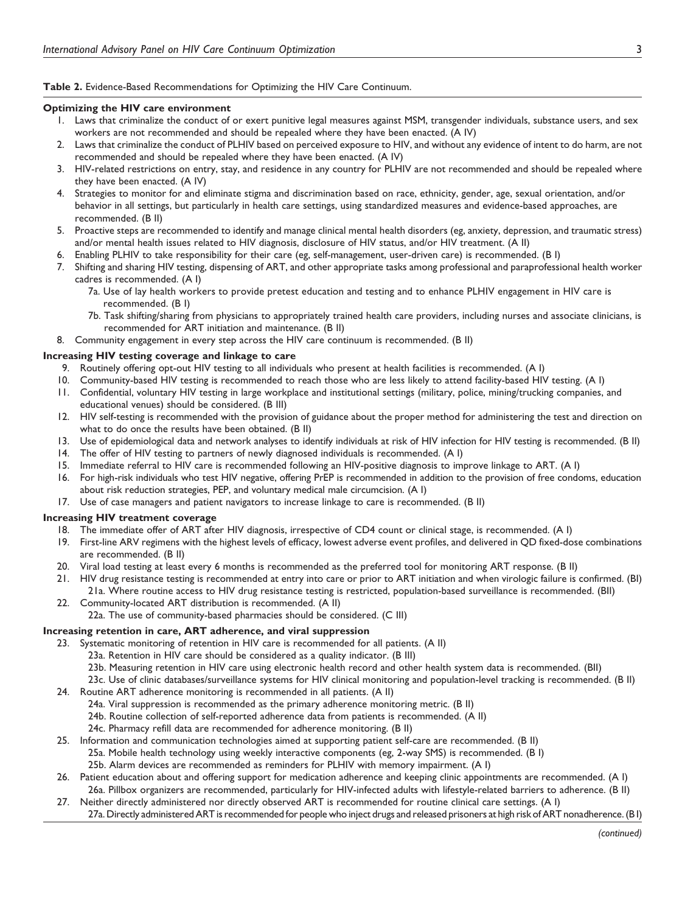**Table 2.** Evidence-Based Recommendations for Optimizing the HIV Care Continuum.

**Optimizing the HIV care environment**

1. Laws that criminalize the conduct of or exert punitive legal measures against MSM, transgender individuals, substance users, and sex workers are not recommended and should be repealed where they have been enacted. (A IV)
2. Laws that criminalize the conduct of PLHIV based on perceived exposure to HIV, and without any evidence of intent to do harm, are not recommended and should be repealed where they have been enacted. (A IV)
3. HIV-related restrictions on entry, stay, and residence in any country for PLHIV are not recommended and should be repealed where they have been enacted. (A IV)
4. Strategies to monitor for and eliminate stigma and discrimination based on race, ethnicity, gender, age, sexual orientation, and/or behavior in all settings, but particularly in health care settings, using standardized measures and evidence-based approaches, are recommended. (B II)
5. Proactive steps are recommended to identify and manage clinical mental health disorders (eg, anxiety, depression, and traumatic stress) and/or mental health issues related to HIV diagnosis, disclosure of HIV status, and/or HIV treatment. (A II)
6. Enabling PLHIV to take responsibility for their care (eg, self-management, user-driven care) is recommended. (B I)
7. Shifting and sharing HIV testing, dispensing of ART, and other appropriate tasks among professional and paraprofessional health worker cadres is recommended. (A I)
   - 7a. Use of lay health workers to provide pretest education and testing and to enhance PLHIV engagement in HIV care is recommended. (B I)
   - 7b. Task shifting/sharing from physicians to appropriately trained health care providers, including nurses and associate clinicians, is recommended for ART initiation and maintenance. (B II)
8. Community engagement in every step across the HIV care continuum is recommended. (B II)

**Increasing HIV testing coverage and linkage to care**

9. Routinely offering opt-out HIV testing to all individuals who present at health facilities is recommended. (A I)
10. Community-based HIV testing is recommended to reach those who are less likely to attend facility-based HIV testing. (A I)
11. Confidential, voluntary HIV testing in large workplace and institutional settings (military, police, mining/trucking companies, and educational venues) should be considered. (B III)
12. HIV self-testing is recommended with the provision of guidance about the proper method for administering the test and direction on what to do once the results have been obtained. (B II)
13. Use of epidemiological data and network analyses to identify individuals at risk of HIV infection for HIV testing is recommended. (B II)
14. The offer of HIV testing to partners of newly diagnosed individuals is recommended. (A I)
15. Immediate referral to HIV care is recommended following an HIV-positive diagnosis to improve linkage to ART. (A I)
16. For high-risk individuals who test HIV negative, offering PrEP is recommended in addition to the provision of free condoms, education about risk reduction strategies, PEP, and voluntary medical male circumcision. (A I)
17. Use of case managers and patient navigators to increase linkage to care is recommended. (B II)

**Increasing HIV treatment coverage**

18. The immediate offer of ART after HIV diagnosis, irrespective of CD4 count or clinical stage, is recommended. (A I)
19. First-line ARV regimens with the highest levels of efficacy, lowest adverse event profiles, and delivered in QD fixed-dose combinations are recommended. (B II)
20. Viral load testing at least every 6 months is recommended as the preferred tool for monitoring ART response. (B II)
21. HIV drug resistance testing is recommended at entry into care or prior to ART initiation and when virologic failure is confirmed. (BI)
   - 21a. Where routine access to HIV drug resistance testing is restricted, population-based surveillance is recommended. (BII)
22. Community-located ART distribution is recommended. (A II)
   - 22a. The use of community-based pharmacies should be considered. (C III)

**Increasing retention in care, ART adherence, and viral suppression**

23. Systematic monitoring of retention in HIV care is recommended for all patients. (A II)
   - 23a. Retention in HIV care should be considered as a quality indicator. (B III)
   - 23b. Measuring retention in HIV care using electronic health record and other health system data is recommended. (BII)
   - 23c. Use of clinic databases/surveillance systems for HIV clinical monitoring and population-level tracking is recommended. (B II)
24. Routine ART adherence monitoring is recommended in all patients. (A II)
   - 24a. Viral suppression is recommended as the primary adherence monitoring metric. (B II)
   - 24b. Routine collection of self-reported adherence data from patients is recommended. (A II)
   - 24c. Pharmacy refill data are recommended for adherence monitoring. (B II)
25. Information and communication technologies aimed at supporting patient self-care are recommended. (B II)
   - 25a. Mobile health technology using weekly interactive components (eg, 2-way SMS) is recommended. (B I)
   - 25b. Alarm devices are recommended as reminders for PLHIV with memory impairment. (A I)
26. Patient education about and offering support for medication adherence and keeping clinic appointments are recommended. (A I)
   - 26a. Pillbox organizers are recommended, particularly for HIV-infected adults with lifestyle-related barriers to adherence. (B II)
27. Neither directly administered nor directly observed ART is recommended for routine clinical care settings. (A I)
   - 27a. Directly administered ART is recommended for people who inject drugs and released prisoners at high risk of ART nonadherence. (B I)

*(continued)*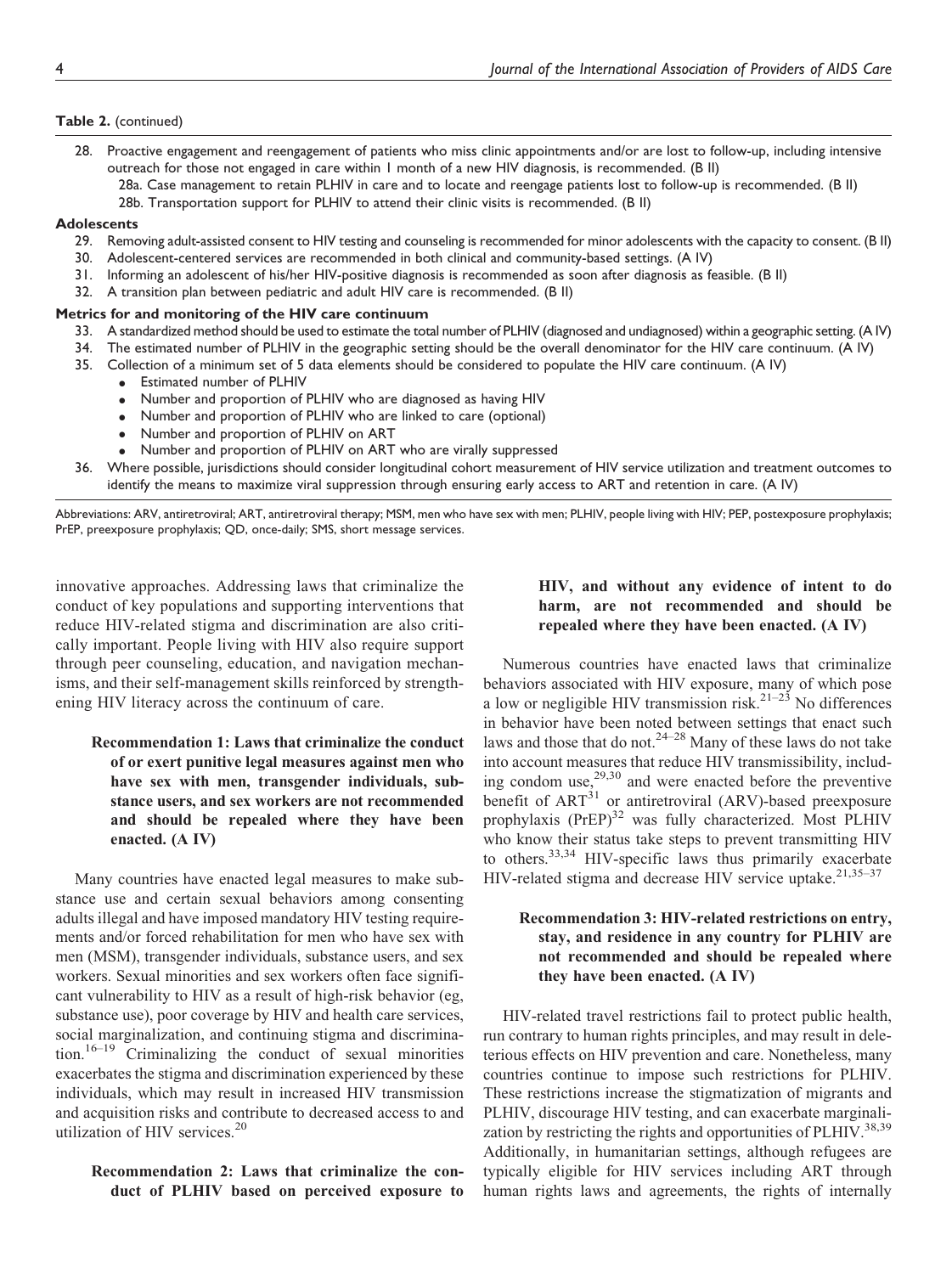**Table 2.** (continued)

28. Proactive engagement and reengagement of patients who miss clinic appointments and/or are lost to follow-up, including intensive outreach for those not engaged in care within 1 month of a new HIV diagnosis, is recommended. (B II)
    28a. Case management to retain PLHIV in care and to locate and reengage patients lost to follow-up is recommended. (B II)
    28b. Transportation support for PLHIV to attend their clinic visits is recommended. (B II)

**Adolescents**

29. Removing adult-assisted consent to HIV testing and counseling is recommended for minor adolescents with the capacity to consent. (B II)
30. Adolescent-centered services are recommended in both clinical and community-based settings. (A IV)
31. Informing an adolescent of his/her HIV-positive diagnosis is recommended as soon after diagnosis as feasible. (B II)
32. A transition plan between pediatric and adult HIV care is recommended. (B II)

**Metrics for and monitoring of the HIV care continuum**

33. A standardized method should be used to estimate the total number of PLHIV (diagnosed and undiagnosed) within a geographic setting. (A IV)
34. The estimated number of PLHIV in the geographic setting should be the overall denominator for the HIV care continuum. (A IV)
35. Collection of a minimum set of 5 data elements should be considered to populate the HIV care continuum. (A IV)
    - Estimated number of PLHIV
    - Number and proportion of PLHIV who are diagnosed as having HIV
    - Number and proportion of PLHIV who are linked to care (optional)
    - Number and proportion of PLHIV on ART
    - Number and proportion of PLHIV on ART who are virally suppressed
36. Where possible, jurisdictions should consider longitudinal cohort measurement of HIV service utilization and treatment outcomes to identify the means to maximize viral suppression through ensuring early access to ART and retention in care. (A IV)

Abbreviations: ARV, antiretroviral; ART, antiretroviral therapy; MSM, men who have sex with men; PLHIV, people living with HIV; PEP, postexposure prophylaxis; PrEP, preexposure prophylaxis; QD, once-daily; SMS, short message services.

innovative approaches. Addressing laws that criminalize the conduct of key populations and supporting interventions that reduce HIV-related stigma and discrimination are also critically important. People living with HIV also require support through peer counseling, education, and navigation mechanisms, and their self-management skills reinforced by strengthening HIV literacy across the continuum of care.

**Recommendation 1: Laws that criminalize the conduct of or exert punitive legal measures against men who have sex with men, transgender individuals, substance users, and sex workers are not recommended and should be repealed where they have been enacted. (A IV)**

Many countries have enacted legal measures to make substance use and certain sexual behaviors among consenting adults illegal and have imposed mandatory HIV testing requirements and/or forced rehabilitation for men who have sex with men (MSM), transgender individuals, substance users, and sex workers. Sexual minorities and sex workers often face significant vulnerability to HIV as a result of high-risk behavior (eg, substance use), poor coverage by HIV and health care services, social marginalization, and continuing stigma and discrimination.[16–19] Criminalizing the conduct of sexual minorities exacerbates the stigma and discrimination experienced by these individuals, which may result in increased HIV transmission and acquisition risks and contribute to decreased access to and utilization of HIV services.[20]

**Recommendation 2: Laws that criminalize the conduct of PLHIV based on perceived exposure to HIV, and without any evidence of intent to do harm, are not recommended and should be repealed where they have been enacted. (A IV)**

Numerous countries have enacted laws that criminalize behaviors associated with HIV exposure, many of which pose a low or negligible HIV transmission risk.[21–23] No differences in behavior have been noted between settings that enact such laws and those that do not.[24–28] Many of these laws do not take into account measures that reduce HIV transmissibility, including condom use,[29,30] and were enacted before the preventive benefit of ART[31] or antiretroviral (ARV)-based preexposure prophylaxis (PrEP)[32] was fully characterized. Most PLHIV who know their status take steps to prevent transmitting HIV to others.[33,34] HIV-specific laws thus primarily exacerbate HIV-related stigma and decrease HIV service uptake.[21,35–37]

**Recommendation 3: HIV-related restrictions on entry, stay, and residence in any country for PLHIV are not recommended and should be repealed where they have been enacted. (A IV)**

HIV-related travel restrictions fail to protect public health, run contrary to human rights principles, and may result in deleterious effects on HIV prevention and care. Nonetheless, many countries continue to impose such restrictions for PLHIV. These restrictions increase the stigmatization of migrants and PLHIV, discourage HIV testing, and can exacerbate marginalization by restricting the rights and opportunities of PLHIV.[38,39] Additionally, in humanitarian settings, although refugees are typically eligible for HIV services including ART through human rights laws and agreements, the rights of internally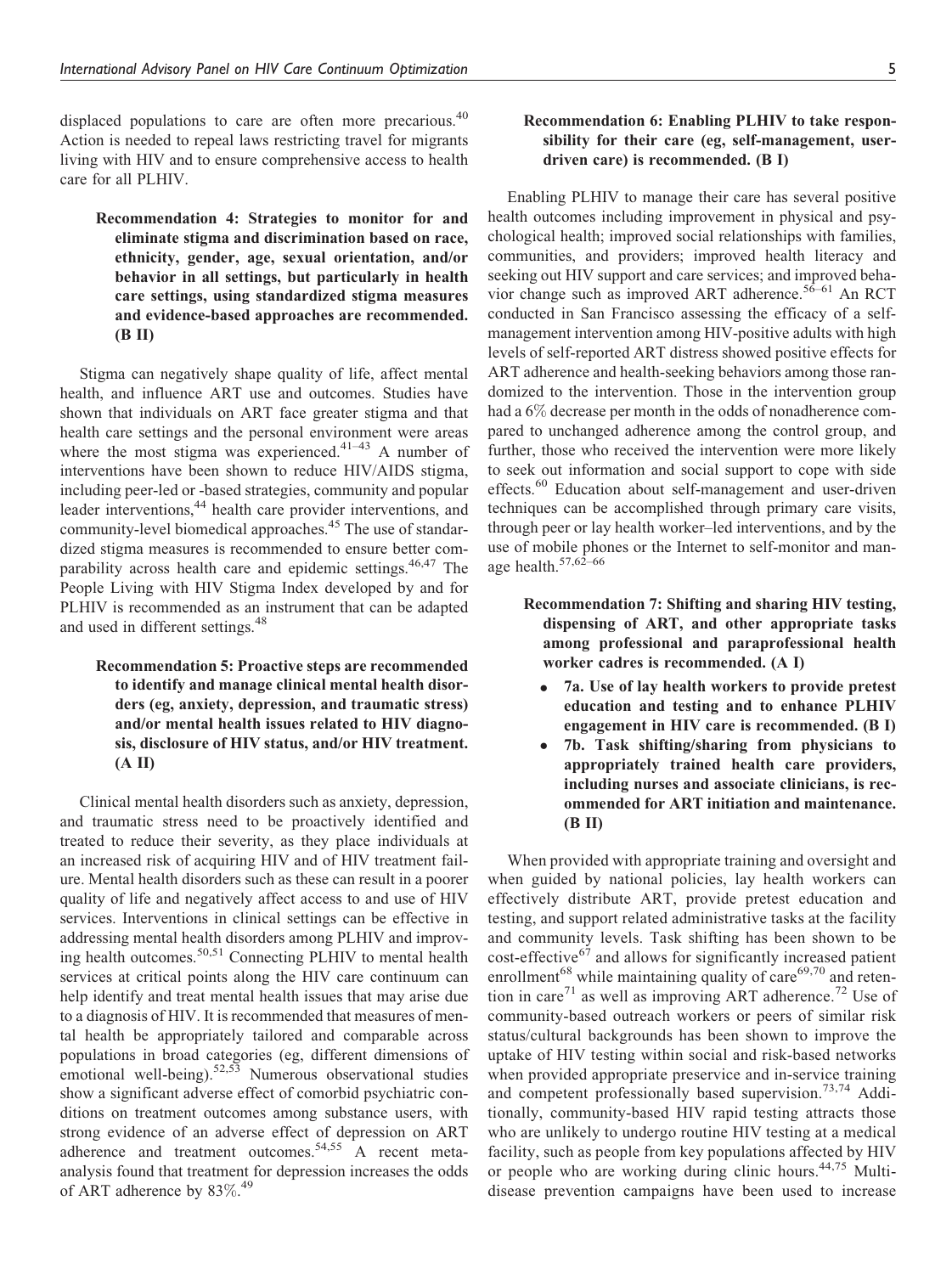displaced populations to care are often more precarious.[40] Action is needed to repeal laws restricting travel for migrants living with HIV and to ensure comprehensive access to health care for all PLHIV.

**Recommendation 4: Strategies to monitor for and eliminate stigma and discrimination based on race, ethnicity, gender, age, sexual orientation, and/or behavior in all settings, but particularly in health care settings, using standardized stigma measures and evidence-based approaches are recommended. (B II)**

Stigma can negatively shape quality of life, affect mental health, and influence ART use and outcomes. Studies have shown that individuals on ART face greater stigma and that health care settings and the personal environment were areas where the most stigma was experienced.[41–43] A number of interventions have been shown to reduce HIV/AIDS stigma, including peer-led or -based strategies, community and popular leader interventions,[44] health care provider interventions, and community-level biomedical approaches.[45] The use of standardized stigma measures is recommended to ensure better comparability across health care and epidemic settings.[46,47] The People Living with HIV Stigma Index developed by and for PLHIV is recommended as an instrument that can be adapted and used in different settings.[48]

**Recommendation 5: Proactive steps are recommended to identify and manage clinical mental health disorders (eg, anxiety, depression, and traumatic stress) and/or mental health issues related to HIV diagnosis, disclosure of HIV status, and/or HIV treatment. (A II)**

Clinical mental health disorders such as anxiety, depression, and traumatic stress need to be proactively identified and treated to reduce their severity, as they place individuals at an increased risk of acquiring HIV and of HIV treatment failure. Mental health disorders such as these can result in a poorer quality of life and negatively affect access to and use of HIV services. Interventions in clinical settings can be effective in addressing mental health disorders among PLHIV and improving health outcomes.[50,51] Connecting PLHIV to mental health services at critical points along the HIV care continuum can help identify and treat mental health issues that may arise due to a diagnosis of HIV. It is recommended that measures of mental health be appropriately tailored and comparable across populations in broad categories (eg, different dimensions of emotional well-being).[52,53] Numerous observational studies show a significant adverse effect of comorbid psychiatric conditions on treatment outcomes among substance users, with strong evidence of an adverse effect of depression on ART adherence and treatment outcomes.[54,55] A recent meta-analysis found that treatment for depression increases the odds of ART adherence by 83%.[49]

**Recommendation 6: Enabling PLHIV to take responsibility for their care (eg, self-management, user-driven care) is recommended. (B I)**

Enabling PLHIV to manage their care has several positive health outcomes including improvement in physical and psychological health; improved social relationships with families, communities, and providers; improved health literacy and seeking out HIV support and care services; and improved behavior change such as improved ART adherence.[56–61] An RCT conducted in San Francisco assessing the efficacy of a self-management intervention among HIV-positive adults with high levels of self-reported ART distress showed positive effects for ART adherence and health-seeking behaviors among those randomized to the intervention. Those in the intervention group had a 6% decrease per month in the odds of nonadherence compared to unchanged adherence among the control group, and further, those who received the intervention were more likely to seek out information and social support to cope with side effects.[60] Education about self-management and user-driven techniques can be accomplished through primary care visits, through peer or lay health worker–led interventions, and by the use of mobile phones or the Internet to self-monitor and manage health.[57,62–66]

**Recommendation 7: Shifting and sharing HIV testing, dispensing of ART, and other appropriate tasks among professional and paraprofessional health worker cadres is recommended. (A I)**

- **7a. Use of lay health workers to provide pretest education and testing and to enhance PLHIV engagement in HIV care is recommended. (B I)**
- **7b. Task shifting/sharing from physicians to appropriately trained health care providers, including nurses and associate clinicians, is recommended for ART initiation and maintenance. (B II)**

When provided with appropriate training and oversight and when guided by national policies, lay health workers can effectively distribute ART, provide pretest education and testing, and support related administrative tasks at the facility and community levels. Task shifting has been shown to be cost-effective[67] and allows for significantly increased patient enrollment[68] while maintaining quality of care[69,70] and retention in care[71] as well as improving ART adherence.[72] Use of community-based outreach workers or peers of similar risk status/cultural backgrounds has been shown to improve the uptake of HIV testing within social and risk-based networks when provided appropriate preservice and in-service training and competent professionally based supervision.[73,74] Additionally, community-based HIV rapid testing attracts those who are unlikely to undergo routine HIV testing at a medical facility, such as people from key populations affected by HIV or people who are working during clinic hours.[44,75] Multi-disease prevention campaigns have been used to increase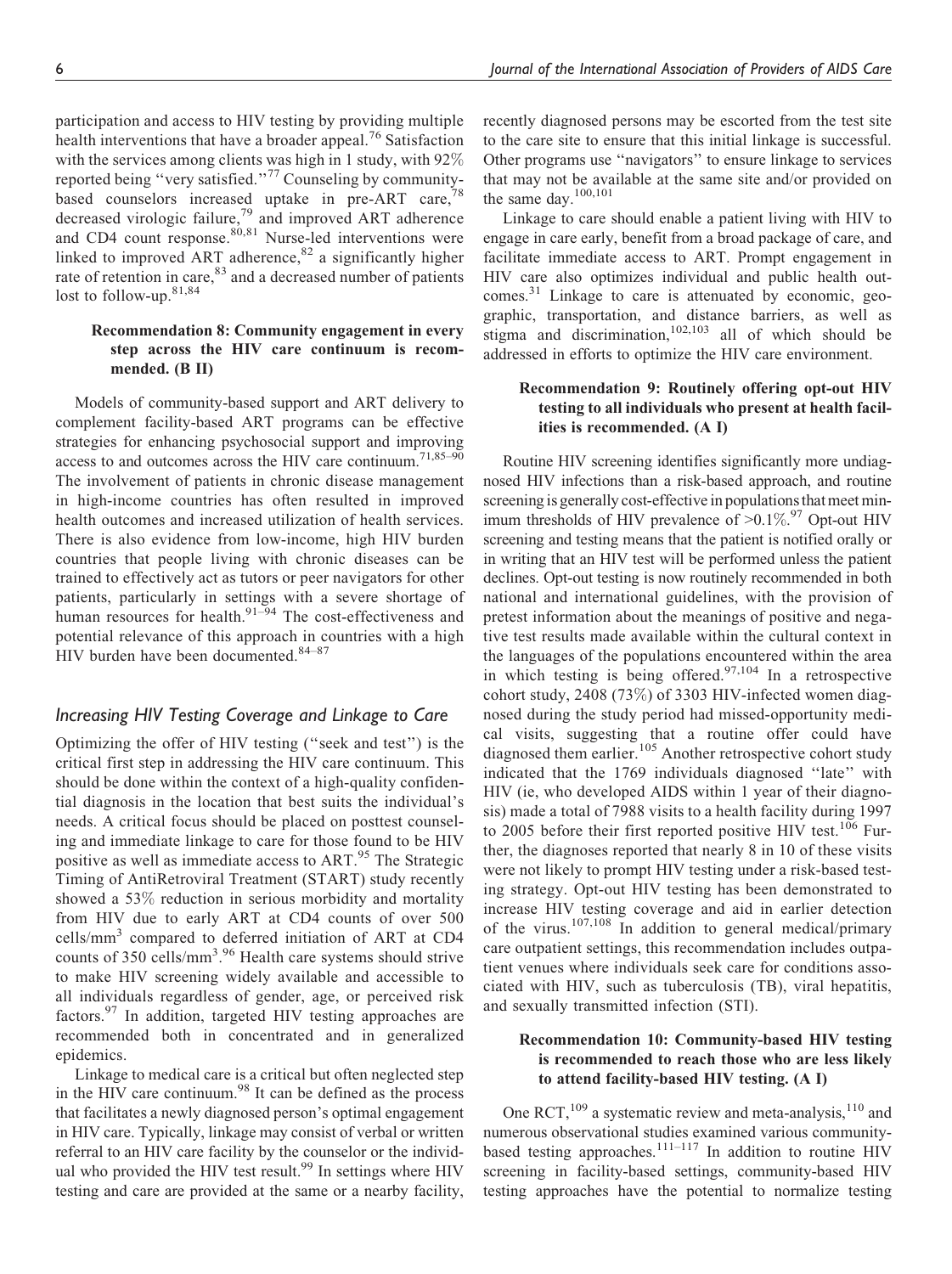participation and access to HIV testing by providing multiple health interventions that have a broader appeal.[76] Satisfaction with the services among clients was high in 1 study, with 92% reported being "very satisfied."[77] Counseling by community-based counselors increased uptake in pre-ART care,[78] decreased virologic failure,[79] and improved ART adherence and CD4 count response.[80,81] Nurse-led interventions were linked to improved ART adherence,[82] a significantly higher rate of retention in care,[83] and a decreased number of patients lost to follow-up.[81,84]

**Recommendation 8: Community engagement in every step across the HIV care continuum is recommended. (B II)**

Models of community-based support and ART delivery to complement facility-based ART programs can be effective strategies for enhancing psychosocial support and improving access to and outcomes across the HIV care continuum.[71,85–90] The involvement of patients in chronic disease management in high-income countries has often resulted in improved health outcomes and increased utilization of health services. There is also evidence from low-income, high HIV burden countries that people living with chronic diseases can be trained to effectively act as tutors or peer navigators for other patients, particularly in settings with a severe shortage of human resources for health.[91–94] The cost-effectiveness and potential relevance of this approach in countries with a high HIV burden have been documented.[84–87]

## *Increasing HIV Testing Coverage and Linkage to Care*

Optimizing the offer of HIV testing ("seek and test") is the critical first step in addressing the HIV care continuum. This should be done within the context of a high-quality confidential diagnosis in the location that best suits the individual's needs. A critical focus should be placed on posttest counseling and immediate linkage to care for those found to be HIV positive as well as immediate access to ART.[95] The Strategic Timing of AntiRetroviral Treatment (START) study recently showed a 53% reduction in serious morbidity and mortality from HIV due to early ART at CD4 counts of over 500 cells/mm$^3$ compared to deferred initiation of ART at CD4 counts of 350 cells/mm$^3$.[96] Health care systems should strive to make HIV screening widely available and accessible to all individuals regardless of gender, age, or perceived risk factors.[97] In addition, targeted HIV testing approaches are recommended both in concentrated and in generalized epidemics.

Linkage to medical care is a critical but often neglected step in the HIV care continuum.[98] It can be defined as the process that facilitates a newly diagnosed person's optimal engagement in HIV care. Typically, linkage may consist of verbal or written referral to an HIV care facility by the counselor or the individual who provided the HIV test result.[99] In settings where HIV testing and care are provided at the same or a nearby facility, recently diagnosed persons may be escorted from the test site to the care site to ensure that this initial linkage is successful. Other programs use "navigators" to ensure linkage to services that may not be available at the same site and/or provided on the same day.[100,101]

Linkage to care should enable a patient living with HIV to engage in care early, benefit from a broad package of care, and facilitate immediate access to ART. Prompt engagement in HIV care also optimizes individual and public health outcomes.[31] Linkage to care is attenuated by economic, geographic, transportation, and distance barriers, as well as stigma and discrimination,[102,103] all of which should be addressed in efforts to optimize the HIV care environment.

**Recommendation 9: Routinely offering opt-out HIV testing to all individuals who present at health facilities is recommended. (A I)**

Routine HIV screening identifies significantly more undiagnosed HIV infections than a risk-based approach, and routine screening is generally cost-effective in populations that meet minimum thresholds of HIV prevalence of >0.1%.[97] Opt-out HIV screening and testing means that the patient is notified orally or in writing that an HIV test will be performed unless the patient declines. Opt-out testing is now routinely recommended in both national and international guidelines, with the provision of pretest information about the meanings of positive and negative test results made available within the cultural context in the languages of the populations encountered within the area in which testing is being offered.[97,104] In a retrospective cohort study, 2408 (73%) of 3303 HIV-infected women diagnosed during the study period had missed-opportunity medical visits, suggesting that a routine offer could have diagnosed them earlier.[105] Another retrospective cohort study indicated that the 1769 individuals diagnosed "late" with HIV (ie, who developed AIDS within 1 year of their diagnosis) made a total of 7988 visits to a health facility during 1997 to 2005 before their first reported positive HIV test.[106] Further, the diagnoses reported that nearly 8 in 10 of these visits were not likely to prompt HIV testing under a risk-based testing strategy. Opt-out HIV testing has been demonstrated to increase HIV testing coverage and aid in earlier detection of the virus.[107,108] In addition to general medical/primary care outpatient settings, this recommendation includes outpatient venues where individuals seek care for conditions associated with HIV, such as tuberculosis (TB), viral hepatitis, and sexually transmitted infection (STI).

**Recommendation 10: Community-based HIV testing is recommended to reach those who are less likely to attend facility-based HIV testing. (A I)**

One RCT,[109] a systematic review and meta-analysis,[110] and numerous observational studies examined various community-based testing approaches.[111–117] In addition to routine HIV screening in facility-based settings, community-based HIV testing approaches have the potential to normalize testing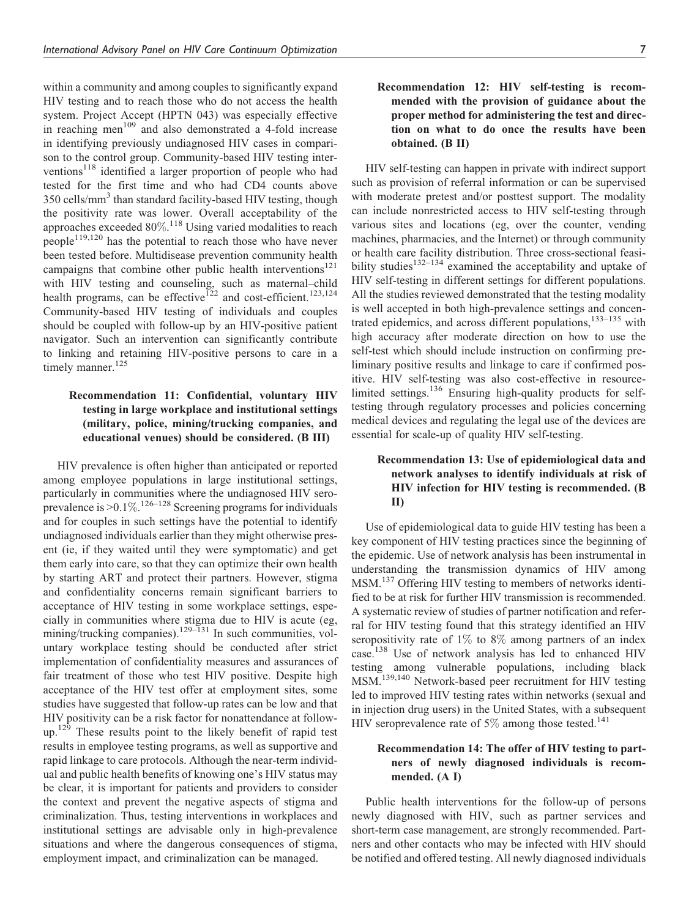within a community and among couples to significantly expand HIV testing and to reach those who do not access the health system. Project Accept (HPTN 043) was especially effective in reaching men[109] and also demonstrated a 4-fold increase in identifying previously undiagnosed HIV cases in comparison to the control group. Community-based HIV testing interventions[118] identified a larger proportion of people who had tested for the first time and who had CD4 counts above 350 cells/mm$^3$ than standard facility-based HIV testing, though the positivity rate was lower. Overall acceptability of the approaches exceeded 80%.[118] Using varied modalities to reach people[119,120] has the potential to reach those who have never been tested before. Multidisease prevention community health campaigns that combine other public health interventions[121] with HIV testing and counseling, such as maternal–child health programs, can be effective[122] and cost-efficient.[123,124] Community-based HIV testing of individuals and couples should be coupled with follow-up by an HIV-positive patient navigator. Such an intervention can significantly contribute to linking and retaining HIV-positive persons to care in a timely manner.[125]

**Recommendation 11: Confidential, voluntary HIV testing in large workplace and institutional settings (military, police, mining/trucking companies, and educational venues) should be considered. (B III)**

HIV prevalence is often higher than anticipated or reported among employee populations in large institutional settings, particularly in communities where the undiagnosed HIV seroprevalence is >0.1%.[126–128] Screening programs for individuals and for couples in such settings have the potential to identify undiagnosed individuals earlier than they might otherwise present (ie, if they waited until they were symptomatic) and get them early into care, so that they can optimize their own health by starting ART and protect their partners. However, stigma and confidentiality concerns remain significant barriers to acceptance of HIV testing in some workplace settings, especially in communities where stigma due to HIV is acute (eg, mining/trucking companies).[129–131] In such communities, voluntary workplace testing should be conducted after strict implementation of confidentiality measures and assurances of fair treatment of those who test HIV positive. Despite high acceptance of the HIV test offer at employment sites, some studies have suggested that follow-up rates can be low and that HIV positivity can be a risk factor for nonattendance at follow-up.[129] These results point to the likely benefit of rapid test results in employee testing programs, as well as supportive and rapid linkage to care protocols. Although the near-term individual and public health benefits of knowing one's HIV status may be clear, it is important for patients and providers to consider the context and prevent the negative aspects of stigma and criminalization. Thus, testing interventions in workplaces and institutional settings are advisable only in high-prevalence situations and where the dangerous consequences of stigma, employment impact, and criminalization can be managed.

**Recommendation 12: HIV self-testing is recommended with the provision of guidance about the proper method for administering the test and direction on what to do once the results have been obtained. (B II)**

HIV self-testing can happen in private with indirect support such as provision of referral information or can be supervised with moderate pretest and/or posttest support. The modality can include nonrestricted access to HIV self-testing through various sites and locations (eg, over the counter, vending machines, pharmacies, and the Internet) or through community or health care facility distribution. Three cross-sectional feasibility studies[132–134] examined the acceptability and uptake of HIV self-testing in different settings for different populations. All the studies reviewed demonstrated that the testing modality is well accepted in both high-prevalence settings and concentrated epidemics, and across different populations,[133–135] with high accuracy after moderate direction on how to use the self-test which should include instruction on confirming preliminary positive results and linkage to care if confirmed positive. HIV self-testing was also cost-effective in resource-limited settings.[136] Ensuring high-quality products for self-testing through regulatory processes and policies concerning medical devices and regulating the legal use of the devices are essential for scale-up of quality HIV self-testing.

**Recommendation 13: Use of epidemiological data and network analyses to identify individuals at risk of HIV infection for HIV testing is recommended. (B II)**

Use of epidemiological data to guide HIV testing has been a key component of HIV testing practices since the beginning of the epidemic. Use of network analysis has been instrumental in understanding the transmission dynamics of HIV among MSM.[137] Offering HIV testing to members of networks identified to be at risk for further HIV transmission is recommended. A systematic review of studies of partner notification and referral for HIV testing found that this strategy identified an HIV seropositivity rate of 1% to 8% among partners of an index case.[138] Use of network analysis has led to enhanced HIV testing among vulnerable populations, including black MSM.[139,140] Network-based peer recruitment for HIV testing led to improved HIV testing rates within networks (sexual and in injection drug users) in the United States, with a subsequent HIV seroprevalence rate of 5% among those tested.[141]

**Recommendation 14: The offer of HIV testing to partners of newly diagnosed individuals is recommended. (A I)**

Public health interventions for the follow-up of persons newly diagnosed with HIV, such as partner services and short-term case management, are strongly recommended. Partners and other contacts who may be infected with HIV should be notified and offered testing. All newly diagnosed individuals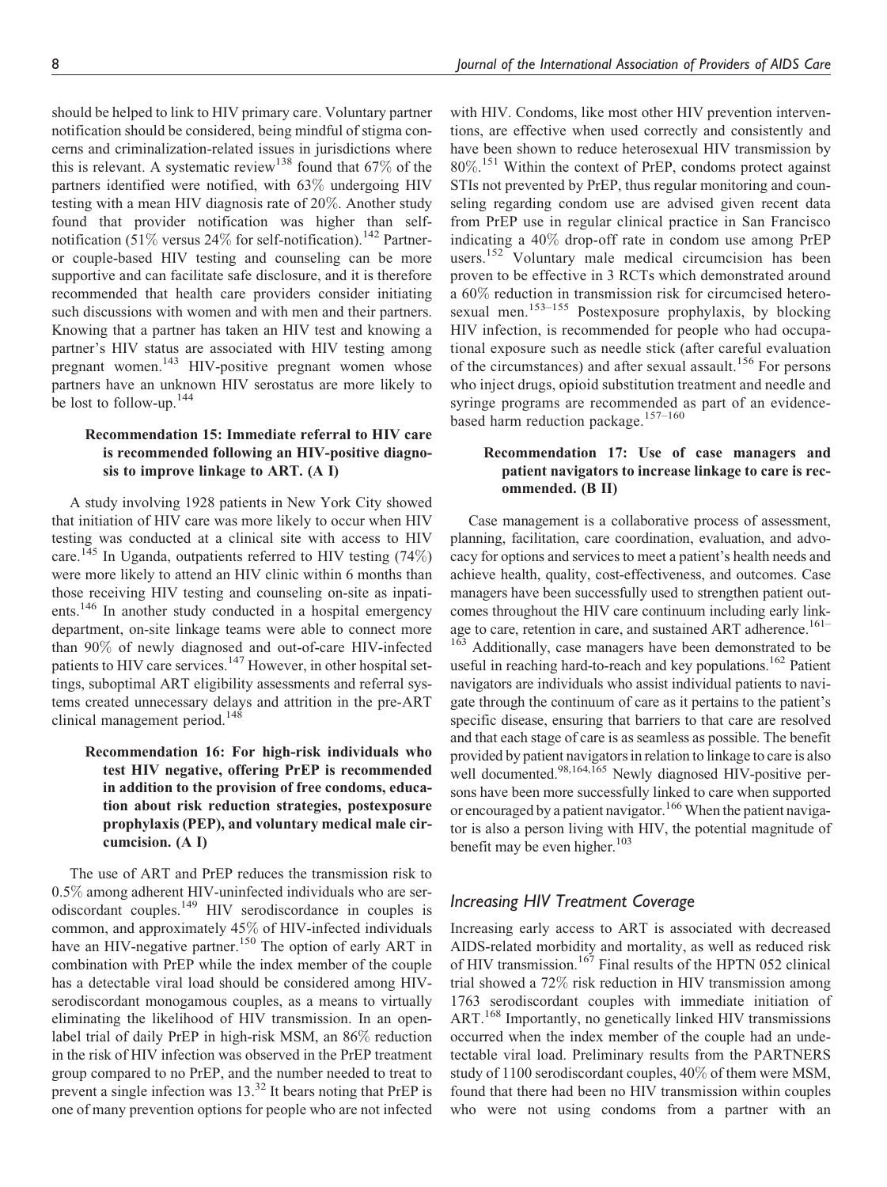should be helped to link to HIV primary care. Voluntary partner notification should be considered, being mindful of stigma concerns and criminalization-related issues in jurisdictions where this is relevant. A systematic review[138] found that 67% of the partners identified were notified, with 63% undergoing HIV testing with a mean HIV diagnosis rate of 20%. Another study found that provider notification was higher than self-notification (51% versus 24% for self-notification).[142] Partner- or couple-based HIV testing and counseling can be more supportive and can facilitate safe disclosure, and it is therefore recommended that health care providers consider initiating such discussions with women and with men and their partners. Knowing that a partner has taken an HIV test and knowing a partner's HIV status are associated with HIV testing among pregnant women.[143] HIV-positive pregnant women whose partners have an unknown HIV serostatus are more likely to be lost to follow-up.[144]

**Recommendation 15: Immediate referral to HIV care is recommended following an HIV-positive diagnosis to improve linkage to ART. (A I)**

A study involving 1928 patients in New York City showed that initiation of HIV care was more likely to occur when HIV testing was conducted at a clinical site with access to HIV care.[145] In Uganda, outpatients referred to HIV testing (74%) were more likely to attend an HIV clinic within 6 months than those receiving HIV testing and counseling on-site as inpatients.[146] In another study conducted in a hospital emergency department, on-site linkage teams were able to connect more than 90% of newly diagnosed and out-of-care HIV-infected patients to HIV care services.[147] However, in other hospital settings, suboptimal ART eligibility assessments and referral systems created unnecessary delays and attrition in the pre-ART clinical management period.[148]

**Recommendation 16: For high-risk individuals who test HIV negative, offering PrEP is recommended in addition to the provision of free condoms, education about risk reduction strategies, postexposure prophylaxis (PEP), and voluntary medical male circumcision. (A I)**

The use of ART and PrEP reduces the transmission risk to 0.5% among adherent HIV-uninfected individuals who are serodiscordant couples.[149] HIV serodiscordance in couples is common, and approximately 45% of HIV-infected individuals have an HIV-negative partner.[150] The option of early ART in combination with PrEP while the index member of the couple has a detectable viral load should be considered among HIV-serodiscordant monogamous couples, as a means to virtually eliminating the likelihood of HIV transmission. In an open-label trial of daily PrEP in high-risk MSM, an 86% reduction in the risk of HIV infection was observed in the PrEP treatment group compared to no PrEP, and the number needed to treat to prevent a single infection was 13.[32] It bears noting that PrEP is one of many prevention options for people who are not infected with HIV. Condoms, like most other HIV prevention interventions, are effective when used correctly and consistently and have been shown to reduce heterosexual HIV transmission by 80%.[151] Within the context of PrEP, condoms protect against STIs not prevented by PrEP, thus regular monitoring and counseling regarding condom use are advised given recent data from PrEP use in regular clinical practice in San Francisco indicating a 40% drop-off rate in condom use among PrEP users.[152] Voluntary male medical circumcision has been proven to be effective in 3 RCTs which demonstrated around a 60% reduction in transmission risk for circumcised heterosexual men.[153–155] Postexposure prophylaxis, by blocking HIV infection, is recommended for people who had occupational exposure such as needle stick (after careful evaluation of the circumstances) and after sexual assault.[156] For persons who inject drugs, opioid substitution treatment and needle and syringe programs are recommended as part of an evidence-based harm reduction package.[157–160]

**Recommendation 17: Use of case managers and patient navigators to increase linkage to care is recommended. (B II)**

Case management is a collaborative process of assessment, planning, facilitation, care coordination, evaluation, and advocacy for options and services to meet a patient's health needs and achieve health, quality, cost-effectiveness, and outcomes. Case managers have been successfully used to strengthen patient outcomes throughout the HIV care continuum including early linkage to care, retention in care, and sustained ART adherence.[161–163] Additionally, case managers have been demonstrated to be useful in reaching hard-to-reach and key populations.[162] Patient navigators are individuals who assist individual patients to navigate through the continuum of care as it pertains to the patient's specific disease, ensuring that barriers to that care are resolved and that each stage of care is as seamless as possible. The benefit provided by patient navigators in relation to linkage to care is also well documented.[98,164,165] Newly diagnosed HIV-positive persons have been more successfully linked to care when supported or encouraged by a patient navigator.[166] When the patient navigator is also a person living with HIV, the potential magnitude of benefit may be even higher.[103]

## Increasing HIV Treatment Coverage

Increasing early access to ART is associated with decreased AIDS-related morbidity and mortality, as well as reduced risk of HIV transmission.[167] Final results of the HPTN 052 clinical trial showed a 72% risk reduction in HIV transmission among 1763 serodiscordant couples with immediate initiation of ART.[168] Importantly, no genetically linked HIV transmissions occurred when the index member of the couple had an undetectable viral load. Preliminary results from the PARTNERS study of 1100 serodiscordant couples, 40% of them were MSM, found that there had been no HIV transmission within couples who were not using condoms from a partner with an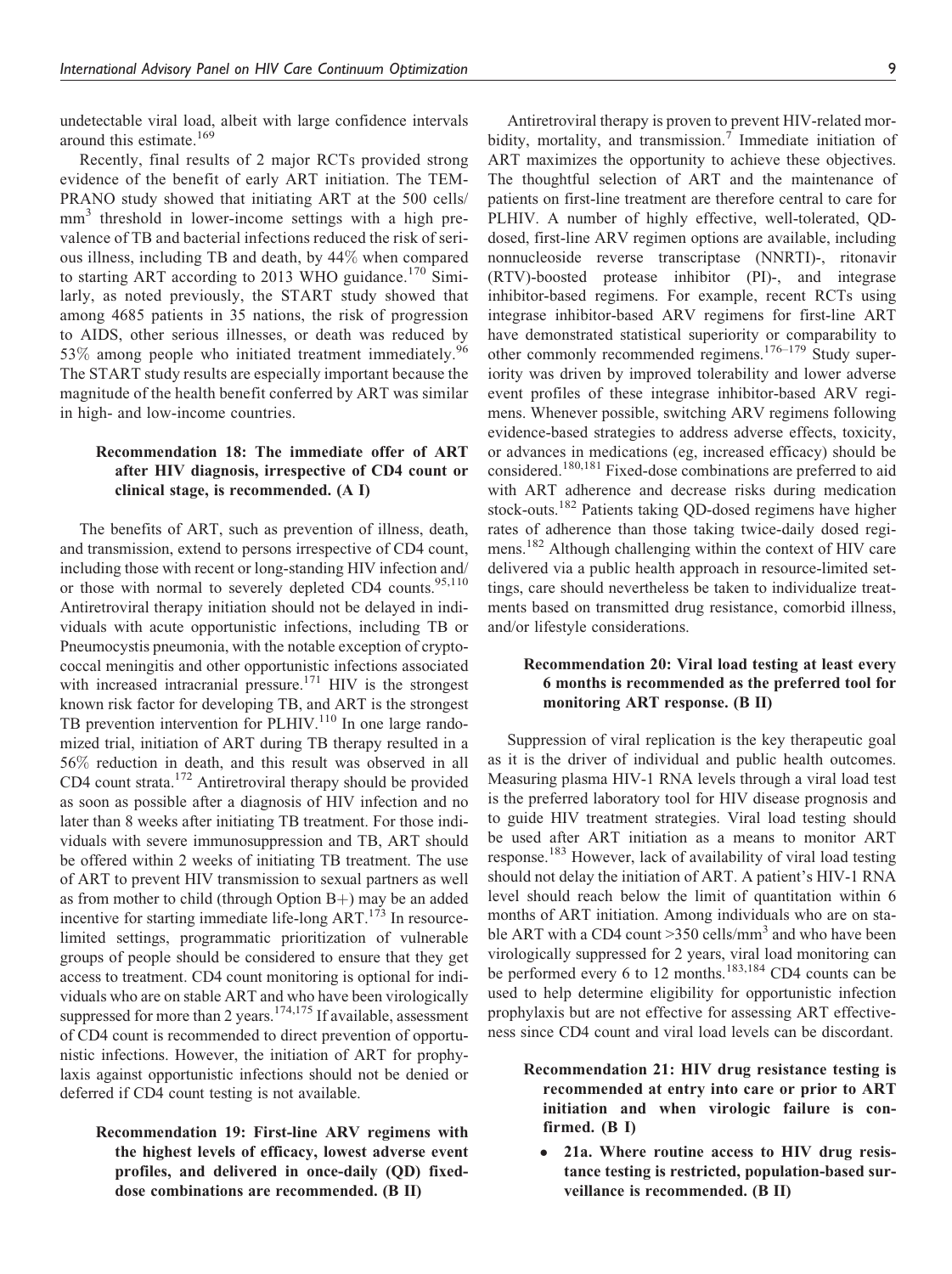undetectable viral load, albeit with large confidence intervals around this estimate.[169]

Recently, final results of 2 major RCTs provided strong evidence of the benefit of early ART initiation. The TEMPRANO study showed that initiating ART at the 500 cells/mm$^3$ threshold in lower-income settings with a high prevalence of TB and bacterial infections reduced the risk of serious illness, including TB and death, by 44% when compared to starting ART according to 2013 WHO guidance.[170] Similarly, as noted previously, the START study showed that among 4685 patients in 35 nations, the risk of progression to AIDS, other serious illnesses, or death was reduced by 53% among people who initiated treatment immediately.[96] The START study results are especially important because the magnitude of the health benefit conferred by ART was similar in high- and low-income countries.

**Recommendation 18: The immediate offer of ART after HIV diagnosis, irrespective of CD4 count or clinical stage, is recommended. (A I)**

The benefits of ART, such as prevention of illness, death, and transmission, extend to persons irrespective of CD4 count, including those with recent or long-standing HIV infection and/or those with normal to severely depleted CD4 counts.[95,110] Antiretroviral therapy initiation should not be delayed in individuals with acute opportunistic infections, including TB or Pneumocystis pneumonia, with the notable exception of cryptococcal meningitis and other opportunistic infections associated with increased intracranial pressure.[171] HIV is the strongest known risk factor for developing TB, and ART is the strongest TB prevention intervention for PLHIV.[110] In one large randomized trial, initiation of ART during TB therapy resulted in a 56% reduction in death, and this result was observed in all CD4 count strata.[172] Antiretroviral therapy should be provided as soon as possible after a diagnosis of HIV infection and no later than 8 weeks after initiating TB treatment. For those individuals with severe immunosuppression and TB, ART should be offered within 2 weeks of initiating TB treatment. The use of ART to prevent HIV transmission to sexual partners as well as from mother to child (through Option B+) may be an added incentive for starting immediate life-long ART.[173] In resource-limited settings, programmatic prioritization of vulnerable groups of people should be considered to ensure that they get access to treatment. CD4 count monitoring is optional for individuals who are on stable ART and who have been virologically suppressed for more than 2 years.[174,175] If available, assessment of CD4 count is recommended to direct prevention of opportunistic infections. However, the initiation of ART for prophylaxis against opportunistic infections should not be denied or deferred if CD4 count testing is not available.

**Recommendation 19: First-line ARV regimens with the highest levels of efficacy, lowest adverse event profiles, and delivered in once-daily (QD) fixed-dose combinations are recommended. (B II)**

Antiretroviral therapy is proven to prevent HIV-related morbidity, mortality, and transmission.[7] Immediate initiation of ART maximizes the opportunity to achieve these objectives. The thoughtful selection of ART and the maintenance of patients on first-line treatment are therefore central to care for PLHIV. A number of highly effective, well-tolerated, QD-dosed, first-line ARV regimen options are available, including nonnucleoside reverse transcriptase (NNRTI)-, ritonavir (RTV)-boosted protease inhibitor (PI)-, and integrase inhibitor-based regimens. For example, recent RCTs using integrase inhibitor-based ARV regimens for first-line ART have demonstrated statistical superiority or comparability to other commonly recommended regimens.[176–179] Study superiority was driven by improved tolerability and lower adverse event profiles of these integrase inhibitor-based ARV regimens. Whenever possible, switching ARV regimens following evidence-based strategies to address adverse effects, toxicity, or advances in medications (eg, increased efficacy) should be considered.[180,181] Fixed-dose combinations are preferred to aid with ART adherence and decrease risks during medication stock-outs.[182] Patients taking QD-dosed regimens have higher rates of adherence than those taking twice-daily dosed regimens.[182] Although challenging within the context of HIV care delivered via a public health approach in resource-limited settings, care should nevertheless be taken to individualize treatments based on transmitted drug resistance, comorbid illness, and/or lifestyle considerations.

**Recommendation 20: Viral load testing at least every 6 months is recommended as the preferred tool for monitoring ART response. (B II)**

Suppression of viral replication is the key therapeutic goal as it is the driver of individual and public health outcomes. Measuring plasma HIV-1 RNA levels through a viral load test is the preferred laboratory tool for HIV disease prognosis and to guide HIV treatment strategies. Viral load testing should be used after ART initiation as a means to monitor ART response.[183] However, lack of availability of viral load testing should not delay the initiation of ART. A patient's HIV-1 RNA level should reach below the limit of quantitation within 6 months of ART initiation. Among individuals who are on stable ART with a CD4 count >350 cells/mm$^3$ and who have been virologically suppressed for 2 years, viral load monitoring can be performed every 6 to 12 months.[183,184] CD4 counts can be used to help determine eligibility for opportunistic infection prophylaxis but are not effective for assessing ART effectiveness since CD4 count and viral load levels can be discordant.

**Recommendation 21: HIV drug resistance testing is recommended at entry into care or prior to ART initiation and when virologic failure is confirmed. (B I)**

- **21a. Where routine access to HIV drug resistance testing is restricted, population-based surveillance is recommended. (B II)**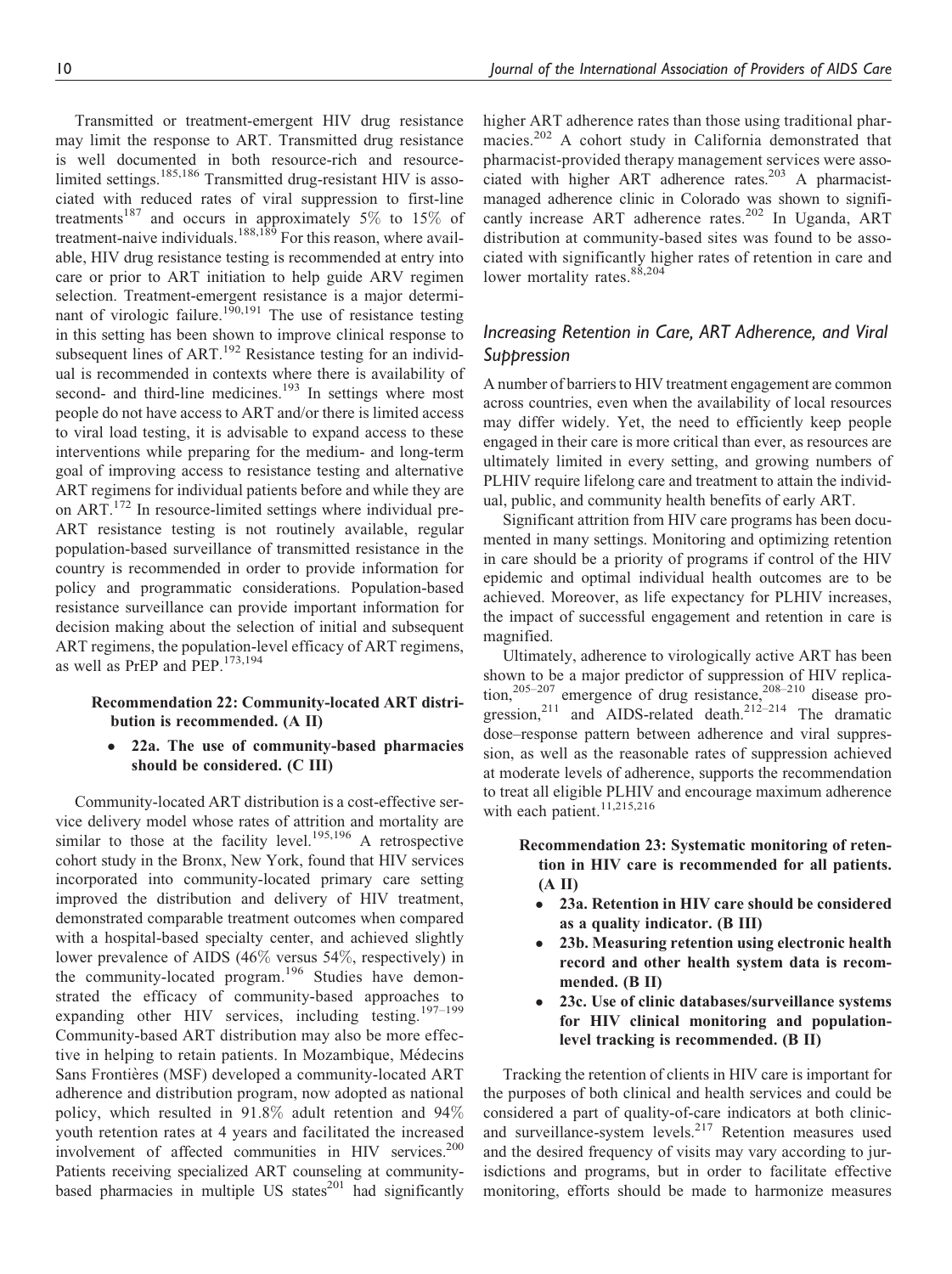Transmitted or treatment-emergent HIV drug resistance may limit the response to ART. Transmitted drug resistance is well documented in both resource-rich and resource-limited settings.[185,186] Transmitted drug-resistant HIV is associated with reduced rates of viral suppression to first-line treatments[187] and occurs in approximately 5% to 15% of treatment-naive individuals.[188,189] For this reason, where available, HIV drug resistance testing is recommended at entry into care or prior to ART initiation to help guide ARV regimen selection. Treatment-emergent resistance is a major determinant of virologic failure.[190,191] The use of resistance testing in this setting has been shown to improve clinical response to subsequent lines of ART.[192] Resistance testing for an individual is recommended in contexts where there is availability of second- and third-line medicines.[193] In settings where most people do not have access to ART and/or there is limited access to viral load testing, it is advisable to expand access to these interventions while preparing for the medium- and long-term goal of improving access to resistance testing and alternative ART regimens for individual patients before and while they are on ART.[172] In resource-limited settings where individual pre-ART resistance testing is not routinely available, regular population-based surveillance of transmitted resistance in the country is recommended in order to provide information for policy and programmatic considerations. Population-based resistance surveillance can provide important information for decision making about the selection of initial and subsequent ART regimens, the population-level efficacy of ART regimens, as well as PrEP and PEP.[173,194]

**Recommendation 22: Community-located ART distribution is recommended. (A II)**

- **22a. The use of community-based pharmacies should be considered. (C III)**

Community-located ART distribution is a cost-effective service delivery model whose rates of attrition and mortality are similar to those at the facility level.[195,196] A retrospective cohort study in the Bronx, New York, found that HIV services incorporated into community-located primary care setting improved the distribution and delivery of HIV treatment, demonstrated comparable treatment outcomes when compared with a hospital-based specialty center, and achieved slightly lower prevalence of AIDS (46% versus 54%, respectively) in the community-located program.[196] Studies have demonstrated the efficacy of community-based approaches to expanding other HIV services, including testing.[197–199] Community-based ART distribution may also be more effective in helping to retain patients. In Mozambique, Médecins Sans Frontières (MSF) developed a community-located ART adherence and distribution program, now adopted as national policy, which resulted in 91.8% adult retention and 94% youth retention rates at 4 years and facilitated the increased involvement of affected communities in HIV services.[200] Patients receiving specialized ART counseling at community-based pharmacies in multiple US states[201] had significantly higher ART adherence rates than those using traditional pharmacies.[202] A cohort study in California demonstrated that pharmacist-provided therapy management services were associated with higher ART adherence rates.[203] A pharmacist-managed adherence clinic in Colorado was shown to significantly increase ART adherence rates.[202] In Uganda, ART distribution at community-based sites was found to be associated with significantly higher rates of retention in care and lower mortality rates.[88,204]

## *Increasing Retention in Care, ART Adherence, and Viral Suppression*

A number of barriers to HIV treatment engagement are common across countries, even when the availability of local resources may differ widely. Yet, the need to efficiently keep people engaged in their care is more critical than ever, as resources are ultimately limited in every setting, and growing numbers of PLHIV require lifelong care and treatment to attain the individual, public, and community health benefits of early ART.

Significant attrition from HIV care programs has been documented in many settings. Monitoring and optimizing retention in care should be a priority of programs if control of the HIV epidemic and optimal individual health outcomes are to be achieved. Moreover, as life expectancy for PLHIV increases, the impact of successful engagement and retention in care is magnified.

Ultimately, adherence to virologically active ART has been shown to be a major predictor of suppression of HIV replication,[205–207] emergence of drug resistance,[208–210] disease progression,[211] and AIDS-related death.[212–214] The dramatic dose–response pattern between adherence and viral suppression, as well as the reasonable rates of suppression achieved at moderate levels of adherence, supports the recommendation to treat all eligible PLHIV and encourage maximum adherence with each patient.[11,215,216]

**Recommendation 23: Systematic monitoring of retention in HIV care is recommended for all patients. (A II)**

- **23a. Retention in HIV care should be considered as a quality indicator. (B III)**
- **23b. Measuring retention using electronic health record and other health system data is recommended. (B II)**
- **23c. Use of clinic databases/surveillance systems for HIV clinical monitoring and population-level tracking is recommended. (B II)**

Tracking the retention of clients in HIV care is important for the purposes of both clinical and health services and could be considered a part of quality-of-care indicators at both clinic- and surveillance-system levels.[217] Retention measures used and the desired frequency of visits may vary according to jurisdictions and programs, but in order to facilitate effective monitoring, efforts should be made to harmonize measures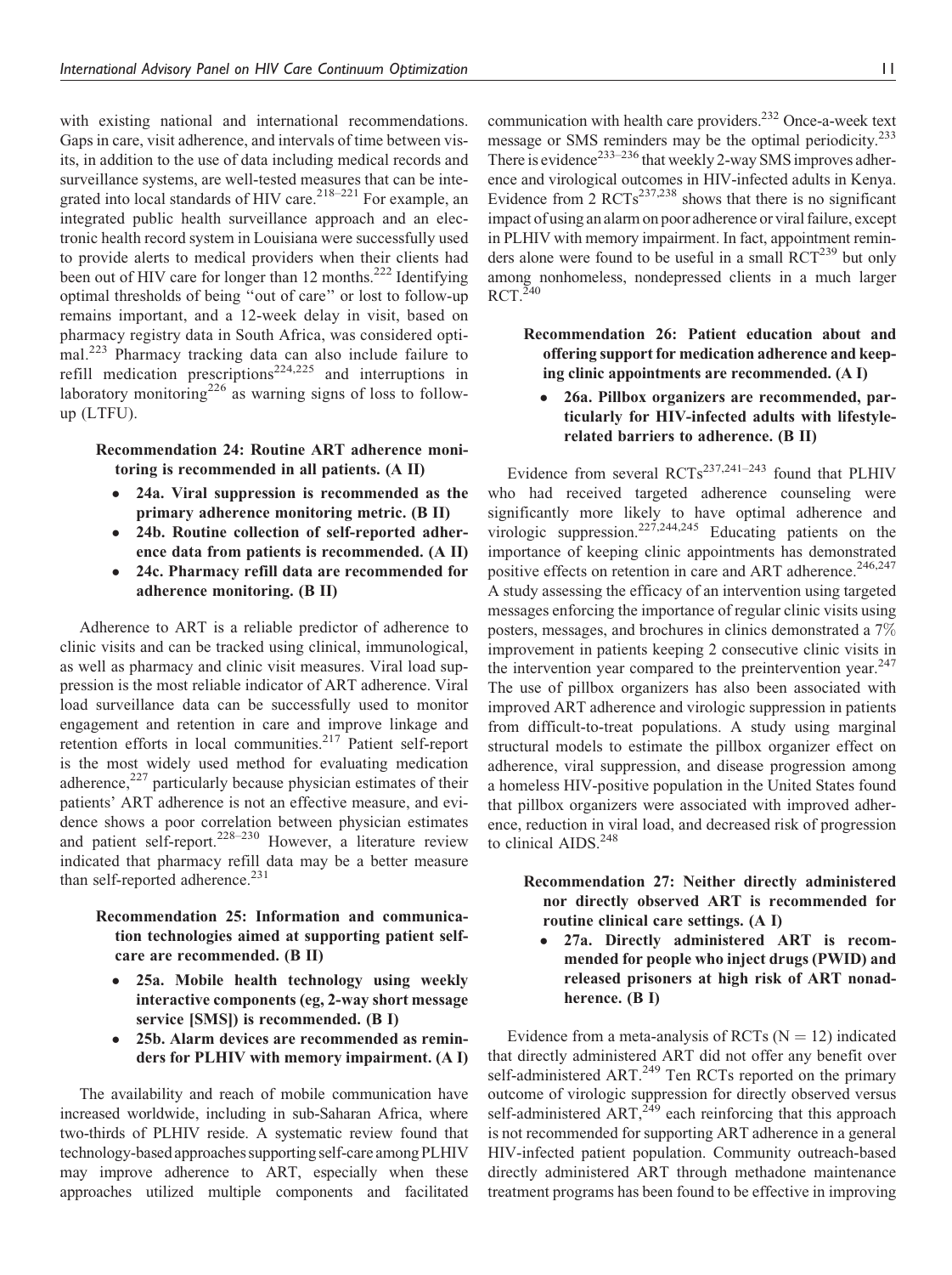with existing national and international recommendations. Gaps in care, visit adherence, and intervals of time between visits, in addition to the use of data including medical records and surveillance systems, are well-tested measures that can be integrated into local standards of HIV care.[218–221] For example, an integrated public health surveillance approach and an electronic health record system in Louisiana were successfully used to provide alerts to medical providers when their clients had been out of HIV care for longer than 12 months.[222] Identifying optimal thresholds of being "out of care" or lost to follow-up remains important, and a 12-week delay in visit, based on pharmacy registry data in South Africa, was considered optimal.[223] Pharmacy tracking data can also include failure to refill medication prescriptions[224,225] and interruptions in laboratory monitoring[226] as warning signs of loss to follow-up (LTFU).

**Recommendation 24: Routine ART adherence monitoring is recommended in all patients. (A II)**

- **24a. Viral suppression is recommended as the primary adherence monitoring metric. (B II)**
- **24b. Routine collection of self-reported adherence data from patients is recommended. (A II)**
- **24c. Pharmacy refill data are recommended for adherence monitoring. (B II)**

Adherence to ART is a reliable predictor of adherence to clinic visits and can be tracked using clinical, immunological, as well as pharmacy and clinic visit measures. Viral load suppression is the most reliable indicator of ART adherence. Viral load surveillance data can be successfully used to monitor engagement and retention in care and improve linkage and retention efforts in local communities.[217] Patient self-report is the most widely used method for evaluating medication adherence,[227] particularly because physician estimates of their patients' ART adherence is not an effective measure, and evidence shows a poor correlation between physician estimates and patient self-report.[228–230] However, a literature review indicated that pharmacy refill data may be a better measure than self-reported adherence.[231]

**Recommendation 25: Information and communication technologies aimed at supporting patient self-care are recommended. (B II)**

- **25a. Mobile health technology using weekly interactive components (eg, 2-way short message service [SMS]) is recommended. (B I)**
- **25b. Alarm devices are recommended as reminders for PLHIV with memory impairment. (A I)**

The availability and reach of mobile communication have increased worldwide, including in sub-Saharan Africa, where two-thirds of PLHIV reside. A systematic review found that technology-based approaches supporting self-care among PLHIV may improve adherence to ART, especially when these approaches utilized multiple components and facilitated communication with health care providers.[232] Once-a-week text message or SMS reminders may be the optimal periodicity.[233] There is evidence[233–236] that weekly 2-way SMS improves adherence and virological outcomes in HIV-infected adults in Kenya. Evidence from 2 RCTs[237,238] shows that there is no significant impact of using an alarm on poor adherence or viral failure, except in PLHIV with memory impairment. In fact, appointment reminders alone were found to be useful in a small RCT[239] but only among nonhomeless, nondepressed clients in a much larger RCT.[240]

**Recommendation 26: Patient education about and offering support for medication adherence and keeping clinic appointments are recommended. (A I)**

- **26a. Pillbox organizers are recommended, particularly for HIV-infected adults with lifestyle-related barriers to adherence. (B II)**

Evidence from several RCTs[237,241–243] found that PLHIV who had received targeted adherence counseling were significantly more likely to have optimal adherence and virologic suppression.[227,244,245] Educating patients on the importance of keeping clinic appointments has demonstrated positive effects on retention in care and ART adherence.[246,247] A study assessing the efficacy of an intervention using targeted messages enforcing the importance of regular clinic visits using posters, messages, and brochures in clinics demonstrated a 7% improvement in patients keeping 2 consecutive clinic visits in the intervention year compared to the preintervention year.[247] The use of pillbox organizers has also been associated with improved ART adherence and virologic suppression in patients from difficult-to-treat populations. A study using marginal structural models to estimate the pillbox organizer effect on adherence, viral suppression, and disease progression among a homeless HIV-positive population in the United States found that pillbox organizers were associated with improved adherence, reduction in viral load, and decreased risk of progression to clinical AIDS.[248]

**Recommendation 27: Neither directly administered nor directly observed ART is recommended for routine clinical care settings. (A I)**

- **27a. Directly administered ART is recommended for people who inject drugs (PWID) and released prisoners at high risk of ART nonadherence. (B I)**

Evidence from a meta-analysis of RCTs ($N = 12$) indicated that directly administered ART did not offer any benefit over self-administered ART.[249] Ten RCTs reported on the primary outcome of virologic suppression for directly observed versus self-administered ART,[249] each reinforcing that this approach is not recommended for supporting ART adherence in a general HIV-infected patient population. Community outreach-based directly administered ART through methadone maintenance treatment programs has been found to be effective in improving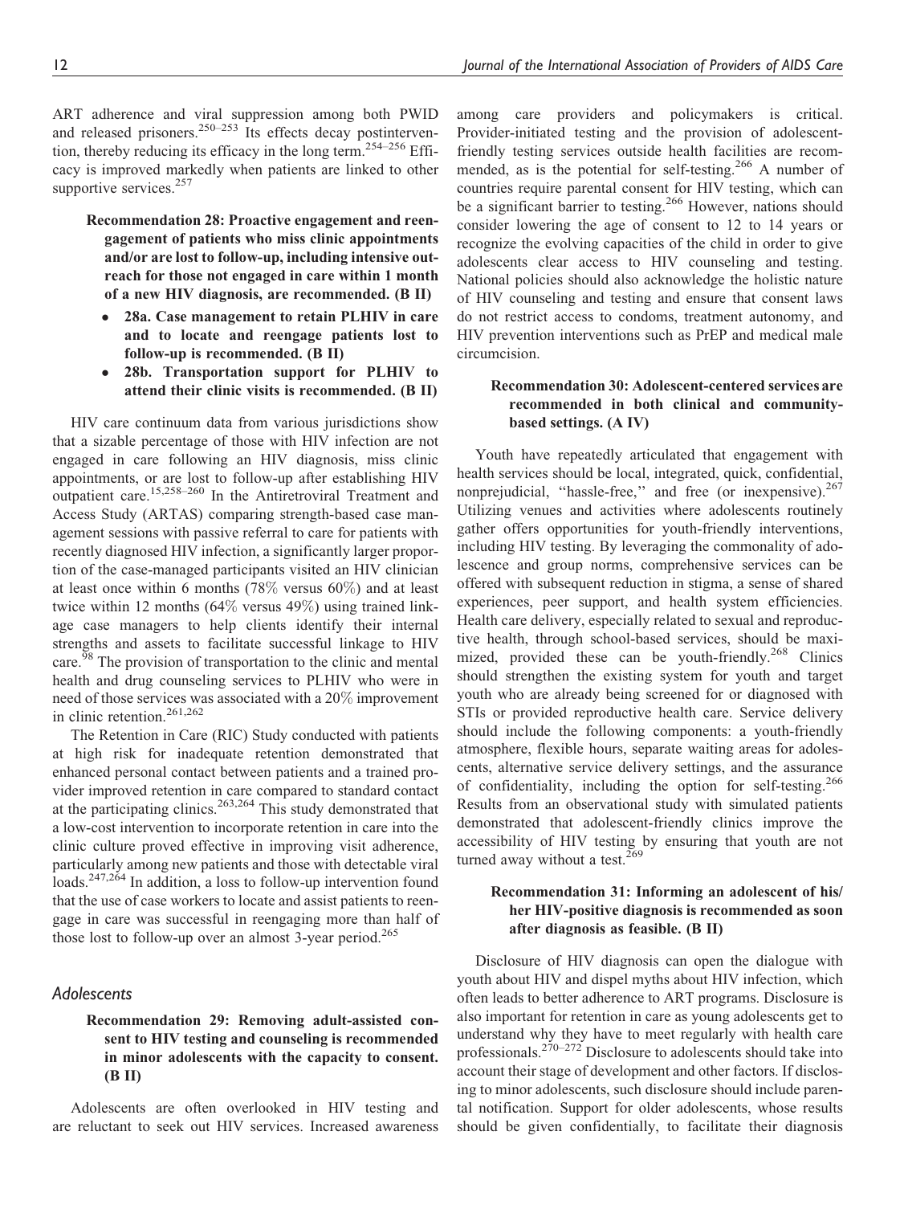ART adherence and viral suppression among both PWID and released prisoners.[250–253] Its effects decay postintervention, thereby reducing its efficacy in the long term.[254–256] Efficacy is improved markedly when patients are linked to other supportive services.[257]

**Recommendation 28: Proactive engagement and reengagement of patients who miss clinic appointments and/or are lost to follow-up, including intensive outreach for those not engaged in care within 1 month of a new HIV diagnosis, are recommended. (B II)**

- **28a. Case management to retain PLHIV in care and to locate and reengage patients lost to follow-up is recommended. (B II)**
- **28b. Transportation support for PLHIV to attend their clinic visits is recommended. (B II)**

HIV care continuum data from various jurisdictions show that a sizable percentage of those with HIV infection are not engaged in care following an HIV diagnosis, miss clinic appointments, or are lost to follow-up after establishing HIV outpatient care.[15,258–260] In the Antiretroviral Treatment and Access Study (ARTAS) comparing strength-based case management sessions with passive referral to care for patients with recently diagnosed HIV infection, a significantly larger proportion of the case-managed participants visited an HIV clinician at least once within 6 months (78% versus 60%) and at least twice within 12 months (64% versus 49%) using trained linkage case managers to help clients identify their internal strengths and assets to facilitate successful linkage to HIV care.[98] The provision of transportation to the clinic and mental health and drug counseling services to PLHIV who were in need of those services was associated with a 20% improvement in clinic retention.[261,262]

The Retention in Care (RIC) Study conducted with patients at high risk for inadequate retention demonstrated that enhanced personal contact between patients and a trained provider improved retention in care compared to standard contact at the participating clinics.[263,264] This study demonstrated that a low-cost intervention to incorporate retention in care into the clinic culture proved effective in improving visit adherence, particularly among new patients and those with detectable viral loads.[247,264] In addition, a loss to follow-up intervention found that the use of case workers to locate and assist patients to reengage in care was successful in reengaging more than half of those lost to follow-up over an almost 3-year period.[265]

### *Adolescents*

**Recommendation 29: Removing adult-assisted consent to HIV testing and counseling is recommended in minor adolescents with the capacity to consent. (B II)**

Adolescents are often overlooked in HIV testing and are reluctant to seek out HIV services. Increased awareness among care providers and policymakers is critical. Provider-initiated testing and the provision of adolescent-friendly testing services outside health facilities are recommended, as is the potential for self-testing.[266] A number of countries require parental consent for HIV testing, which can be a significant barrier to testing.[266] However, nations should consider lowering the age of consent to 12 to 14 years or recognize the evolving capacities of the child in order to give adolescents clear access to HIV counseling and testing. National policies should also acknowledge the holistic nature of HIV counseling and testing and ensure that consent laws do not restrict access to condoms, treatment autonomy, and HIV prevention interventions such as PrEP and medical male circumcision.

**Recommendation 30: Adolescent-centered services are recommended in both clinical and community-based settings. (A IV)**

Youth have repeatedly articulated that engagement with health services should be local, integrated, quick, confidential, nonprejudicial, "hassle-free," and free (or inexpensive).[267] Utilizing venues and activities where adolescents routinely gather offers opportunities for youth-friendly interventions, including HIV testing. By leveraging the commonality of adolescence and group norms, comprehensive services can be offered with subsequent reduction in stigma, a sense of shared experiences, peer support, and health system efficiencies. Health care delivery, especially related to sexual and reproductive health, through school-based services, should be maximized, provided these can be youth-friendly.[268] Clinics should strengthen the existing system for youth and target youth who are already being screened for or diagnosed with STIs or provided reproductive health care. Service delivery should include the following components: a youth-friendly atmosphere, flexible hours, separate waiting areas for adolescents, alternative service delivery settings, and the assurance of confidentiality, including the option for self-testing.[266] Results from an observational study with simulated patients demonstrated that adolescent-friendly clinics improve the accessibility of HIV testing by ensuring that youth are not turned away without a test.[269]

**Recommendation 31: Informing an adolescent of his/her HIV-positive diagnosis is recommended as soon after diagnosis as feasible. (B II)**

Disclosure of HIV diagnosis can open the dialogue with youth about HIV and dispel myths about HIV infection, which often leads to better adherence to ART programs. Disclosure is also important for retention in care as young adolescents get to understand why they have to meet regularly with health care professionals.[270–272] Disclosure to adolescents should take into account their stage of development and other factors. If disclosing to minor adolescents, such disclosure should include parental notification. Support for older adolescents, whose results should be given confidentially, to facilitate their diagnosis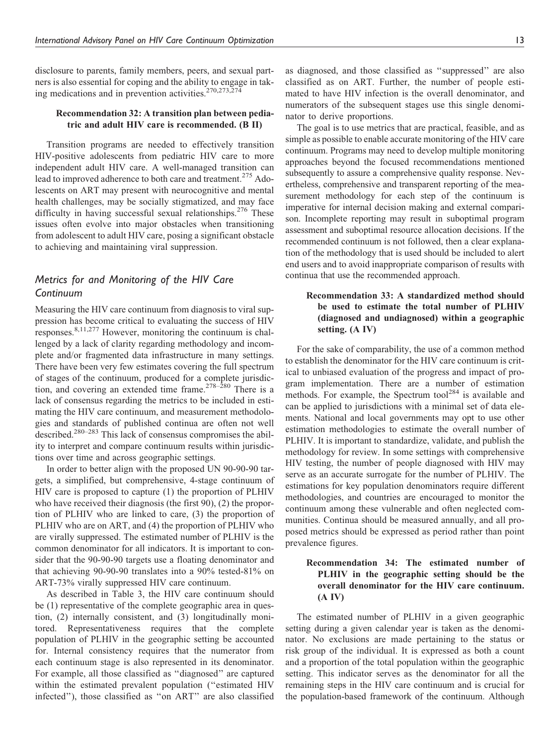disclosure to parents, family members, peers, and sexual partners is also essential for coping and the ability to engage in taking medications and in prevention activities.[270,273,274]

**Recommendation 32: A transition plan between pediatric and adult HIV care is recommended. (B II)**

Transition programs are needed to effectively transition HIV-positive adolescents from pediatric HIV care to more independent adult HIV care. A well-managed transition can lead to improved adherence to both care and treatment.[275] Adolescents on ART may present with neurocognitive and mental health challenges, may be socially stigmatized, and may face difficulty in having successful sexual relationships.[276] These issues often evolve into major obstacles when transitioning from adolescent to adult HIV care, posing a significant obstacle to achieving and maintaining viral suppression.

## *Metrics for and Monitoring of the HIV Care Continuum*

Measuring the HIV care continuum from diagnosis to viral suppression has become critical to evaluating the success of HIV responses.[8,11,277] However, monitoring the continuum is challenged by a lack of clarity regarding methodology and incomplete and/or fragmented data infrastructure in many settings. There have been very few estimates covering the full spectrum of stages of the continuum, produced for a complete jurisdiction, and covering an extended time frame.[278–280] There is a lack of consensus regarding the metrics to be included in estimating the HIV care continuum, and measurement methodologies and standards of published continua are often not well described.[280–283] This lack of consensus compromises the ability to interpret and compare continuum results within jurisdictions over time and across geographic settings.

In order to better align with the proposed UN 90-90-90 targets, a simplified, but comprehensive, 4-stage continuum of HIV care is proposed to capture (1) the proportion of PLHIV who have received their diagnosis (the first 90), (2) the proportion of PLHIV who are linked to care, (3) the proportion of PLHIV who are on ART, and (4) the proportion of PLHIV who are virally suppressed. The estimated number of PLHIV is the common denominator for all indicators. It is important to consider that the 90-90-90 targets use a floating denominator and that achieving 90-90-90 translates into a 90% tested-81% on ART-73% virally suppressed HIV care continuum.

As described in Table 3, the HIV care continuum should be (1) representative of the complete geographic area in question, (2) internally consistent, and (3) longitudinally monitored. Representativeness requires that the complete population of PLHIV in the geographic setting be accounted for. Internal consistency requires that the numerator from each continuum stage is also represented in its denominator. For example, all those classified as ''diagnosed'' are captured within the estimated prevalent population (''estimated HIV infected''), those classified as ''on ART'' are also classified as diagnosed, and those classified as ''suppressed'' are also classified as on ART. Further, the number of people estimated to have HIV infection is the overall denominator, and numerators of the subsequent stages use this single denominator to derive proportions.

The goal is to use metrics that are practical, feasible, and as simple as possible to enable accurate monitoring of the HIV care continuum. Programs may need to develop multiple monitoring approaches beyond the focused recommendations mentioned subsequently to assure a comprehensive quality response. Nevertheless, comprehensive and transparent reporting of the measurement methodology for each step of the continuum is imperative for internal decision making and external comparison. Incomplete reporting may result in suboptimal program assessment and suboptimal resource allocation decisions. If the recommended continuum is not followed, then a clear explanation of the methodology that is used should be included to alert end users and to avoid inappropriate comparison of results with continua that use the recommended approach.

**Recommendation 33: A standardized method should be used to estimate the total number of PLHIV (diagnosed and undiagnosed) within a geographic setting. (A IV)**

For the sake of comparability, the use of a common method to establish the denominator for the HIV care continuum is critical to unbiased evaluation of the progress and impact of program implementation. There are a number of estimation methods. For example, the Spectrum tool[284] is available and can be applied to jurisdictions with a minimal set of data elements. National and local governments may opt to use other estimation methodologies to estimate the overall number of PLHIV. It is important to standardize, validate, and publish the methodology for review. In some settings with comprehensive HIV testing, the number of people diagnosed with HIV may serve as an accurate surrogate for the number of PLHIV. The estimations for key population denominators require different methodologies, and countries are encouraged to monitor the continuum among these vulnerable and often neglected communities. Continua should be measured annually, and all proposed metrics should be expressed as period rather than point prevalence figures.

**Recommendation 34: The estimated number of PLHIV in the geographic setting should be the overall denominator for the HIV care continuum. (A IV)**

The estimated number of PLHIV in a given geographic setting during a given calendar year is taken as the denominator. No exclusions are made pertaining to the status or risk group of the individual. It is expressed as both a count and a proportion of the total population within the geographic setting. This indicator serves as the denominator for all the remaining steps in the HIV care continuum and is crucial for the population-based framework of the continuum. Although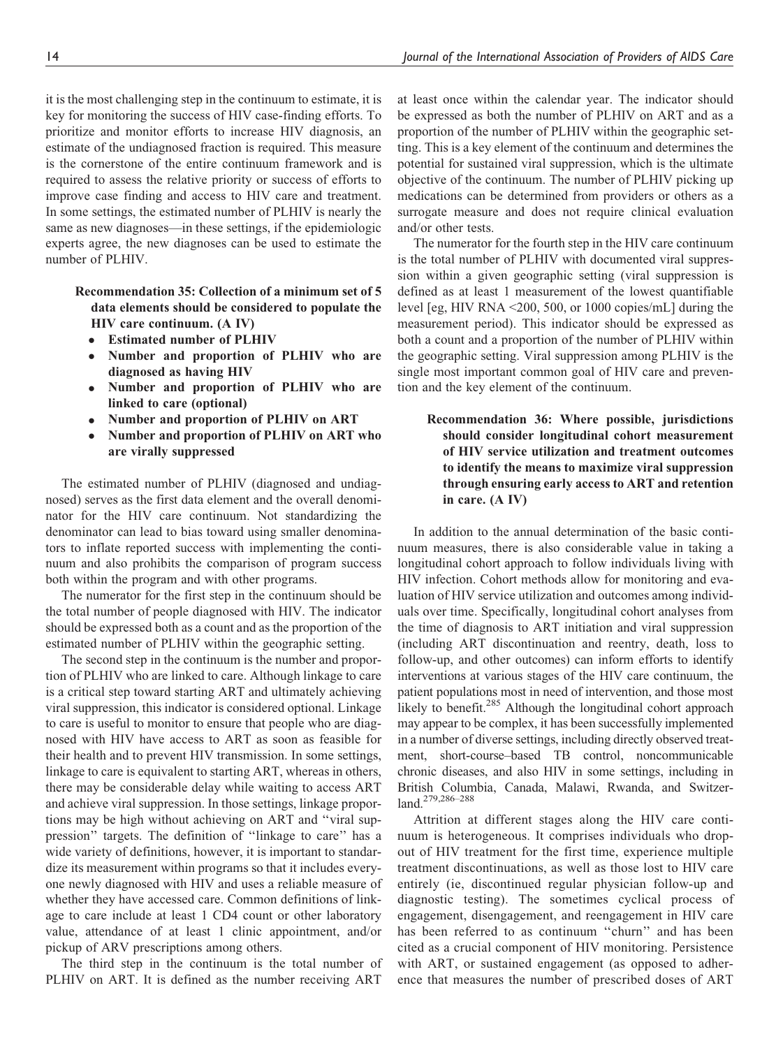it is the most challenging step in the continuum to estimate, it is key for monitoring the success of HIV case-finding efforts. To prioritize and monitor efforts to increase HIV diagnosis, an estimate of the undiagnosed fraction is required. This measure is the cornerstone of the entire continuum framework and is required to assess the relative priority or success of efforts to improve case finding and access to HIV care and treatment. In some settings, the estimated number of PLHIV is nearly the same as new diagnoses—in these settings, if the epidemiologic experts agree, the new diagnoses can be used to estimate the number of PLHIV.

**Recommendation 35: Collection of a minimum set of 5 data elements should be considered to populate the HIV care continuum. (A IV)**

- **Estimated number of PLHIV**
- **Number and proportion of PLHIV who are diagnosed as having HIV**
- **Number and proportion of PLHIV who are linked to care (optional)**
- **Number and proportion of PLHIV on ART**
- **Number and proportion of PLHIV on ART who are virally suppressed**

The estimated number of PLHIV (diagnosed and undiagnosed) serves as the first data element and the overall denominator for the HIV care continuum. Not standardizing the denominator can lead to bias toward using smaller denominators to inflate reported success with implementing the continuum and also prohibits the comparison of program success both within the program and with other programs.

The numerator for the first step in the continuum should be the total number of people diagnosed with HIV. The indicator should be expressed both as a count and as the proportion of the estimated number of PLHIV within the geographic setting.

The second step in the continuum is the number and proportion of PLHIV who are linked to care. Although linkage to care is a critical step toward starting ART and ultimately achieving viral suppression, this indicator is considered optional. Linkage to care is useful to monitor to ensure that people who are diagnosed with HIV have access to ART as soon as feasible for their health and to prevent HIV transmission. In some settings, linkage to care is equivalent to starting ART, whereas in others, there may be considerable delay while waiting to access ART and achieve viral suppression. In those settings, linkage proportions may be high without achieving on ART and "viral suppression" targets. The definition of "linkage to care" has a wide variety of definitions, however, it is important to standardize its measurement within programs so that it includes everyone newly diagnosed with HIV and uses a reliable measure of whether they have accessed care. Common definitions of linkage to care include at least 1 CD4 count or other laboratory value, attendance of at least 1 clinic appointment, and/or pickup of ARV prescriptions among others.

The third step in the continuum is the total number of PLHIV on ART. It is defined as the number receiving ART at least once within the calendar year. The indicator should be expressed as both the number of PLHIV on ART and as a proportion of the number of PLHIV within the geographic setting. This is a key element of the continuum and determines the potential for sustained viral suppression, which is the ultimate objective of the continuum. The number of PLHIV picking up medications can be determined from providers or others as a surrogate measure and does not require clinical evaluation and/or other tests.

The numerator for the fourth step in the HIV care continuum is the total number of PLHIV with documented viral suppression within a given geographic setting (viral suppression is defined as at least 1 measurement of the lowest quantifiable level [eg, HIV RNA <200, 500, or 1000 copies/mL] during the measurement period). This indicator should be expressed as both a count and a proportion of the number of PLHIV within the geographic setting. Viral suppression among PLHIV is the single most important common goal of HIV care and prevention and the key element of the continuum.

**Recommendation 36: Where possible, jurisdictions should consider longitudinal cohort measurement of HIV service utilization and treatment outcomes to identify the means to maximize viral suppression through ensuring early access to ART and retention in care. (A IV)**

In addition to the annual determination of the basic continuum measures, there is also considerable value in taking a longitudinal cohort approach to follow individuals living with HIV infection. Cohort methods allow for monitoring and evaluation of HIV service utilization and outcomes among individuals over time. Specifically, longitudinal cohort analyses from the time of diagnosis to ART initiation and viral suppression (including ART discontinuation and reentry, death, loss to follow-up, and other outcomes) can inform efforts to identify interventions at various stages of the HIV care continuum, the patient populations most in need of intervention, and those most likely to benefit.[285] Although the longitudinal cohort approach may appear to be complex, it has been successfully implemented in a number of diverse settings, including directly observed treatment, short-course–based TB control, noncommunicable chronic diseases, and also HIV in some settings, including in British Columbia, Canada, Malawi, Rwanda, and Switzerland.[279,286–288]

Attrition at different stages along the HIV care continuum is heterogeneous. It comprises individuals who dropout of HIV treatment for the first time, experience multiple treatment discontinuations, as well as those lost to HIV care entirely (ie, discontinued regular physician follow-up and diagnostic testing). The sometimes cyclical process of engagement, disengagement, and reengagement in HIV care has been referred to as continuum "churn" and has been cited as a crucial component of HIV monitoring. Persistence with ART, or sustained engagement (as opposed to adherence that measures the number of prescribed doses of ART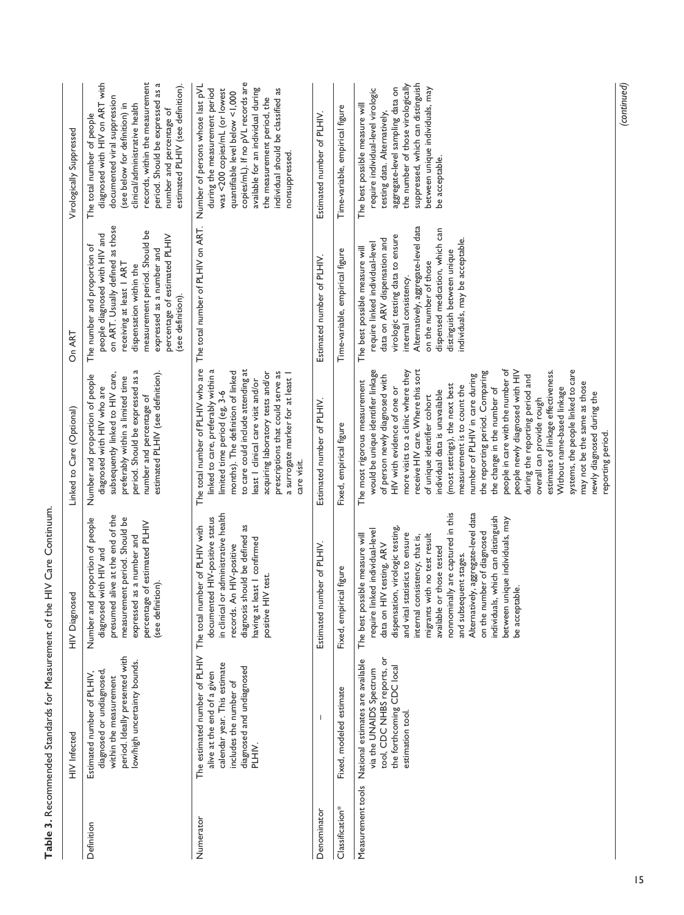**Table 3.** Recommended Standards for Measurement of the HIV Care Continuum.

| | HIV Infected | HIV Diagnosed | Linked to Care (Optional) | On ART | Virologically Suppressed |
|---|---|---|---|---|---|
| Definition | Estimated number of PLHIV, diagnosed or undiagnosed, within the measurement period. Ideally presented with low/high uncertainty bounds. | Number and proportion of people diagnosed with HIV and presumed alive at the end of the measurement period. Should be expressed as a number and percentage of estimated PLHIV (see definition). | Number and proportion of people diagnosed with HIV who are subsequently linked to HIV care, preferably within a limited time period. Should be expressed as a number and percentage of estimated PLHIV (see definition). | The number and proportion of people diagnosed with HIV and on ART. Usually defined as those receiving at least 1 ART dispensation within the measurement period. Should be expressed as a number and percentage of estimated PLHIV (see definition). | The total number of people diagnosed with HIV on ART with documented viral suppression (see below for definition) in clinical/administrative health records, within the measurement period. Should be expressed as a number and percentage of estimated PLHIV (see definition). |
| Numerator | The estimated number of PLHIV alive at the end of a given calendar year. This estimate includes the number of diagnosed and undiagnosed PLHIV. | The total number of PLHIV with documented HIV-positive status in clinical or administrative health records. An HIV-positive diagnosis should be defined as having at least 1 confirmed positive HIV test. | The total number of PLHIV who are linked to care, preferably within a limited time period (eg, 3-6 months). The definition of linked to care could include attending at least 1 clinical care visit and/or acquiring laboratory tests and/or prescriptions that could serve as a surrogate marker for at least 1 care visit. | The total number of PLHIV on ART. | Number of persons whose last pVL during the measurement period was <200 copies/mL (or lowest quantifiable level below <1,000 copies/mL). If no pVL records are available for an individual during the measurement period, the individual should be classified as nonsuppressed. |
| Denominator | — | Estimated number of PLHIV. | Estimated number of PLHIV. | Estimated number of PLHIV. | Estimated number of PLHIV. |
| Classification* | Fixed, modeled estimate | Fixed, empirical figure | Fixed, empirical figure | Time-variable, empirical figure | Time-variable, empirical figure |
| Measurement tools | National estimates are available via the UNAIDS Spectrum tool, CDC NHBS reports, or the forthcoming CDC local estimation tool. | The best possible measure will require linked individual-level data on HIV testing, ARV dispensation, virologic testing, and vital statistics to ensure internal consistency, that is, migrants with no test result available or those tested nonnominally are captured in this and subsequent stages. Alternatively, aggregate-level data on the number of diagnosed individuals, which can distinguish between unique individuals, may be acceptable. | The most rigorous measurement would be unique identifier linkage of person newly diagnosed with HIV with evidence of one or more visits to a clinic where they receive HIV care. Where this sort of unique identifier cohort individual data is unavailable (most settings), the next best measurement is to count the number of PLHIV in care during the reporting period. Comparing the change in the number of people in care with the number of people newly diagnosed with HIV during the reporting period and overall can provide rough estimates of linkage effectiveness. Without name-based linkage systems, the people linked to care may not be the same as those newly diagnosed during the reporting period. | The best possible measure will require linked individual-level data on ARV dispensation and virologic testing data to ensure internal consistency. Alternatively, aggregate-level data on the number of those dispensed medication, which can distinguish between unique individuals, may be acceptable. | The best possible measure will require individual-level virologic testing data. Alternatively, aggregate-level sampling data on the number of those virologically suppressed, which can distinguish between unique individuals, may be acceptable. |

*(continued)*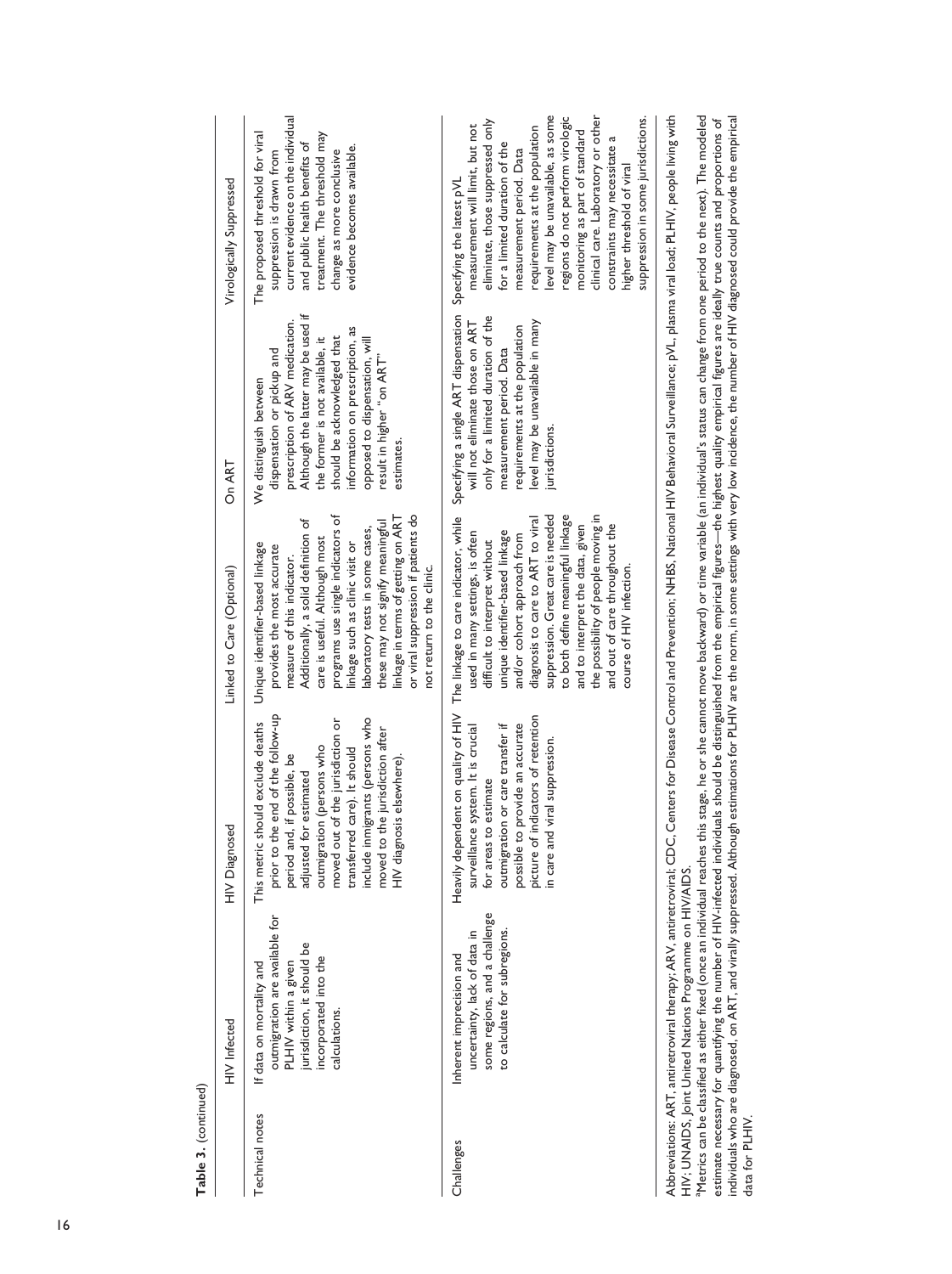**Table 3.** (continued)

| | HIV Infected | HIV Diagnosed | Linked to Care (Optional) | On ART | Virologically Suppressed |
|---|---|---|---|---|---|
| Technical notes | If data on mortality and outmigration are available for PLHIV within a given jurisdiction, it should be incorporated into the calculations. | This metric should exclude deaths prior to the end of the follow-up period and, if possible, be adjusted for estimated outmigration (persons who moved out of the jurisdiction or transferred care). It should include immigrants (persons who moved to the jurisdiction after HIV diagnosis elsewhere). | Unique identifier-based linkage provides the most accurate measure of this indicator. Additionally, a solid definition of care is useful. Although most programs use single indicators of linkage such as clinic visit or laboratory tests in some cases, these may not signify meaningful linkage in terms of getting on ART or viral suppression if patients do not return to the clinic. | We distinguish between dispensation or pickup and prescription of ARV medication. Although the latter may be used if the former is not available, it should be acknowledged that information on prescription, as opposed to dispensation, will result in higher "on ART" estimates. | The proposed threshold for viral suppression is drawn from current evidence on the individual and public health benefits of treatment. The threshold may change as more conclusive evidence becomes available. |
| Challenges | Inherent imprecision and uncertainty, lack of data in some regions, and a challenge to calculate for subregions. | Heavily dependent on quality of HIV surveillance system. It is crucial for areas to estimate outmigration or care transfer if possible to provide an accurate picture of indicators of retention in care and viral suppression. | The linkage to care indicator, while used in many settings, is often difficult to interpret without unique identifier-based linkage and/or cohort approach from diagnosis to care to ART to viral suppression. Great care is needed to both define meaningful linkage and to interpret the data, given the possibility of people moving in and out of care throughout the course of HIV infection. | Specifying a single ART dispensation will not eliminate those on ART only for a limited duration of the measurement period. Data requirements at the population level may be unavailable in many jurisdictions. | Specifying the latest pVL measurement will limit, but not eliminate, those suppressed only for a limited duration of the measurement period. Data requirements at the population level may be unavailable, as some regions do not perform virologic monitoring as part of standard clinical care. Laboratory or other constraints may necessitate a higher threshold of viral suppression in some jurisdictions. |

Abbreviations: ART, antiretroviral therapy; ARV, antiretroviral; CDC, Centers for Disease Control and Prevention; NHBS, National HIV Behavioral Surveillance; pVL, plasma viral load; PLHIV, people living with HIV; UNAIDS, Joint United Nations Programme on HIV/AIDS.

[a]Metrics can be classified as either fixed (once an individual reaches this stage, he or she cannot move backward) or time variable (an individual's status can change from one period to the next). The modeled estimate necessary for quantifying the number of HIV-infected individuals should be distinguished from the empirical figures—the highest quality empirical figures are ideally true counts and proportions of individuals who are diagnosed, on ART, and virally suppressed. Although estimations for PLHIV are the norm, in some settings with very low incidence, the number of HIV diagnosed could provide the empirical data for PLHIV.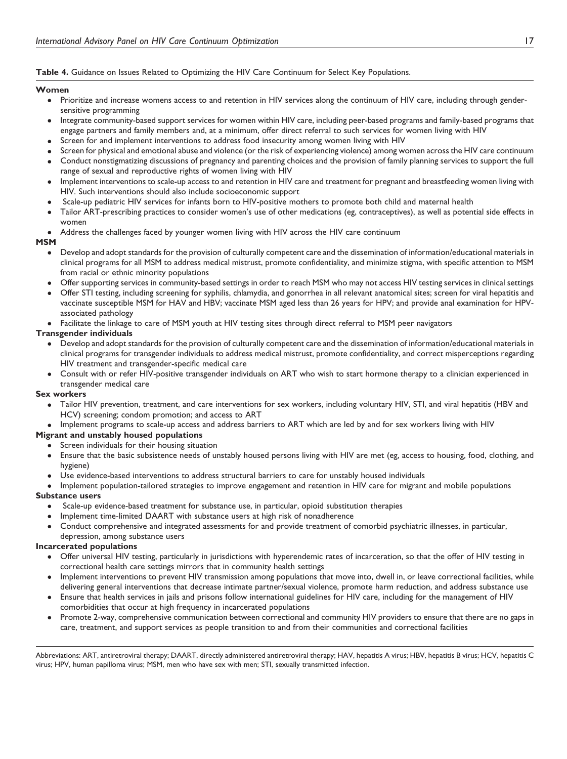**Table 4.** Guidance on Issues Related to Optimizing the HIV Care Continuum for Select Key Populations.

**Women**

- Prioritize and increase womens access to and retention in HIV services along the continuum of HIV care, including through gender-sensitive programming
- Integrate community-based support services for women within HIV care, including peer-based programs and family-based programs that engage partners and family members and, at a minimum, offer direct referral to such services for women living with HIV
- Screen for and implement interventions to address food insecurity among women living with HIV
- Screen for physical and emotional abuse and violence (or the risk of experiencing violence) among women across the HIV care continuum
- Conduct nonstigmatizing discussions of pregnancy and parenting choices and the provision of family planning services to support the full range of sexual and reproductive rights of women living with HIV
- Implement interventions to scale-up access to and retention in HIV care and treatment for pregnant and breastfeeding women living with HIV. Such interventions should also include socioeconomic support
- Scale-up pediatric HIV services for infants born to HIV-positive mothers to promote both child and maternal health
- Tailor ART-prescribing practices to consider women's use of other medications (eg, contraceptives), as well as potential side effects in women
- Address the challenges faced by younger women living with HIV across the HIV care continuum

**MSM**

- Develop and adopt standards for the provision of culturally competent care and the dissemination of information/educational materials in clinical programs for all MSM to address medical mistrust, promote confidentiality, and minimize stigma, with specific attention to MSM from racial or ethnic minority populations
- Offer supporting services in community-based settings in order to reach MSM who may not access HIV testing services in clinical settings
- Offer STI testing, including screening for syphilis, chlamydia, and gonorrhea in all relevant anatomical sites; screen for viral hepatitis and vaccinate susceptible MSM for HAV and HBV; vaccinate MSM aged less than 26 years for HPV; and provide anal examination for HPV-associated pathology
- Facilitate the linkage to care of MSM youth at HIV testing sites through direct referral to MSM peer navigators

**Transgender individuals**

- Develop and adopt standards for the provision of culturally competent care and the dissemination of information/educational materials in clinical programs for transgender individuals to address medical mistrust, promote confidentiality, and correct misperceptions regarding HIV treatment and transgender-specific medical care
- Consult with or refer HIV-positive transgender individuals on ART who wish to start hormone therapy to a clinician experienced in transgender medical care

**Sex workers**

- Tailor HIV prevention, treatment, and care interventions for sex workers, including voluntary HIV, STI, and viral hepatitis (HBV and HCV) screening; condom promotion; and access to ART
- Implement programs to scale-up access and address barriers to ART which are led by and for sex workers living with HIV

**Migrant and unstably housed populations**

- Screen individuals for their housing situation
- Ensure that the basic subsistence needs of unstably housed persons living with HIV are met (eg, access to housing, food, clothing, and hygiene)
- Use evidence-based interventions to address structural barriers to care for unstably housed individuals
- Implement population-tailored strategies to improve engagement and retention in HIV care for migrant and mobile populations

**Substance users**

- Scale-up evidence-based treatment for substance use, in particular, opioid substitution therapies
- Implement time-limited DAART with substance users at high risk of nonadherence
- Conduct comprehensive and integrated assessments for and provide treatment of comorbid psychiatric illnesses, in particular, depression, among substance users

**Incarcerated populations**

- Offer universal HIV testing, particularly in jurisdictions with hyperendemic rates of incarceration, so that the offer of HIV testing in correctional health care settings mirrors that in community health settings
- Implement interventions to prevent HIV transmission among populations that move into, dwell in, or leave correctional facilities, while delivering general interventions that decrease intimate partner/sexual violence, promote harm reduction, and address substance use
- Ensure that health services in jails and prisons follow international guidelines for HIV care, including for the management of HIV comorbidities that occur at high frequency in incarcerated populations
- Promote 2-way, comprehensive communication between correctional and community HIV providers to ensure that there are no gaps in care, treatment, and support services as people transition to and from their communities and correctional facilities

Abbreviations: ART, antiretroviral therapy; DAART, directly administered antiretroviral therapy; HAV, hepatitis A virus; HBV, hepatitis B virus; HCV, hepatitis C virus; HPV, human papilloma virus; MSM, men who have sex with men; STI, sexually transmitted infection.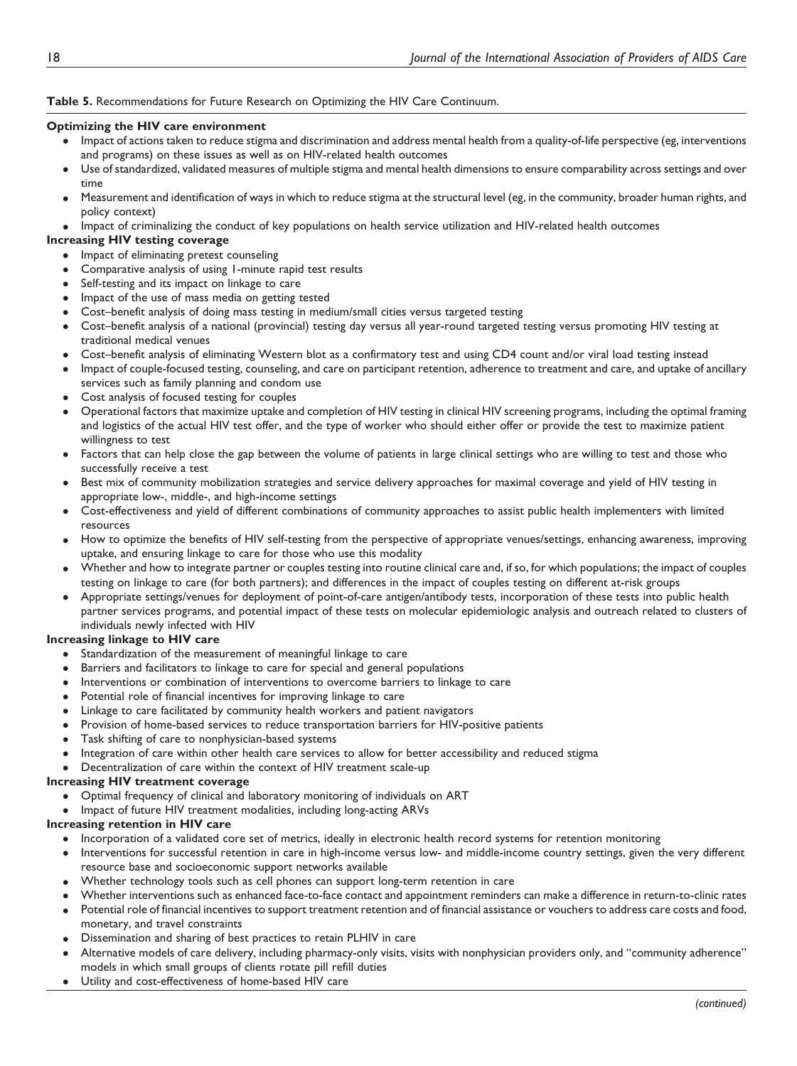**Table 5.** Recommendations for Future Research on Optimizing the HIV Care Continuum.

**Optimizing the HIV care environment**

- Impact of actions taken to reduce stigma and discrimination and address mental health from a quality-of-life perspective (eg, interventions and programs) on these issues as well as on HIV-related health outcomes
- Use of standardized, validated measures of multiple stigma and mental health dimensions to ensure comparability across settings and over time
- Measurement and identification of ways in which to reduce stigma at the structural level (eg, in the community, broader human rights, and policy context)
- Impact of criminalizing the conduct of key populations on health service utilization and HIV-related health outcomes

**Increasing HIV testing coverage**

- Impact of eliminating pretest counseling
- Comparative analysis of using 1-minute rapid test results
- Self-testing and its impact on linkage to care
- Impact of the use of mass media on getting tested
- Cost–benefit analysis of doing mass testing in medium/small cities versus targeted testing
- Cost–benefit analysis of a national (provincial) testing day versus all year-round targeted testing versus promoting HIV testing at traditional medical venues
- Cost–benefit analysis of eliminating Western blot as a confirmatory test and using CD4 count and/or viral load testing instead
- Impact of couple-focused testing, counseling, and care on participant retention, adherence to treatment and care, and uptake of ancillary services such as family planning and condom use
- Cost analysis of focused testing for couples
- Operational factors that maximize uptake and completion of HIV testing in clinical HIV screening programs, including the optimal framing and logistics of the actual HIV test offer, and the type of worker who should either offer or provide the test to maximize patient willingness to test
- Factors that can help close the gap between the volume of patients in large clinical settings who are willing to test and those who successfully receive a test
- Best mix of community mobilization strategies and service delivery approaches for maximal coverage and yield of HIV testing in appropriate low-, middle-, and high-income settings
- Cost-effectiveness and yield of different combinations of community approaches to assist public health implementers with limited resources
- How to optimize the benefits of HIV self-testing from the perspective of appropriate venues/settings, enhancing awareness, improving uptake, and ensuring linkage to care for those who use this modality
- Whether and how to integrate partner or couples testing into routine clinical care and, if so, for which populations; the impact of couples testing on linkage to care (for both partners); and differences in the impact of couples testing on different at-risk groups
- Appropriate settings/venues for deployment of point-of-care antigen/antibody tests, incorporation of these tests into public health partner services programs, and potential impact of these tests on molecular epidemiologic analysis and outreach related to clusters of individuals newly infected with HIV

**Increasing linkage to HIV care**

- Standardization of the measurement of meaningful linkage to care
- Barriers and facilitators to linkage to care for special and general populations
- Interventions or combination of interventions to overcome barriers to linkage to care
- Potential role of financial incentives for improving linkage to care
- Linkage to care facilitated by community health workers and patient navigators
- Provision of home-based services to reduce transportation barriers for HIV-positive patients
- Task shifting of care to nonphysician-based systems
- Integration of care within other health care services to allow for better accessibility and reduced stigma
- Decentralization of care within the context of HIV treatment scale-up

**Increasing HIV treatment coverage**

- Optimal frequency of clinical and laboratory monitoring of individuals on ART
- Impact of future HIV treatment modalities, including long-acting ARVs

**Increasing retention in HIV care**

- Incorporation of a validated core set of metrics, ideally in electronic health record systems for retention monitoring
- Interventions for successful retention in care in high-income versus low- and middle-income country settings, given the very different resource base and socioeconomic support networks available
- Whether technology tools such as cell phones can support long-term retention in care
- Whether interventions such as enhanced face-to-face contact and appointment reminders can make a difference in return-to-clinic rates
- Potential role of financial incentives to support treatment retention and of financial assistance or vouchers to address care costs and food, monetary, and travel constraints
- Dissemination and sharing of best practices to retain PLHIV in care
- Alternative models of care delivery, including pharmacy-only visits, visits with nonphysician providers only, and "community adherence" models in which small groups of clients rotate pill refill duties
- Utility and cost-effectiveness of home-based HIV care

*(continued)*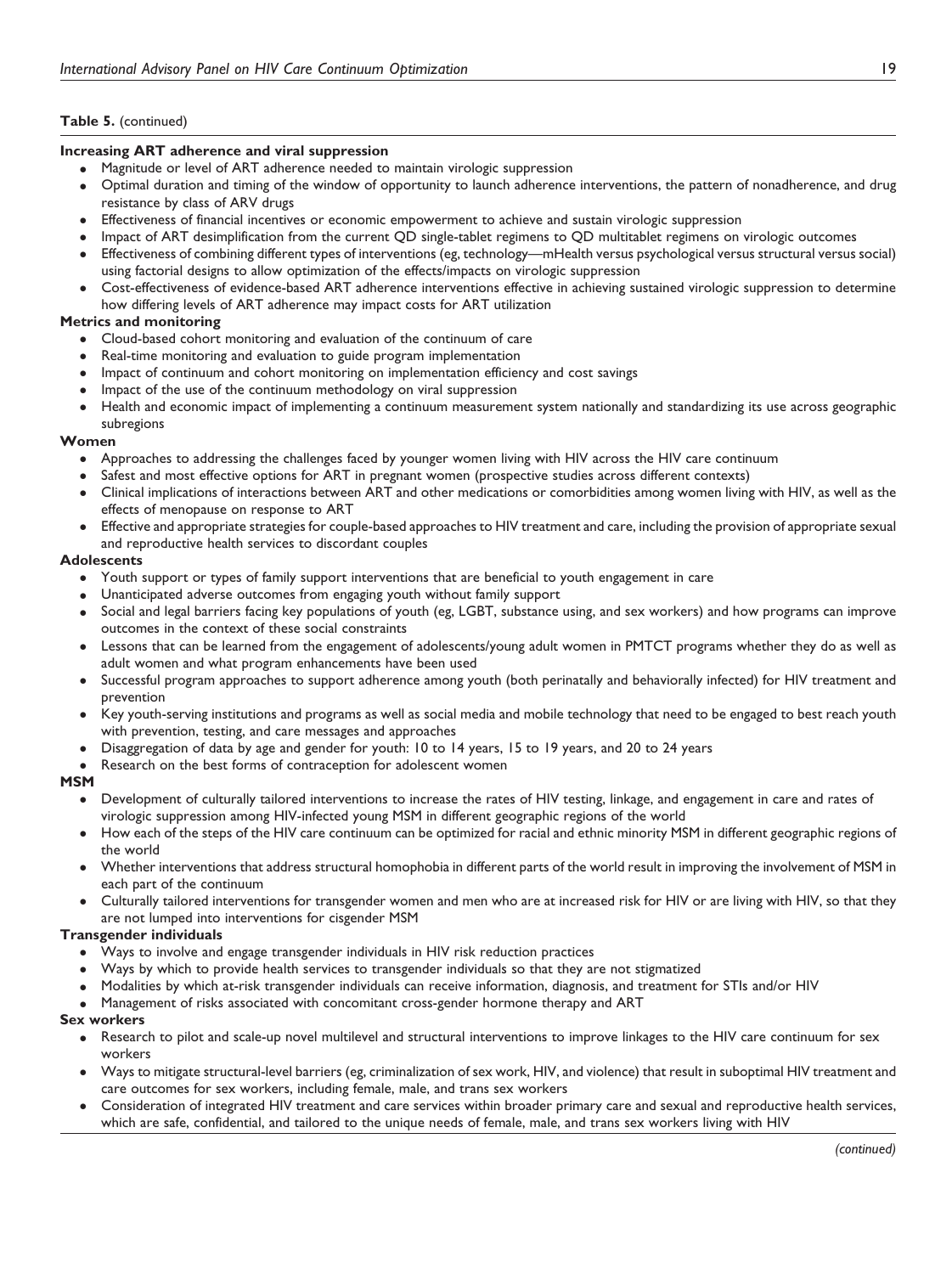**Table 5.** (continued)

**Increasing ART adherence and viral suppression**

- Magnitude or level of ART adherence needed to maintain virologic suppression
- Optimal duration and timing of the window of opportunity to launch adherence interventions, the pattern of nonadherence, and drug resistance by class of ARV drugs
- Effectiveness of financial incentives or economic empowerment to achieve and sustain virologic suppression
- Impact of ART desimplification from the current QD single-tablet regimens to QD multitablet regimens on virologic outcomes
- Effectiveness of combining different types of interventions (eg, technology—mHealth versus psychological versus structural versus social) using factorial designs to allow optimization of the effects/impacts on virologic suppression
- Cost-effectiveness of evidence-based ART adherence interventions effective in achieving sustained virologic suppression to determine how differing levels of ART adherence may impact costs for ART utilization

**Metrics and monitoring**

- Cloud-based cohort monitoring and evaluation of the continuum of care
- Real-time monitoring and evaluation to guide program implementation
- Impact of continuum and cohort monitoring on implementation efficiency and cost savings
- Impact of the use of the continuum methodology on viral suppression
- Health and economic impact of implementing a continuum measurement system nationally and standardizing its use across geographic subregions

**Women**

- Approaches to addressing the challenges faced by younger women living with HIV across the HIV care continuum
- Safest and most effective options for ART in pregnant women (prospective studies across different contexts)
- Clinical implications of interactions between ART and other medications or comorbidities among women living with HIV, as well as the effects of menopause on response to ART
- Effective and appropriate strategies for couple-based approaches to HIV treatment and care, including the provision of appropriate sexual and reproductive health services to discordant couples

**Adolescents**

- Youth support or types of family support interventions that are beneficial to youth engagement in care
- Unanticipated adverse outcomes from engaging youth without family support
- Social and legal barriers facing key populations of youth (eg, LGBT, substance using, and sex workers) and how programs can improve outcomes in the context of these social constraints
- Lessons that can be learned from the engagement of adolescents/young adult women in PMTCT programs whether they do as well as adult women and what program enhancements have been used
- Successful program approaches to support adherence among youth (both perinatally and behaviorally infected) for HIV treatment and prevention
- Key youth-serving institutions and programs as well as social media and mobile technology that need to be engaged to best reach youth with prevention, testing, and care messages and approaches
- Disaggregation of data by age and gender for youth: 10 to 14 years, 15 to 19 years, and 20 to 24 years
- Research on the best forms of contraception for adolescent women

**MSM**

- Development of culturally tailored interventions to increase the rates of HIV testing, linkage, and engagement in care and rates of virologic suppression among HIV-infected young MSM in different geographic regions of the world
- How each of the steps of the HIV care continuum can be optimized for racial and ethnic minority MSM in different geographic regions of the world
- Whether interventions that address structural homophobia in different parts of the world result in improving the involvement of MSM in each part of the continuum
- Culturally tailored interventions for transgender women and men who are at increased risk for HIV or are living with HIV, so that they are not lumped into interventions for cisgender MSM

**Transgender individuals**

- Ways to involve and engage transgender individuals in HIV risk reduction practices
- Ways by which to provide health services to transgender individuals so that they are not stigmatized
- Modalities by which at-risk transgender individuals can receive information, diagnosis, and treatment for STIs and/or HIV
- Management of risks associated with concomitant cross-gender hormone therapy and ART

**Sex workers**

- Research to pilot and scale-up novel multilevel and structural interventions to improve linkages to the HIV care continuum for sex workers
- Ways to mitigate structural-level barriers (eg, criminalization of sex work, HIV, and violence) that result in suboptimal HIV treatment and care outcomes for sex workers, including female, male, and trans sex workers
- Consideration of integrated HIV treatment and care services within broader primary care and sexual and reproductive health services, which are safe, confidential, and tailored to the unique needs of female, male, and trans sex workers living with HIV

*(continued)*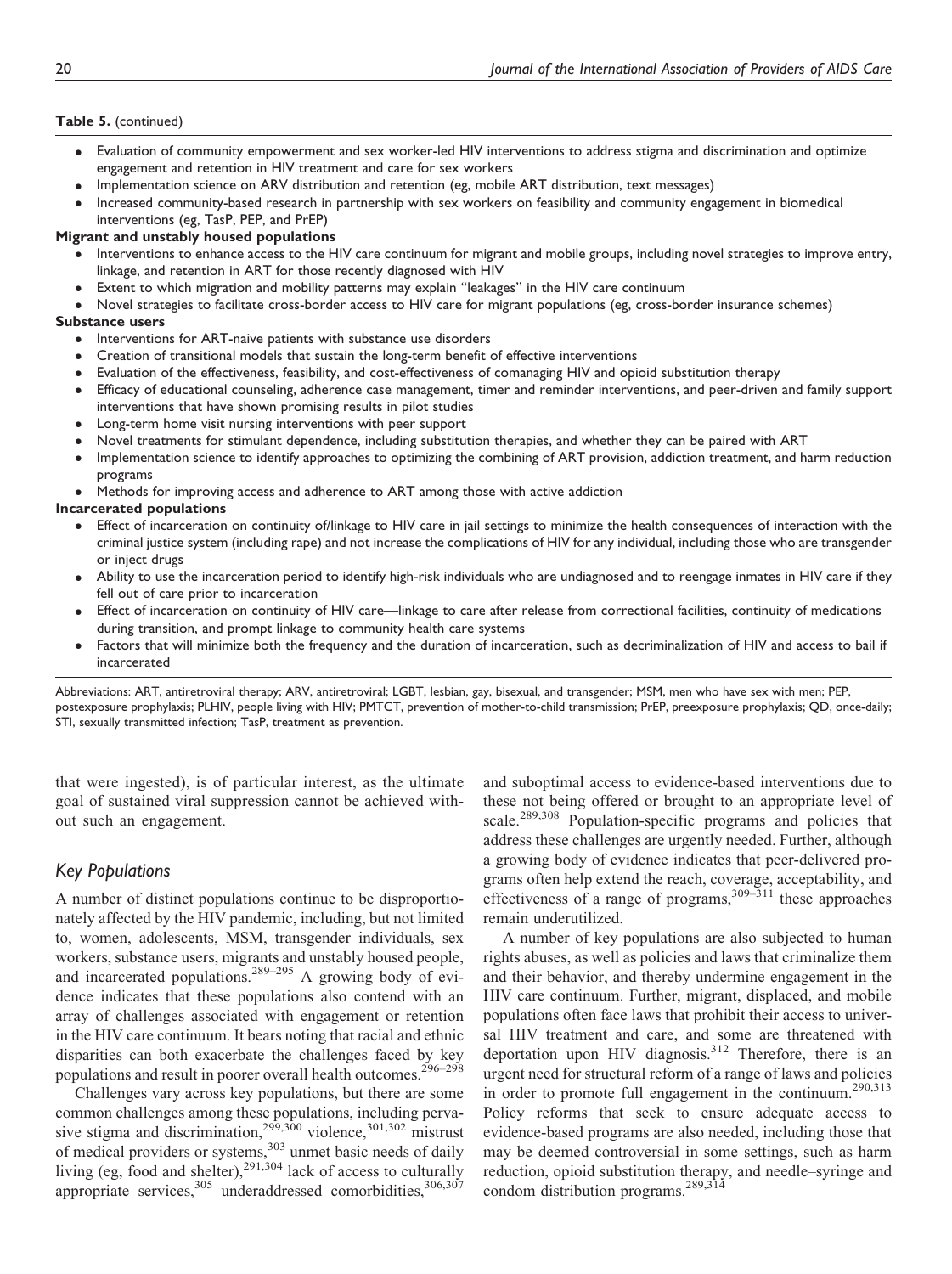**Table 5.** (continued)

- Evaluation of community empowerment and sex worker-led HIV interventions to address stigma and discrimination and optimize engagement and retention in HIV treatment and care for sex workers
- Implementation science on ARV distribution and retention (eg, mobile ART distribution, text messages)
- Increased community-based research in partnership with sex workers on feasibility and community engagement in biomedical interventions (eg, TasP, PEP, and PrEP)

**Migrant and unstably housed populations**

- Interventions to enhance access to the HIV care continuum for migrant and mobile groups, including novel strategies to improve entry, linkage, and retention in ART for those recently diagnosed with HIV
- Extent to which migration and mobility patterns may explain "leakages" in the HIV care continuum
- Novel strategies to facilitate cross-border access to HIV care for migrant populations (eg, cross-border insurance schemes)

**Substance users**

- Interventions for ART-naive patients with substance use disorders
- Creation of transitional models that sustain the long-term benefit of effective interventions
- Evaluation of the effectiveness, feasibility, and cost-effectiveness of comanaging HIV and opioid substitution therapy
- Efficacy of educational counseling, adherence case management, timer and reminder interventions, and peer-driven and family support interventions that have shown promising results in pilot studies
- Long-term home visit nursing interventions with peer support
- Novel treatments for stimulant dependence, including substitution therapies, and whether they can be paired with ART
- Implementation science to identify approaches to optimizing the combining of ART provision, addiction treatment, and harm reduction programs
- Methods for improving access and adherence to ART among those with active addiction

**Incarcerated populations**

- Effect of incarceration on continuity of/linkage to HIV care in jail settings to minimize the health consequences of interaction with the criminal justice system (including rape) and not increase the complications of HIV for any individual, including those who are transgender or inject drugs
- Ability to use the incarceration period to identify high-risk individuals who are undiagnosed and to reengage inmates in HIV care if they fell out of care prior to incarceration
- Effect of incarceration on continuity of HIV care—linkage to care after release from correctional facilities, continuity of medications during transition, and prompt linkage to community health care systems
- Factors that will minimize both the frequency and the duration of incarceration, such as decriminalization of HIV and access to bail if incarcerated

Abbreviations: ART, antiretroviral therapy; ARV, antiretroviral; LGBT, lesbian, gay, bisexual, and transgender; MSM, men who have sex with men; PEP, postexposure prophylaxis; PLHIV, people living with HIV; PMTCT, prevention of mother-to-child transmission; PrEP, preexposure prophylaxis; QD, once-daily; STI, sexually transmitted infection; TasP, treatment as prevention.

that were ingested), is of particular interest, as the ultimate goal of sustained viral suppression cannot be achieved without such an engagement.

## Key Populations

A number of distinct populations continue to be disproportionately affected by the HIV pandemic, including, but not limited to, women, adolescents, MSM, transgender individuals, sex workers, substance users, migrants and unstably housed people, and incarcerated populations.[289–295] A growing body of evidence indicates that these populations also contend with an array of challenges associated with engagement or retention in the HIV care continuum. It bears noting that racial and ethnic disparities can both exacerbate the challenges faced by key populations and result in poorer overall health outcomes.[296–298]

Challenges vary across key populations, but there are some common challenges among these populations, including pervasive stigma and discrimination,[299,300] violence,[301,302] mistrust of medical providers or systems,[303] unmet basic needs of daily living (eg, food and shelter),[291,304] lack of access to culturally appropriate services,[305] underaddressed comorbidities,[306,307] and suboptimal access to evidence-based interventions due to these not being offered or brought to an appropriate level of scale.[289,308] Population-specific programs and policies that address these challenges are urgently needed. Further, although a growing body of evidence indicates that peer-delivered programs often help extend the reach, coverage, acceptability, and effectiveness of a range of programs,[309–311] these approaches remain underutilized.

A number of key populations are also subjected to human rights abuses, as well as policies and laws that criminalize them and their behavior, and thereby undermine engagement in the HIV care continuum. Further, migrant, displaced, and mobile populations often face laws that prohibit their access to universal HIV treatment and care, and some are threatened with deportation upon HIV diagnosis.[312] Therefore, there is an urgent need for structural reform of a range of laws and policies in order to promote full engagement in the continuum.[290,313] Policy reforms that seek to ensure adequate access to evidence-based programs are also needed, including those that may be deemed controversial in some settings, such as harm reduction, opioid substitution therapy, and needle–syringe and condom distribution programs.[289,314]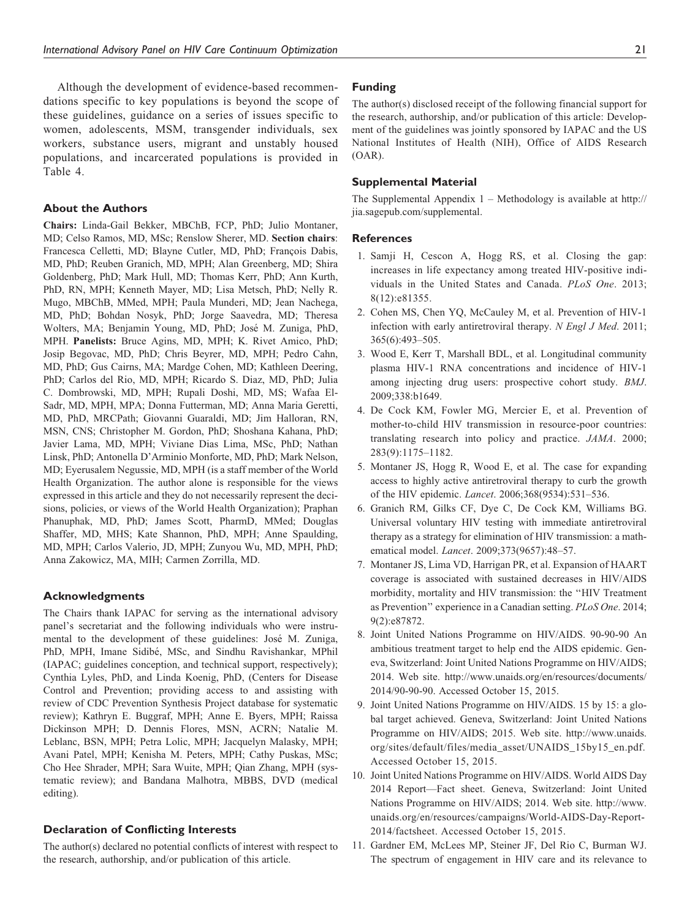Although the development of evidence-based recommendations specific to key populations is beyond the scope of these guidelines, guidance on a series of issues specific to women, adolescents, MSM, transgender individuals, sex workers, substance users, migrant and unstably housed populations, and incarcerated populations is provided in Table 4.

### About the Authors

**Chairs:** Linda-Gail Bekker, MBChB, FCP, PhD; Julio Montaner, MD; Celso Ramos, MD, MSc; Renslow Sherer, MD. **Section chairs**: Francesca Celletti, MD; Blayne Cutler, MD, PhD; François Dabis, MD, PhD; Reuben Granich, MD, MPH; Alan Greenberg, MD; Shira Goldenberg, PhD; Mark Hull, MD; Thomas Kerr, PhD; Ann Kurth, PhD, RN, MPH; Kenneth Mayer, MD; Lisa Metsch, PhD; Nelly R. Mugo, MBChB, MMed, MPH; Paula Munderi, MD; Jean Nachega, MD, PhD; Bohdan Nosyk, PhD; Jorge Saavedra, MD; Theresa Wolters, MA; Benjamin Young, MD, PhD; José M. Zuniga, PhD, MPH. **Panelists:** Bruce Agins, MD, MPH; K. Rivet Amico, PhD; Josip Begovac, MD, PhD; Chris Beyrer, MD, MPH; Pedro Cahn, MD, PhD; Gus Cairns, MA; Mardge Cohen, MD; Kathleen Deering, PhD; Carlos del Rio, MD, MPH; Ricardo S. Diaz, MD, PhD; Julia C. Dombrowski, MD, MPH; Rupali Doshi, MD, MS; Wafaa El-Sadr, MD, MPH, MPA; Donna Futterman, MD; Anna Maria Geretti, MD, PhD, MRCPath; Giovanni Guaraldi, MD; Jim Halloran, RN, MSN, CNS; Christopher M. Gordon, PhD; Shoshana Kahana, PhD; Javier Lama, MD, MPH; Viviane Dias Lima, MSc, PhD; Nathan Linsk, PhD; Antonella D'Arminio Monforte, MD, PhD; Mark Nelson, MD; Eyerusalem Negussie, MD, MPH (is a staff member of the World Health Organization. The author alone is responsible for the views expressed in this article and they do not necessarily represent the decisions, policies, or views of the World Health Organization); Praphan Phanuphak, MD, PhD; James Scott, PharmD, MMed; Douglas Shaffer, MD, MHS; Kate Shannon, PhD, MPH; Anne Spaulding, MD, MPH; Carlos Valerio, JD, MPH; Zunyou Wu, MD, MPH, PhD; Anna Zakowicz, MA, MIH; Carmen Zorrilla, MD.

### Acknowledgments

The Chairs thank IAPAC for serving as the international advisory panel's secretariat and the following individuals who were instrumental to the development of these guidelines: José M. Zuniga, PhD, MPH, Imane Sidibé, MSc, and Sindhu Ravishankar, MPhil (IAPAC; guidelines conception, and technical support, respectively); Cynthia Lyles, PhD, and Linda Koenig, PhD, (Centers for Disease Control and Prevention; providing access to and assisting with review of CDC Prevention Synthesis Project database for systematic review); Kathryn E. Buggraf, MPH; Anne E. Byers, MPH; Raissa Dickinson MPH; D. Dennis Flores, MSN, ACRN; Natalie M. Leblanc, BSN, MPH; Petra Lolic, MPH; Jacquelyn Malasky, MPH; Avani Patel, MPH; Kenisha M. Peters, MPH; Cathy Puskas, MSc; Cho Hee Shrader, MPH; Sara Wuite, MPH; Qian Zhang, MPH (systematic review); and Bandana Malhotra, MBBS, DVD (medical editing).

### Declaration of Conflicting Interests

The author(s) declared no potential conflicts of interest with respect to the research, authorship, and/or publication of this article.

### Funding

The author(s) disclosed receipt of the following financial support for the research, authorship, and/or publication of this article: Development of the guidelines was jointly sponsored by IAPAC and the US National Institutes of Health (NIH), Office of AIDS Research (OAR).

### Supplemental Material

The Supplemental Appendix 1 – Methodology is available at http://jia.sagepub.com/supplemental.

### References

1. Samji H, Cescon A, Hogg RS, et al. Closing the gap: increases in life expectancy among treated HIV-positive individuals in the United States and Canada. *PLoS One*. 2013; 8(12):e81355.
2. Cohen MS, Chen YQ, McCauley M, et al. Prevention of HIV-1 infection with early antiretroviral therapy. *N Engl J Med*. 2011; 365(6):493–505.
3. Wood E, Kerr T, Marshall BDL, et al. Longitudinal community plasma HIV-1 RNA concentrations and incidence of HIV-1 among injecting drug users: prospective cohort study. *BMJ*. 2009;338:b1649.
4. De Cock KM, Fowler MG, Mercier E, et al. Prevention of mother-to-child HIV transmission in resource-poor countries: translating research into policy and practice. *JAMA*. 2000; 283(9):1175–1182.
5. Montaner JS, Hogg R, Wood E, et al. The case for expanding access to highly active antiretroviral therapy to curb the growth of the HIV epidemic. *Lancet*. 2006;368(9534):531–536.
6. Granich RM, Gilks CF, Dye C, De Cock KM, Williams BG. Universal voluntary HIV testing with immediate antiretroviral therapy as a strategy for elimination of HIV transmission: a mathematical model. *Lancet*. 2009;373(9657):48–57.
7. Montaner JS, Lima VD, Harrigan PR, et al. Expansion of HAART coverage is associated with sustained decreases in HIV/AIDS morbidity, mortality and HIV transmission: the "HIV Treatment as Prevention" experience in a Canadian setting. *PLoS One*. 2014; 9(2):e87872.
8. Joint United Nations Programme on HIV/AIDS. 90-90-90 An ambitious treatment target to help end the AIDS epidemic. Geneva, Switzerland: Joint United Nations Programme on HIV/AIDS; 2014. Web site. http://www.unaids.org/en/resources/documents/2014/90-90-90. Accessed October 15, 2015.
9. Joint United Nations Programme on HIV/AIDS. 15 by 15: a global target achieved. Geneva, Switzerland: Joint United Nations Programme on HIV/AIDS; 2015. Web site. http://www.unaids.org/sites/default/files/media_asset/UNAIDS_15by15_en.pdf. Accessed October 15, 2015.
10. Joint United Nations Programme on HIV/AIDS. World AIDS Day 2014 Report—Fact sheet. Geneva, Switzerland: Joint United Nations Programme on HIV/AIDS; 2014. Web site. http://www.unaids.org/en/resources/campaigns/World-AIDS-Day-Report-2014/factsheet. Accessed October 15, 2015.
11. Gardner EM, McLees MP, Steiner JF, Del Rio C, Burman WJ. The spectrum of engagement in HIV care and its relevance to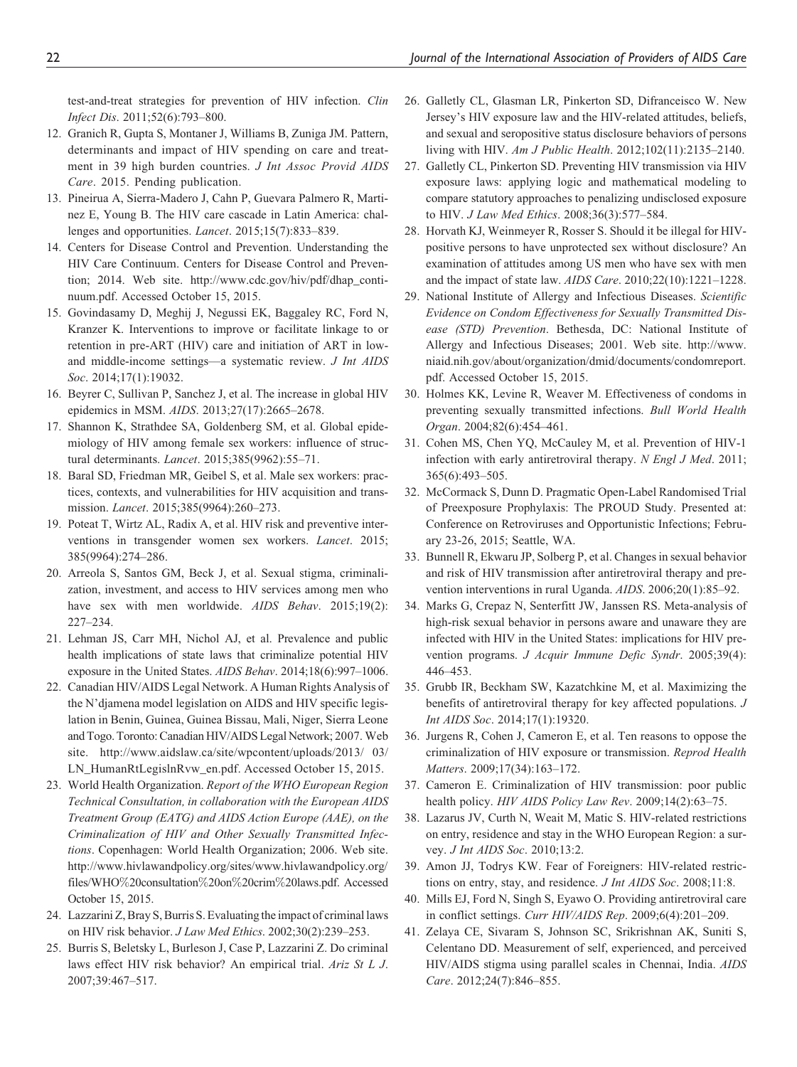test-and-treat strategies for prevention of HIV infection. *Clin Infect Dis*. 2011;52(6):793–800.

12. Granich R, Gupta S, Montaner J, Williams B, Zuniga JM. Pattern, determinants and impact of HIV spending on care and treatment in 39 high burden countries. *J Int Assoc Provid AIDS Care*. 2015. Pending publication.
13. Pineirua A, Sierra-Madero J, Cahn P, Guevara Palmero R, Martinez E, Young B. The HIV care cascade in Latin America: challenges and opportunities. *Lancet*. 2015;15(7):833–839.
14. Centers for Disease Control and Prevention. Understanding the HIV Care Continuum. Centers for Disease Control and Prevention; 2014. Web site. http://www.cdc.gov/hiv/pdf/dhap_continuum.pdf. Accessed October 15, 2015.
15. Govindasamy D, Meghij J, Negussi EK, Baggaley RC, Ford N, Kranzer K. Interventions to improve or facilitate linkage to or retention in pre-ART (HIV) care and initiation of ART in low- and middle-income settings—a systematic review. *J Int AIDS Soc*. 2014;17(1):19032.
16. Beyrer C, Sullivan P, Sanchez J, et al. The increase in global HIV epidemics in MSM. *AIDS*. 2013;27(17):2665–2678.
17. Shannon K, Strathdee SA, Goldenberg SM, et al. Global epidemiology of HIV among female sex workers: influence of structural determinants. *Lancet*. 2015;385(9962):55–71.
18. Baral SD, Friedman MR, Geibel S, et al. Male sex workers: practices, contexts, and vulnerabilities for HIV acquisition and transmission. *Lancet*. 2015;385(9964):260–273.
19. Poteat T, Wirtz AL, Radix A, et al. HIV risk and preventive interventions in transgender women sex workers. *Lancet*. 2015; 385(9964):274–286.
20. Arreola S, Santos GM, Beck J, et al. Sexual stigma, criminalization, investment, and access to HIV services among men who have sex with men worldwide. *AIDS Behav*. 2015;19(2): 227–234.
21. Lehman JS, Carr MH, Nichol AJ, et al. Prevalence and public health implications of state laws that criminalize potential HIV exposure in the United States. *AIDS Behav*. 2014;18(6):997–1006.
22. Canadian HIV/AIDS Legal Network. A Human Rights Analysis of the N'djamena model legislation on AIDS and HIV specific legislation in Benin, Guinea, Guinea Bissau, Mali, Niger, Sierra Leone and Togo. Toronto: Canadian HIV/AIDS Legal Network; 2007. Web site. http://www.aidslaw.ca/site/wpcontent/uploads/2013/ 03/ LN_HumanRtLegislnRvw_en.pdf. Accessed October 15, 2015.
23. World Health Organization. *Report of the WHO European Region Technical Consultation, in collaboration with the European AIDS Treatment Group (EATG) and AIDS Action Europe (AAE), on the Criminalization of HIV and Other Sexually Transmitted Infections*. Copenhagen: World Health Organization; 2006. Web site. http://www.hivlawandpolicy.org/sites/www.hivlawandpolicy.org/files/WHO%20consultation%20on%20crim%20laws.pdf. Accessed October 15, 2015.
24. Lazzarini Z, Bray S, Burris S. Evaluating the impact of criminal laws on HIV risk behavior. *J Law Med Ethics*. 2002;30(2):239–253.
25. Burris S, Beletsky L, Burleson J, Case P, Lazzarini Z. Do criminal laws effect HIV risk behavior? An empirical trial. *Ariz St L J*. 2007;39:467–517.
26. Galletly CL, Glasman LR, Pinkerton SD, Difranceisco W. New Jersey's HIV exposure law and the HIV-related attitudes, beliefs, and sexual and seropositive status disclosure behaviors of persons living with HIV. *Am J Public Health*. 2012;102(11):2135–2140.
27. Galletly CL, Pinkerton SD. Preventing HIV transmission via HIV exposure laws: applying logic and mathematical modeling to compare statutory approaches to penalizing undisclosed exposure to HIV. *J Law Med Ethics*. 2008;36(3):577–584.
28. Horvath KJ, Weinmeyer R, Rosser S. Should it be illegal for HIV-positive persons to have unprotected sex without disclosure? An examination of attitudes among US men who have sex with men and the impact of state law. *AIDS Care*. 2010;22(10):1221–1228.
29. National Institute of Allergy and Infectious Diseases. *Scientific Evidence on Condom Effectiveness for Sexually Transmitted Disease (STD) Prevention*. Bethesda, DC: National Institute of Allergy and Infectious Diseases; 2001. Web site. http://www.niaid.nih.gov/about/organization/dmid/documents/condomreport.pdf. Accessed October 15, 2015.
30. Holmes KK, Levine R, Weaver M. Effectiveness of condoms in preventing sexually transmitted infections. *Bull World Health Organ*. 2004;82(6):454–461.
31. Cohen MS, Chen YQ, McCauley M, et al. Prevention of HIV-1 infection with early antiretroviral therapy. *N Engl J Med*. 2011; 365(6):493–505.
32. McCormack S, Dunn D. Pragmatic Open-Label Randomised Trial of Preexposure Prophylaxis: The PROUD Study. Presented at: Conference on Retroviruses and Opportunistic Infections; February 23-26, 2015; Seattle, WA.
33. Bunnell R, Ekwaru JP, Solberg P, et al. Changes in sexual behavior and risk of HIV transmission after antiretroviral therapy and prevention interventions in rural Uganda. *AIDS*. 2006;20(1):85–92.
34. Marks G, Crepaz N, Senterfitt JW, Janssen RS. Meta-analysis of high-risk sexual behavior in persons aware and unaware they are infected with HIV in the United States: implications for HIV prevention programs. *J Acquir Immune Defic Syndr*. 2005;39(4): 446–453.
35. Grubb IR, Beckham SW, Kazatchkine M, et al. Maximizing the benefits of antiretroviral therapy for key affected populations. *J Int AIDS Soc*. 2014;17(1):19320.
36. Jurgens R, Cohen J, Cameron E, et al. Ten reasons to oppose the criminalization of HIV exposure or transmission. *Reprod Health Matters*. 2009;17(34):163–172.
37. Cameron E. Criminalization of HIV transmission: poor public health policy. *HIV AIDS Policy Law Rev*. 2009;14(2):63–75.
38. Lazarus JV, Curth N, Weait M, Matic S. HIV-related restrictions on entry, residence and stay in the WHO European Region: a survey. *J Int AIDS Soc*. 2010;13:2.
39. Amon JJ, Todrys KW. Fear of Foreigners: HIV-related restrictions on entry, stay, and residence. *J Int AIDS Soc*. 2008;11:8.
40. Mills EJ, Ford N, Singh S, Eyawo O. Providing antiretroviral care in conflict settings. *Curr HIV/AIDS Rep*. 2009;6(4):201–209.
41. Zelaya CE, Sivaram S, Johnson SC, Srikrishnan AK, Suniti S, Celentano DD. Measurement of self, experienced, and perceived HIV/AIDS stigma using parallel scales in Chennai, India. *AIDS Care*. 2012;24(7):846–855.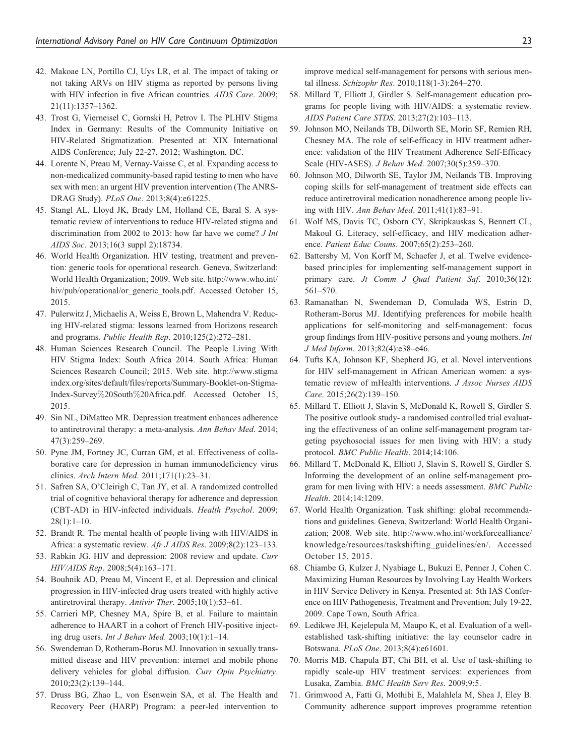42. Makoae LN, Portillo CJ, Uys LR, et al. The impact of taking or not taking ARVs on HIV stigma as reported by persons living with HIV infection in five African countries. *AIDS Care*. 2009; 21(11):1357–1362.
43. Trost G, Vierneisel C, Gornski H, Petrov I. The PLHIV Stigma Index in Germany: Results of the Community Initiative on HIV-Related Stigmatization. Presented at: XIX International AIDS Conference; July 22-27, 2012; Washington, DC.
44. Lorente N, Preau M, Vernay-Vaisse C, et al. Expanding access to non-medicalized community-based rapid testing to men who have sex with men: an urgent HIV prevention intervention (The ANRS-DRAG Study). *PLoS One*. 2013;8(4):e61225.
45. Stangl AL, Lloyd JK, Brady LM, Holland CE, Baral S. A systematic review of interventions to reduce HIV-related stigma and discrimination from 2002 to 2013: how far have we come? *J Int AIDS Soc*. 2013;16(3 suppl 2):18734.
46. World Health Organization. HIV testing, treatment and prevention: generic tools for operational research. Geneva, Switzerland: World Health Organization; 2009. Web site. http://www.who.int/hiv/pub/operational/or_generic_tools.pdf. Accessed October 15, 2015.
47. Pulerwitz J, Michaelis A, Weiss E, Brown L, Mahendra V. Reducing HIV-related stigma: lessons learned from Horizons research and programs. *Public Health Rep*. 2010;125(2):272–281.
48. Human Sciences Research Council. The People Living With HIV Stigma Index: South Africa 2014. South Africa: Human Sciences Research Council; 2015. Web site. http://www.stigmaindex.org/sites/default/files/reports/Summary-Booklet-on-Stigma-Index-Survey%20South%20Africa.pdf. Accessed October 15, 2015.
49. Sin NL, DiMatteo MR. Depression treatment enhances adherence to antiretroviral therapy: a meta-analysis. *Ann Behav Med*. 2014; 47(3):259–269.
50. Pyne JM, Fortney JC, Curran GM, et al. Effectiveness of collaborative care for depression in human immunodeficiency virus clinics. *Arch Intern Med*. 2011;171(1):23–31.
51. Safren SA, O'Cleirigh C, Tan JY, et al. A randomized controlled trial of cognitive behavioral therapy for adherence and depression (CBT-AD) in HIV-infected individuals. *Health Psychol*. 2009; 28(1):1–10.
52. Brandt R. The mental health of people living with HIV/AIDS in Africa: a systematic review. *Afr J AIDS Res*. 2009;8(2):123–133.
53. Rabkin JG. HIV and depression: 2008 review and update. *Curr HIV/AIDS Rep*. 2008;5(4):163–171.
54. Bouhnik AD, Preau M, Vincent E, et al. Depression and clinical progression in HIV-infected drug users treated with highly active antiretroviral therapy. *Antivir Ther*. 2005;10(1):53–61.
55. Carrieri MP, Chesney MA, Spire B, et al. Failure to maintain adherence to HAART in a cohort of French HIV-positive injecting drug users. *Int J Behav Med*. 2003;10(1):1–14.
56. Swendeman D, Rotheram-Borus MJ. Innovation in sexually transmitted disease and HIV prevention: internet and mobile phone delivery vehicles for global diffusion. *Curr Opin Psychiatry*. 2010;23(2):139–144.
57. Druss BG, Zhao L, von Esenwein SA, et al. The Health and Recovery Peer (HARP) Program: a peer-led intervention to improve medical self-management for persons with serious mental illness. *Schizophr Res*. 2010;118(1-3):264–270.
58. Millard T, Elliott J, Girdler S. Self-management education programs for people living with HIV/AIDS: a systematic review. *AIDS Patient Care STDS*. 2013;27(2):103–113.
59. Johnson MO, Neilands TB, Dilworth SE, Morin SF, Remien RH, Chesney MA. The role of self-efficacy in HIV treatment adherence: validation of the HIV Treatment Adherence Self-Efficacy Scale (HIV-ASES). *J Behav Med*. 2007;30(5):359–370.
60. Johnson MO, Dilworth SE, Taylor JM, Neilands TB. Improving coping skills for self-management of treatment side effects can reduce antiretroviral medication nonadherence among people living with HIV. *Ann Behav Med*. 2011;41(1):83–91.
61. Wolf MS, Davis TC, Osborn CY, Skripkauskas S, Bennett CL, Makoul G. Literacy, self-efficacy, and HIV medication adherence. *Patient Educ Couns*. 2007;65(2):253–260.
62. Battersby M, Von Korff M, Schaefer J, et al. Twelve evidence-based principles for implementing self-management support in primary care. *Jt Comm J Qual Patient Saf*. 2010;36(12): 561–570.
63. Ramanathan N, Swendeman D, Comulada WS, Estrin D, Rotheram-Borus MJ. Identifying preferences for mobile health applications for self-monitoring and self-management: focus group findings from HIV-positive persons and young mothers. *Int J Med Inform*. 2013;82(4):e38–e46.
64. Tufts KA, Johnson KF, Shepherd JG, et al. Novel interventions for HIV self-management in African American women: a systematic review of mHealth interventions. *J Assoc Nurses AIDS Care*. 2015;26(2):139–150.
65. Millard T, Elliott J, Slavin S, McDonald K, Rowell S, Girdler S. The positive outlook study- a randomised controlled trial evaluating the effectiveness of an online self-management program targeting psychosocial issues for men living with HIV: a study protocol. *BMC Public Health*. 2014;14:106.
66. Millard T, McDonald K, Elliott J, Slavin S, Rowell S, Girdler S. Informing the development of an online self-management program for men living with HIV: a needs assessment. *BMC Public Health*. 2014;14:1209.
67. World Health Organization. Task shifting: global recommendations and guidelines. Geneva, Switzerland: World Health Organization; 2008. Web site. http://www.who.int/workforcealliance/knowledge/resources/taskshifting_guidelines/en/. Accessed October 15, 2015.
68. Chiambe G, Kulzer J, Nyabiage L, Bukuzi E, Penner J, Cohen C. Maximizing Human Resources by Involving Lay Health Workers in HIV Service Delivery in Kenya. Presented at: 5th IAS Conference on HIV Pathogenesis, Treatment and Prevention; July 19-22, 2009. Cape Town, South Africa.
69. Ledikwe JH, Kejelepula M, Maupo K, et al. Evaluation of a well-established task-shifting initiative: the lay counselor cadre in Botswana. *PLoS One*. 2013;8(4):e61601.
70. Morris MB, Chapula BT, Chi BH, et al. Use of task-shifting to rapidly scale-up HIV treatment services: experiences from Lusaka, Zambia. *BMC Health Serv Res*. 2009;9:5.
71. Grimwood A, Fatti G, Mothibi E, Malahlela M, Shea J, Eley B. Community adherence support improves programme retention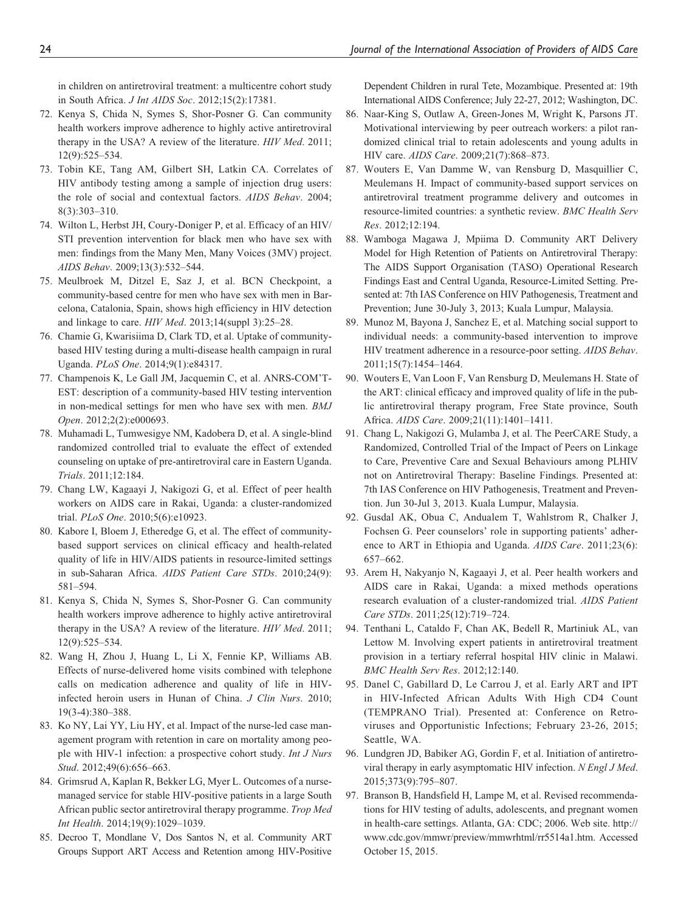in children on antiretroviral treatment: a multicentre cohort study in South Africa. *J Int AIDS Soc*. 2012;15(2):17381.

72. Kenya S, Chida N, Symes S, Shor-Posner G. Can community health workers improve adherence to highly active antiretroviral therapy in the USA? A review of the literature. *HIV Med*. 2011; 12(9):525–534.
73. Tobin KE, Tang AM, Gilbert SH, Latkin CA. Correlates of HIV antibody testing among a sample of injection drug users: the role of social and contextual factors. *AIDS Behav*. 2004; 8(3):303–310.
74. Wilton L, Herbst JH, Coury-Doniger P, et al. Efficacy of an HIV/STI prevention intervention for black men who have sex with men: findings from the Many Men, Many Voices (3MV) project. *AIDS Behav*. 2009;13(3):532–544.
75. Meulbroek M, Ditzel E, Saz J, et al. BCN Checkpoint, a community-based centre for men who have sex with men in Barcelona, Catalonia, Spain, shows high efficiency in HIV detection and linkage to care. *HIV Med*. 2013;14(suppl 3):25–28.
76. Chamie G, Kwarisiima D, Clark TD, et al. Uptake of community-based HIV testing during a multi-disease health campaign in rural Uganda. *PLoS One*. 2014;9(1):e84317.
77. Champenois K, Le Gall JM, Jacquemin C, et al. ANRS-COM'T-EST: description of a community-based HIV testing intervention in non-medical settings for men who have sex with men. *BMJ Open*. 2012;2(2):e000693.
78. Muhamadi L, Tumwesigye NM, Kadobera D, et al. A single-blind randomized controlled trial to evaluate the effect of extended counseling on uptake of pre-antiretroviral care in Eastern Uganda. *Trials*. 2011;12:184.
79. Chang LW, Kagaayi J, Nakigozi G, et al. Effect of peer health workers on AIDS care in Rakai, Uganda: a cluster-randomized trial. *PLoS One*. 2010;5(6):e10923.
80. Kabore I, Bloem J, Etheredge G, et al. The effect of community-based support services on clinical efficacy and health-related quality of life in HIV/AIDS patients in resource-limited settings in sub-Saharan Africa. *AIDS Patient Care STDs*. 2010;24(9): 581–594.
81. Kenya S, Chida N, Symes S, Shor-Posner G. Can community health workers improve adherence to highly active antiretroviral therapy in the USA? A review of the literature. *HIV Med*. 2011; 12(9):525–534.
82. Wang H, Zhou J, Huang L, Li X, Fennie KP, Williams AB. Effects of nurse-delivered home visits combined with telephone calls on medication adherence and quality of life in HIV-infected heroin users in Hunan of China. *J Clin Nurs*. 2010; 19(3-4):380–388.
83. Ko NY, Lai YY, Liu HY, et al. Impact of the nurse-led case management program with retention in care on mortality among people with HIV-1 infection: a prospective cohort study. *Int J Nurs Stud*. 2012;49(6):656–663.
84. Grimsrud A, Kaplan R, Bekker LG, Myer L. Outcomes of a nurse-managed service for stable HIV-positive patients in a large South African public sector antiretroviral therapy programme. *Trop Med Int Health*. 2014;19(9):1029–1039.
85. Decroo T, Mondlane V, Dos Santos N, et al. Community ART Groups Support ART Access and Retention among HIV-Positive Dependent Children in rural Tete, Mozambique. Presented at: 19th International AIDS Conference; July 22-27, 2012; Washington, DC.
86. Naar-King S, Outlaw A, Green-Jones M, Wright K, Parsons JT. Motivational interviewing by peer outreach workers: a pilot randomized clinical trial to retain adolescents and young adults in HIV care. *AIDS Care*. 2009;21(7):868–873.
87. Wouters E, Van Damme W, van Rensburg D, Masquillier C, Meulemans H. Impact of community-based support services on antiretroviral treatment programme delivery and outcomes in resource-limited countries: a synthetic review. *BMC Health Serv Res*. 2012;12:194.
88. Wamboga Magawa J, Mpiima D. Community ART Delivery Model for High Retention of Patients on Antiretroviral Therapy: The AIDS Support Organisation (TASO) Operational Research Findings East and Central Uganda, Resource-Limited Setting. Presented at: 7th IAS Conference on HIV Pathogenesis, Treatment and Prevention; June 30-July 3, 2013; Kuala Lumpur, Malaysia.
89. Munoz M, Bayona J, Sanchez E, et al. Matching social support to individual needs: a community-based intervention to improve HIV treatment adherence in a resource-poor setting. *AIDS Behav*. 2011;15(7):1454–1464.
90. Wouters E, Van Loon F, Van Rensburg D, Meulemans H. State of the ART: clinical efficacy and improved quality of life in the public antiretroviral therapy program, Free State province, South Africa. *AIDS Care*. 2009;21(11):1401–1411.
91. Chang L, Nakigozi G, Mulamba J, et al. The PeerCARE Study, a Randomized, Controlled Trial of the Impact of Peers on Linkage to Care, Preventive Care and Sexual Behaviours among PLHIV not on Antiretroviral Therapy: Baseline Findings. Presented at: 7th IAS Conference on HIV Pathogenesis, Treatment and Prevention. Jun 30-Jul 3, 2013. Kuala Lumpur, Malaysia.
92. Gusdal AK, Obua C, Andualem T, Wahlstrom R, Chalker J, Fochsen G. Peer counselors' role in supporting patients' adherence to ART in Ethiopia and Uganda. *AIDS Care*. 2011;23(6): 657–662.
93. Arem H, Nakyanjo N, Kagaayi J, et al. Peer health workers and AIDS care in Rakai, Uganda: a mixed methods operations research evaluation of a cluster-randomized trial. *AIDS Patient Care STDs*. 2011;25(12):719–724.
94. Tenthani L, Cataldo F, Chan AK, Bedell R, Martiniuk AL, van Lettow M. Involving expert patients in antiretroviral treatment provision in a tertiary referral hospital HIV clinic in Malawi. *BMC Health Serv Res*. 2012;12:140.
95. Danel C, Gabillard D, Le Carrou J, et al. Early ART and IPT in HIV-Infected African Adults With High CD4 Count (TEMPRANO Trial). Presented at: Conference on Retroviruses and Opportunistic Infections; February 23-26, 2015; Seattle, WA.
96. Lundgren JD, Babiker AG, Gordin F, et al. Initiation of antiretroviral therapy in early asymptomatic HIV infection. *N Engl J Med*. 2015;373(9):795–807.
97. Branson B, Handsfield H, Lampe M, et al. Revised recommendations for HIV testing of adults, adolescents, and pregnant women in health-care settings. Atlanta, GA: CDC; 2006. Web site. http://www.cdc.gov/mmwr/preview/mmwrhtml/rr5514a1.htm. Accessed October 15, 2015.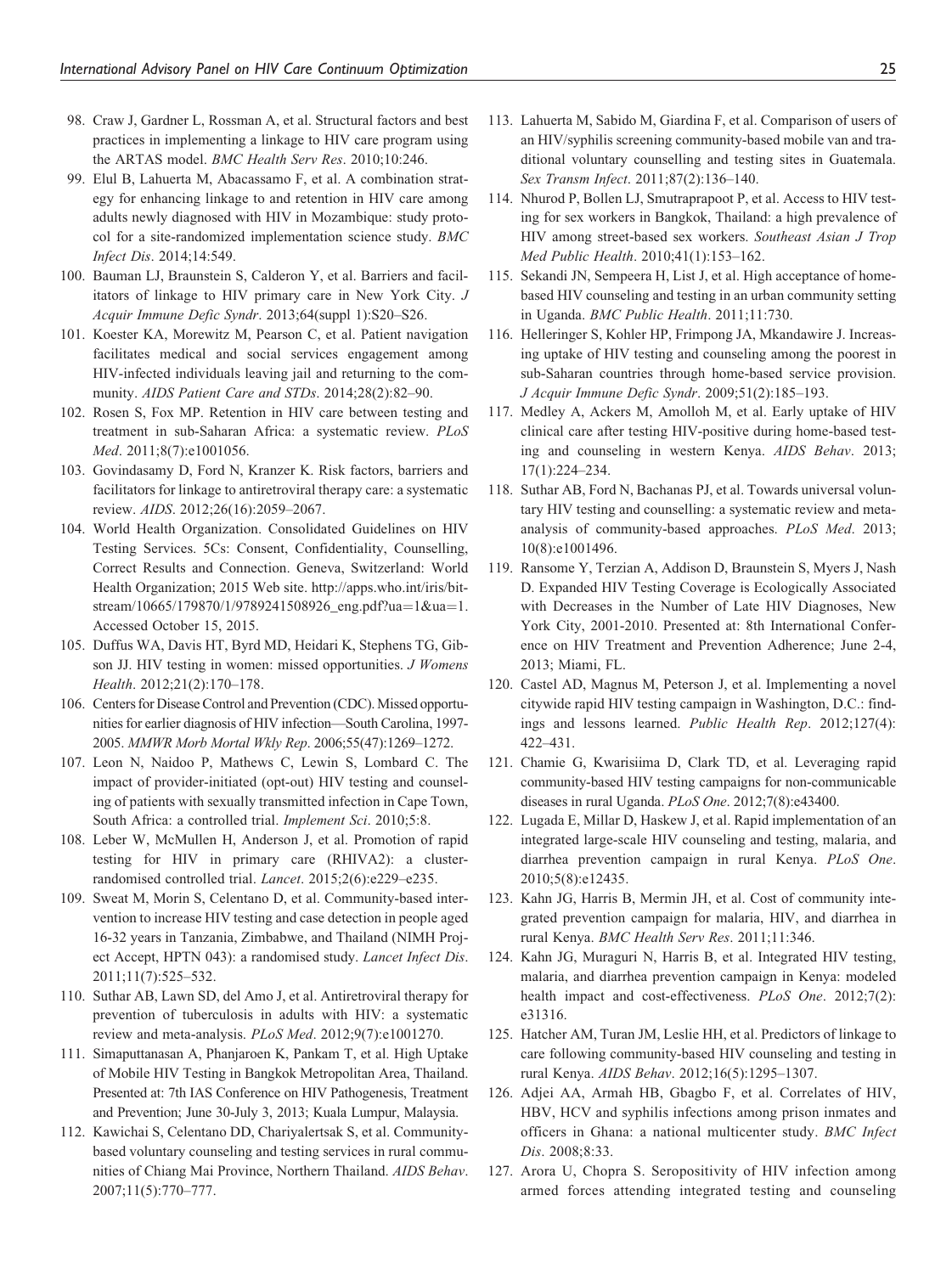98. Craw J, Gardner L, Rossman A, et al. Structural factors and best practices in implementing a linkage to HIV care program using the ARTAS model. *BMC Health Serv Res*. 2010;10:246.
99. Elul B, Lahuerta M, Abacassamo F, et al. A combination strategy for enhancing linkage to and retention in HIV care among adults newly diagnosed with HIV in Mozambique: study protocol for a site-randomized implementation science study. *BMC Infect Dis*. 2014;14:549.
100. Bauman LJ, Braunstein S, Calderon Y, et al. Barriers and facilitators of linkage to HIV primary care in New York City. *J Acquir Immune Defic Syndr*. 2013;64(suppl 1):S20–S26.
101. Koester KA, Morewitz M, Pearson C, et al. Patient navigation facilitates medical and social services engagement among HIV-infected individuals leaving jail and returning to the community. *AIDS Patient Care and STDs*. 2014;28(2):82–90.
102. Rosen S, Fox MP. Retention in HIV care between testing and treatment in sub-Saharan Africa: a systematic review. *PLoS Med*. 2011;8(7):e1001056.
103. Govindasamy D, Ford N, Kranzer K. Risk factors, barriers and facilitators for linkage to antiretroviral therapy care: a systematic review. *AIDS*. 2012;26(16):2059–2067.
104. World Health Organization. Consolidated Guidelines on HIV Testing Services. 5Cs: Consent, Confidentiality, Counselling, Correct Results and Connection. Geneva, Switzerland: World Health Organization; 2015 Web site. http://apps.who.int/iris/bitstream/10665/179870/1/9789241508926_eng.pdf?ua=1&ua=1. Accessed October 15, 2015.
105. Duffus WA, Davis HT, Byrd MD, Heidari K, Stephens TG, Gibson JJ. HIV testing in women: missed opportunities. *J Womens Health*. 2012;21(2):170–178.
106. Centers for Disease Control and Prevention (CDC). Missed opportunities for earlier diagnosis of HIV infection—South Carolina, 1997-2005. *MMWR Morb Mortal Wkly Rep*. 2006;55(47):1269–1272.
107. Leon N, Naidoo P, Mathews C, Lewin S, Lombard C. The impact of provider-initiated (opt-out) HIV testing and counseling of patients with sexually transmitted infection in Cape Town, South Africa: a controlled trial. *Implement Sci*. 2010;5:8.
108. Leber W, McMullen H, Anderson J, et al. Promotion of rapid testing for HIV in primary care (RHIVA2): a cluster-randomised controlled trial. *Lancet*. 2015;2(6):e229–e235.
109. Sweat M, Morin S, Celentano D, et al. Community-based intervention to increase HIV testing and case detection in people aged 16-32 years in Tanzania, Zimbabwe, and Thailand (NIMH Project Accept, HPTN 043): a randomised study. *Lancet Infect Dis*. 2011;11(7):525–532.
110. Suthar AB, Lawn SD, del Amo J, et al. Antiretroviral therapy for prevention of tuberculosis in adults with HIV: a systematic review and meta-analysis. *PLoS Med*. 2012;9(7):e1001270.
111. Simaputtanasan A, Phanjaroen K, Pankam T, et al. High Uptake of Mobile HIV Testing in Bangkok Metropolitan Area, Thailand. Presented at: 7th IAS Conference on HIV Pathogenesis, Treatment and Prevention; June 30-July 3, 2013; Kuala Lumpur, Malaysia.
112. Kawichai S, Celentano DD, Chariyalertsak S, et al. Community-based voluntary counseling and testing services in rural communities of Chiang Mai Province, Northern Thailand. *AIDS Behav*. 2007;11(5):770–777.
113. Lahuerta M, Sabido M, Giardina F, et al. Comparison of users of an HIV/syphilis screening community-based mobile van and traditional voluntary counselling and testing sites in Guatemala. *Sex Transm Infect*. 2011;87(2):136–140.
114. Nhurod P, Bollen LJ, Smutraprapoot P, et al. Access to HIV testing for sex workers in Bangkok, Thailand: a high prevalence of HIV among street-based sex workers. *Southeast Asian J Trop Med Public Health*. 2010;41(1):153–162.
115. Sekandi JN, Sempeera H, List J, et al. High acceptance of home-based HIV counseling and testing in an urban community setting in Uganda. *BMC Public Health*. 2011;11:730.
116. Helleringer S, Kohler HP, Frimpong JA, Mkandawire J. Increasing uptake of HIV testing and counseling among the poorest in sub-Saharan countries through home-based service provision. *J Acquir Immune Defic Syndr*. 2009;51(2):185–193.
117. Medley A, Ackers M, Amolloh M, et al. Early uptake of HIV clinical care after testing HIV-positive during home-based testing and counseling in western Kenya. *AIDS Behav*. 2013;17(1):224–234.
118. Suthar AB, Ford N, Bachanas PJ, et al. Towards universal voluntary HIV testing and counselling: a systematic review and meta-analysis of community-based approaches. *PLoS Med*. 2013;10(8):e1001496.
119. Ransome Y, Terzian A, Addison D, Braunstein S, Myers J, Nash D. Expanded HIV Testing Coverage is Ecologically Associated with Decreases in the Number of Late HIV Diagnoses, New York City, 2001-2010. Presented at: 8th International Conference on HIV Treatment and Prevention Adherence; June 2-4, 2013; Miami, FL.
120. Castel AD, Magnus M, Peterson J, et al. Implementing a novel citywide rapid HIV testing campaign in Washington, D.C.: findings and lessons learned. *Public Health Rep*. 2012;127(4):422–431.
121. Chamie G, Kwarisiima D, Clark TD, et al. Leveraging rapid community-based HIV testing campaigns for non-communicable diseases in rural Uganda. *PLoS One*. 2012;7(8):e43400.
122. Lugada E, Millar D, Haskew J, et al. Rapid implementation of an integrated large-scale HIV counseling and testing, malaria, and diarrhea prevention campaign in rural Kenya. *PLoS One*. 2010;5(8):e12435.
123. Kahn JG, Harris B, Mermin JH, et al. Cost of community integrated prevention campaign for malaria, HIV, and diarrhea in rural Kenya. *BMC Health Serv Res*. 2011;11:346.
124. Kahn JG, Muraguri N, Harris B, et al. Integrated HIV testing, malaria, and diarrhea prevention campaign in Kenya: modeled health impact and cost-effectiveness. *PLoS One*. 2012;7(2):e31316.
125. Hatcher AM, Turan JM, Leslie HH, et al. Predictors of linkage to care following community-based HIV counseling and testing in rural Kenya. *AIDS Behav*. 2012;16(5):1295–1307.
126. Adjei AA, Armah HB, Gbagbo F, et al. Correlates of HIV, HBV, HCV and syphilis infections among prison inmates and officers in Ghana: a national multicenter study. *BMC Infect Dis*. 2008;8:33.
127. Arora U, Chopra S. Seropositivity of HIV infection among armed forces attending integrated testing and counseling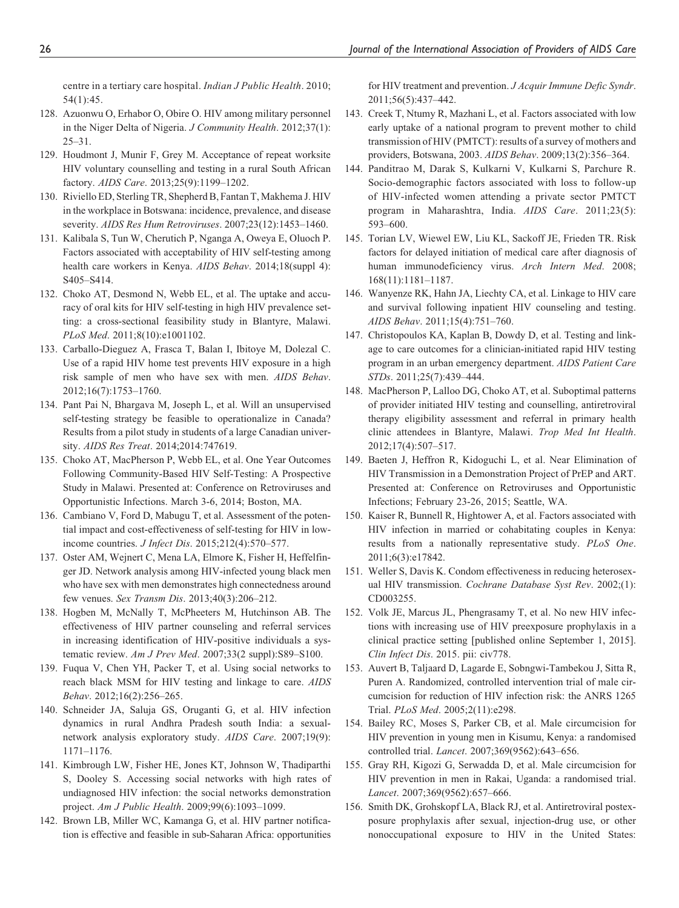centre in a tertiary care hospital. *Indian J Public Health*. 2010;54(1):45.

128. Azuonwu O, Erhabor O, Obire O. HIV among military personnel in the Niger Delta of Nigeria. *J Community Health*. 2012;37(1):25–31.
129. Houdmont J, Munir F, Grey M. Acceptance of repeat worksite HIV voluntary counselling and testing in a rural South African factory. *AIDS Care*. 2013;25(9):1199–1202.
130. Riviello ED, Sterling TR, Shepherd B, Fantan T, Makhema J. HIV in the workplace in Botswana: incidence, prevalence, and disease severity. *AIDS Res Hum Retroviruses*. 2007;23(12):1453–1460.
131. Kalibala S, Tun W, Cherutich P, Nganga A, Oweya E, Oluoch P. Factors associated with acceptability of HIV self-testing among health care workers in Kenya. *AIDS Behav*. 2014;18(suppl 4):S405–S414.
132. Choko AT, Desmond N, Webb EL, et al. The uptake and accuracy of oral kits for HIV self-testing in high HIV prevalence setting: a cross-sectional feasibility study in Blantyre, Malawi. *PLoS Med*. 2011;8(10):e1001102.
133. Carballo-Dieguez A, Frasca T, Balan I, Ibitoye M, Dolezal C. Use of a rapid HIV home test prevents HIV exposure in a high risk sample of men who have sex with men. *AIDS Behav*. 2012;16(7):1753–1760.
134. Pant Pai N, Bhargava M, Joseph L, et al. Will an unsupervised self-testing strategy be feasible to operationalize in Canada? Results from a pilot study in students of a large Canadian university. *AIDS Res Treat*. 2014;2014:747619.
135. Choko AT, MacPherson P, Webb EL, et al. One Year Outcomes Following Community-Based HIV Self-Testing: A Prospective Study in Malawi. Presented at: Conference on Retroviruses and Opportunistic Infections. March 3-6, 2014; Boston, MA.
136. Cambiano V, Ford D, Mabugu T, et al. Assessment of the potential impact and cost-effectiveness of self-testing for HIV in low-income countries. *J Infect Dis*. 2015;212(4):570–577.
137. Oster AM, Wejnert C, Mena LA, Elmore K, Fisher H, Heffelfinger JD. Network analysis among HIV-infected young black men who have sex with men demonstrates high connectedness around few venues. *Sex Transm Dis*. 2013;40(3):206–212.
138. Hogben M, McNally T, McPheeters M, Hutchinson AB. The effectiveness of HIV partner counseling and referral services in increasing identification of HIV-positive individuals a systematic review. *Am J Prev Med*. 2007;33(2 suppl):S89–S100.
139. Fuqua V, Chen YH, Packer T, et al. Using social networks to reach black MSM for HIV testing and linkage to care. *AIDS Behav*. 2012;16(2):256–265.
140. Schneider JA, Saluja GS, Oruganti G, et al. HIV infection dynamics in rural Andhra Pradesh south India: a sexual-network analysis exploratory study. *AIDS Care*. 2007;19(9):1171–1176.
141. Kimbrough LW, Fisher HE, Jones KT, Johnson W, Thadiparthi S, Dooley S. Accessing social networks with high rates of undiagnosed HIV infection: the social networks demonstration project. *Am J Public Health*. 2009;99(6):1093–1099.
142. Brown LB, Miller WC, Kamanga G, et al. HIV partner notification is effective and feasible in sub-Saharan Africa: opportunities for HIV treatment and prevention. *J Acquir Immune Defic Syndr*. 2011;56(5):437–442.
143. Creek T, Ntumy R, Mazhani L, et al. Factors associated with low early uptake of a national program to prevent mother to child transmission of HIV (PMTCT): results of a survey of mothers and providers, Botswana, 2003. *AIDS Behav*. 2009;13(2):356–364.
144. Panditrao M, Darak S, Kulkarni V, Kulkarni S, Parchure R. Socio-demographic factors associated with loss to follow-up of HIV-infected women attending a private sector PMTCT program in Maharashtra, India. *AIDS Care*. 2011;23(5):593–600.
145. Torian LV, Wiewel EW, Liu KL, Sackoff JE, Frieden TR. Risk factors for delayed initiation of medical care after diagnosis of human immunodeficiency virus. *Arch Intern Med*. 2008;168(11):1181–1187.
146. Wanyenze RK, Hahn JA, Liechty CA, et al. Linkage to HIV care and survival following inpatient HIV counseling and testing. *AIDS Behav*. 2011;15(4):751–760.
147. Christopoulos KA, Kaplan B, Dowdy D, et al. Testing and linkage to care outcomes for a clinician-initiated rapid HIV testing program in an urban emergency department. *AIDS Patient Care STDs*. 2011;25(7):439–444.
148. MacPherson P, Lalloo DG, Choko AT, et al. Suboptimal patterns of provider initiated HIV testing and counselling, antiretroviral therapy eligibility assessment and referral in primary health clinic attendees in Blantyre, Malawi. *Trop Med Int Health*. 2012;17(4):507–517.
149. Baeten J, Heffron R, Kidoguchi L, et al. Near Elimination of HIV Transmission in a Demonstration Project of PrEP and ART. Presented at: Conference on Retroviruses and Opportunistic Infections; February 23-26, 2015; Seattle, WA.
150. Kaiser R, Bunnell R, Hightower A, et al. Factors associated with HIV infection in married or cohabitating couples in Kenya: results from a nationally representative study. *PLoS One*. 2011;6(3):e17842.
151. Weller S, Davis K. Condom effectiveness in reducing heterosexual HIV transmission. *Cochrane Database Syst Rev*. 2002;(1):CD003255.
152. Volk JE, Marcus JL, Phengrasamy T, et al. No new HIV infections with increasing use of HIV preexposure prophylaxis in a clinical practice setting [published online September 1, 2015]. *Clin Infect Dis*. 2015. pii: civ778.
153. Auvert B, Taljaard D, Lagarde E, Sobngwi-Tambekou J, Sitta R, Puren A. Randomized, controlled intervention trial of male circumcision for reduction of HIV infection risk: the ANRS 1265 Trial. *PLoS Med*. 2005;2(11):e298.
154. Bailey RC, Moses S, Parker CB, et al. Male circumcision for HIV prevention in young men in Kisumu, Kenya: a randomised controlled trial. *Lancet*. 2007;369(9562):643–656.
155. Gray RH, Kigozi G, Serwadda D, et al. Male circumcision for HIV prevention in men in Rakai, Uganda: a randomised trial. *Lancet*. 2007;369(9562):657–666.
156. Smith DK, Grohskopf LA, Black RJ, et al. Antiretroviral postexposure prophylaxis after sexual, injection-drug use, or other nonoccupational exposure to HIV in the United States: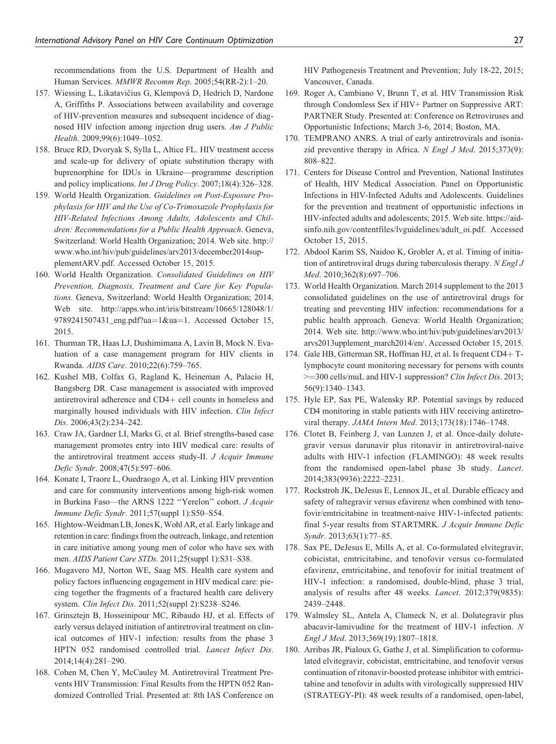recommendations from the U.S. Department of Health and Human Services. *MMWR Recomm Rep*. 2005;54(RR-2):1–20.

157. Wiessing L, Likatavičius G, Klempová D, Hedrich D, Nardone A, Griffiths P. Associations between availability and coverage of HIV-prevention measures and subsequent incidence of diagnosed HIV infection among injection drug users. *Am J Public Health*. 2009;99(6):1049–1052.
158. Bruce RD, Dvoryak S, Sylla L, Altice FL. HIV treatment access and scale-up for delivery of opiate substitution therapy with buprenorphine for IDUs in Ukraine—programme description and policy implications. *Int J Drug Policy*. 2007;18(4):326–328.
159. World Health Organization. *Guidelines on Post-Exposure Prophylaxis for HIV and the Use of Co-Trimoxazole Prophylaxis for HIV-Related Infections Among Adults, Adolescents and Children: Recommendations for a Public Health Approach*. Geneva, Switzerland: World Health Organization; 2014. Web site. http://www.who.int/hiv/pub/guidelines/arv2013/december2014supplementARV.pdf. Accessed October 15, 2015.
160. World Health Organization. *Consolidated Guidelines on HIV Prevention, Diagnosis, Treatment and Care for Key Populations*. Geneva, Switzerland: World Health Organization; 2014. Web site. http://apps.who.int/iris/bitstream/10665/128048/1/9789241507431_eng.pdf?ua=1&ua=1. Accessed October 15, 2015.
161. Thurman TR, Haas LJ, Dushimimana A, Lavin B, Mock N. Evaluation of a case management program for HIV clients in Rwanda. *AIDS Care*. 2010;22(6):759–765.
162. Kushel MB, Colfax G, Ragland K, Heineman A, Palacio H, Bangsberg DR. Case management is associated with improved antiretroviral adherence and CD4+ cell counts in homeless and marginally housed individuals with HIV infection. *Clin Infect Dis*. 2006;43(2):234–242.
163. Craw JA, Gardner LI, Marks G, et al. Brief strengths-based case management promotes entry into HIV medical care: results of the antiretroviral treatment access study-II. *J Acquir Immune Defic Syndr*. 2008;47(5):597–606.
164. Konate I, Traore L, Ouedraogo A, et al. Linking HIV prevention and care for community interventions among high-risk women in Burkina Faso—the ARNS 1222 ''Yerelon'' cohort. *J Acquir Immune Defic Syndr*. 2011;57(suppl 1):S50–S54.
165. Hightow-Weidman LB, Jones K, Wohl AR, et al. Early linkage and retention in care: findings from the outreach, linkage, and retention in care initiative among young men of color who have sex with men. *AIDS Patient Care STDs*. 2011;25(suppl 1):S31–S38.
166. Mugavero MJ, Norton WE, Saag MS. Health care system and policy factors influencing engagement in HIV medical care: piecing together the fragments of a fractured health care delivery system. *Clin Infect Dis*. 2011;52(suppl 2):S238–S246.
167. Grinsztejn B, Hosseinipour MC, Ribaudo HJ, et al. Effects of early versus delayed initiation of antiretroviral treatment on clinical outcomes of HIV-1 infection: results from the phase 3 HPTN 052 randomised controlled trial. *Lancet Infect Dis*. 2014;14(4):281–290.
168. Cohen M, Chen Y, McCauley M. Antiretroviral Treatment Prevents HIV Transmission: Final Results from the HPTN 052 Randomized Controlled Trial. Presented at: 8th IAS Conference on HIV Pathogenesis Treatment and Prevention; July 18-22, 2015; Vancouver, Canada.
169. Roger A, Cambiano V, Brunn T, et al. HIV Transmission Risk through Condomless Sex if HIV+ Partner on Suppressive ART: PARTNER Study. Presented at: Conference on Retroviruses and Opportunistic Infections; March 3-6, 2014; Boston, MA.
170. TEMPRANO ANRS. A trial of early antiretrovirals and isoniazid preventive therapy in Africa. *N Engl J Med*. 2015;373(9):808–822.
171. Centers for Disease Control and Prevention, National Institutes of Health, HIV Medical Association. Panel on Opportunistic Infections in HIV-Infected Adults and Adolescents. Guidelines for the prevention and treatment of opportunistic infections in HIV-infected adults and adolescents; 2015. Web site. https://aidsinfo.nih.gov/contentfiles/lvguidelines/adult_oi.pdf. Accessed October 15, 2015.
172. Abdool Karim SS, Naidoo K, Grobler A, et al. Timing of initiation of antiretroviral drugs during tuberculosis therapy. *N Engl J Med*. 2010;362(8):697–706.
173. World Health Organization. March 2014 supplement to the 2013 consolidated guidelines on the use of antiretroviral drugs for treating and preventing HIV infection: recommendations for a public health approach. Geneva: World Health Organization; 2014. Web site. http://www.who.int/hiv/pub/guidelines/arv2013/arvs2013upplement_march2014/en/. Accessed October 15, 2015.
174. Gale HB, Gitterman SR, Hoffman HJ, et al. Is frequent CD4+ T-lymphocyte count monitoring necessary for persons with counts >=300 cells/muL and HIV-1 suppression? *Clin Infect Dis*. 2013;56(9):1340–1343.
175. Hyle EP, Sax PE, Walensky RP. Potential savings by reduced CD4 monitoring in stable patients with HIV receiving antiretroviral therapy. *JAMA Intern Med*. 2013;173(18):1746–1748.
176. Clotet B, Feinberg J, van Lunzen J, et al. Once-daily dolutegravir versus darunavir plus ritonavir in antiretroviral-naive adults with HIV-1 infection (FLAMINGO): 48 week results from the randomised open-label phase 3b study. *Lancet*. 2014;383(9936):2222–2231.
177. Rockstroh JK, DeJesus E, Lennox JL, et al. Durable efficacy and safety of raltegravir versus efavirenz when combined with tenofovir/emtricitabine in treatment-naive HIV-1-infected patients: final 5-year results from STARTMRK. *J Acquir Immune Defic Syndr*. 2013;63(1):77–85.
178. Sax PE, DeJesus E, Mills A, et al. Co-formulated elvitegravir, cobicistat, emtricitabine, and tenofovir versus co-formulated efavirenz, emtricitabine, and tenofovir for initial treatment of HIV-1 infection: a randomised, double-blind, phase 3 trial, analysis of results after 48 weeks. *Lancet*. 2012;379(9835):2439–2448.
179. Walmsley SL, Antela A, Clumeck N, et al. Dolutegravir plus abacavir-lamivudine for the treatment of HIV-1 infection. *N Engl J Med*. 2013;369(19):1807–1818.
180. Arribas JR, Pialoux G, Gathe J, et al. Simplification to coformulated elvitegravir, cobicistat, emtricitabine, and tenofovir versus continuation of ritonavir-boosted protease inhibitor with emtricitabine and tenofovir in adults with virologically suppressed HIV (STRATEGY-PI): 48 week results of a randomised, open-label,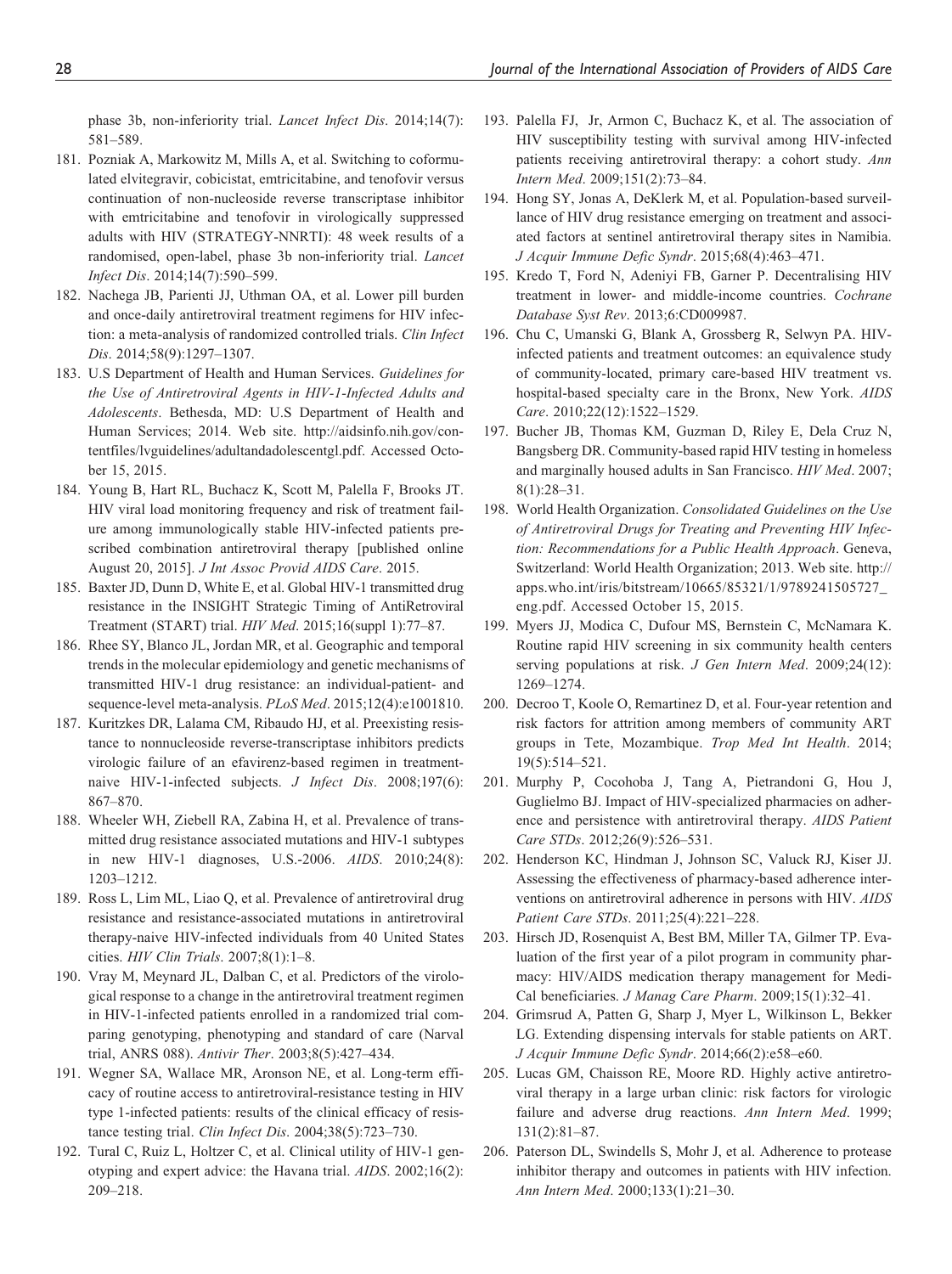phase 3b, non-inferiority trial. *Lancet Infect Dis*. 2014;14(7): 581–589.

181. Pozniak A, Markowitz M, Mills A, et al. Switching to coformulated elvitegravir, cobicistat, emtricitabine, and tenofovir versus continuation of non-nucleoside reverse transcriptase inhibitor with emtricitabine and tenofovir in virologically suppressed adults with HIV (STRATEGY-NNRTI): 48 week results of a randomised, open-label, phase 3b non-inferiority trial. *Lancet Infect Dis*. 2014;14(7):590–599.
182. Nachega JB, Parienti JJ, Uthman OA, et al. Lower pill burden and once-daily antiretroviral treatment regimens for HIV infection: a meta-analysis of randomized controlled trials. *Clin Infect Dis*. 2014;58(9):1297–1307.
183. U.S Department of Health and Human Services. *Guidelines for the Use of Antiretroviral Agents in HIV-1-Infected Adults and Adolescents*. Bethesda, MD: U.S Department of Health and Human Services; 2014. Web site. http://aidsinfo.nih.gov/contentfiles/lvguidelines/adultandadolescentgl.pdf. Accessed October 15, 2015.
184. Young B, Hart RL, Buchacz K, Scott M, Palella F, Brooks JT. HIV viral load monitoring frequency and risk of treatment failure among immunologically stable HIV-infected patients prescribed combination antiretroviral therapy [published online August 20, 2015]. *J Int Assoc Provid AIDS Care*. 2015.
185. Baxter JD, Dunn D, White E, et al. Global HIV-1 transmitted drug resistance in the INSIGHT Strategic Timing of AntiRetroviral Treatment (START) trial. *HIV Med*. 2015;16(suppl 1):77–87.
186. Rhee SY, Blanco JL, Jordan MR, et al. Geographic and temporal trends in the molecular epidemiology and genetic mechanisms of transmitted HIV-1 drug resistance: an individual-patient- and sequence-level meta-analysis. *PLoS Med*. 2015;12(4):e1001810.
187. Kuritzkes DR, Lalama CM, Ribaudo HJ, et al. Preexisting resistance to nonnucleoside reverse-transcriptase inhibitors predicts virologic failure of an efavirenz-based regimen in treatment-naive HIV-1-infected subjects. *J Infect Dis*. 2008;197(6): 867–870.
188. Wheeler WH, Ziebell RA, Zabina H, et al. Prevalence of transmitted drug resistance associated mutations and HIV-1 subtypes in new HIV-1 diagnoses, U.S.-2006. *AIDS*. 2010;24(8): 1203–1212.
189. Ross L, Lim ML, Liao Q, et al. Prevalence of antiretroviral drug resistance and resistance-associated mutations in antiretroviral therapy-naive HIV-infected individuals from 40 United States cities. *HIV Clin Trials*. 2007;8(1):1–8.
190. Vray M, Meynard JL, Dalban C, et al. Predictors of the virological response to a change in the antiretroviral treatment regimen in HIV-1-infected patients enrolled in a randomized trial comparing genotyping, phenotyping and standard of care (Narval trial, ANRS 088). *Antivir Ther*. 2003;8(5):427–434.
191. Wegner SA, Wallace MR, Aronson NE, et al. Long-term efficacy of routine access to antiretroviral-resistance testing in HIV type 1-infected patients: results of the clinical efficacy of resistance testing trial. *Clin Infect Dis*. 2004;38(5):723–730.
192. Tural C, Ruiz L, Holtzer C, et al. Clinical utility of HIV-1 genotyping and expert advice: the Havana trial. *AIDS*. 2002;16(2): 209–218.
193. Palella FJ, Jr, Armon C, Buchacz K, et al. The association of HIV susceptibility testing with survival among HIV-infected patients receiving antiretroviral therapy: a cohort study. *Ann Intern Med*. 2009;151(2):73–84.
194. Hong SY, Jonas A, DeKlerk M, et al. Population-based surveillance of HIV drug resistance emerging on treatment and associated factors at sentinel antiretroviral therapy sites in Namibia. *J Acquir Immune Defic Syndr*. 2015;68(4):463–471.
195. Kredo T, Ford N, Adeniyi FB, Garner P. Decentralising HIV treatment in lower- and middle-income countries. *Cochrane Database Syst Rev*. 2013;6:CD009987.
196. Chu C, Umanski G, Blank A, Grossberg R, Selwyn PA. HIV-infected patients and treatment outcomes: an equivalence study of community-located, primary care-based HIV treatment vs. hospital-based specialty care in the Bronx, New York. *AIDS Care*. 2010;22(12):1522–1529.
197. Bucher JB, Thomas KM, Guzman D, Riley E, Dela Cruz N, Bangsberg DR. Community-based rapid HIV testing in homeless and marginally housed adults in San Francisco. *HIV Med*. 2007; 8(1):28–31.
198. World Health Organization. *Consolidated Guidelines on the Use of Antiretroviral Drugs for Treating and Preventing HIV Infection: Recommendations for a Public Health Approach*. Geneva, Switzerland: World Health Organization; 2013. Web site. http://apps.who.int/iris/bitstream/10665/85321/1/9789241505727_eng.pdf. Accessed October 15, 2015.
199. Myers JJ, Modica C, Dufour MS, Bernstein C, McNamara K. Routine rapid HIV screening in six community health centers serving populations at risk. *J Gen Intern Med*. 2009;24(12): 1269–1274.
200. Decroo T, Koole O, Remartinez D, et al. Four-year retention and risk factors for attrition among members of community ART groups in Tete, Mozambique. *Trop Med Int Health*. 2014; 19(5):514–521.
201. Murphy P, Cocohoba J, Tang A, Pietrandoni G, Hou J, Guglielmo BJ. Impact of HIV-specialized pharmacies on adherence and persistence with antiretroviral therapy. *AIDS Patient Care STDs*. 2012;26(9):526–531.
202. Henderson KC, Hindman J, Johnson SC, Valuck RJ, Kiser JJ. Assessing the effectiveness of pharmacy-based adherence interventions on antiretroviral adherence in persons with HIV. *AIDS Patient Care STDs*. 2011;25(4):221–228.
203. Hirsch JD, Rosenquist A, Best BM, Miller TA, Gilmer TP. Evaluation of the first year of a pilot program in community pharmacy: HIV/AIDS medication therapy management for Medi-Cal beneficiaries. *J Manag Care Pharm*. 2009;15(1):32–41.
204. Grimsrud A, Patten G, Sharp J, Myer L, Wilkinson L, Bekker LG. Extending dispensing intervals for stable patients on ART. *J Acquir Immune Defic Syndr*. 2014;66(2):e58–e60.
205. Lucas GM, Chaisson RE, Moore RD. Highly active antiretroviral therapy in a large urban clinic: risk factors for virologic failure and adverse drug reactions. *Ann Intern Med*. 1999; 131(2):81–87.
206. Paterson DL, Swindells S, Mohr J, et al. Adherence to protease inhibitor therapy and outcomes in patients with HIV infection. *Ann Intern Med*. 2000;133(1):21–30.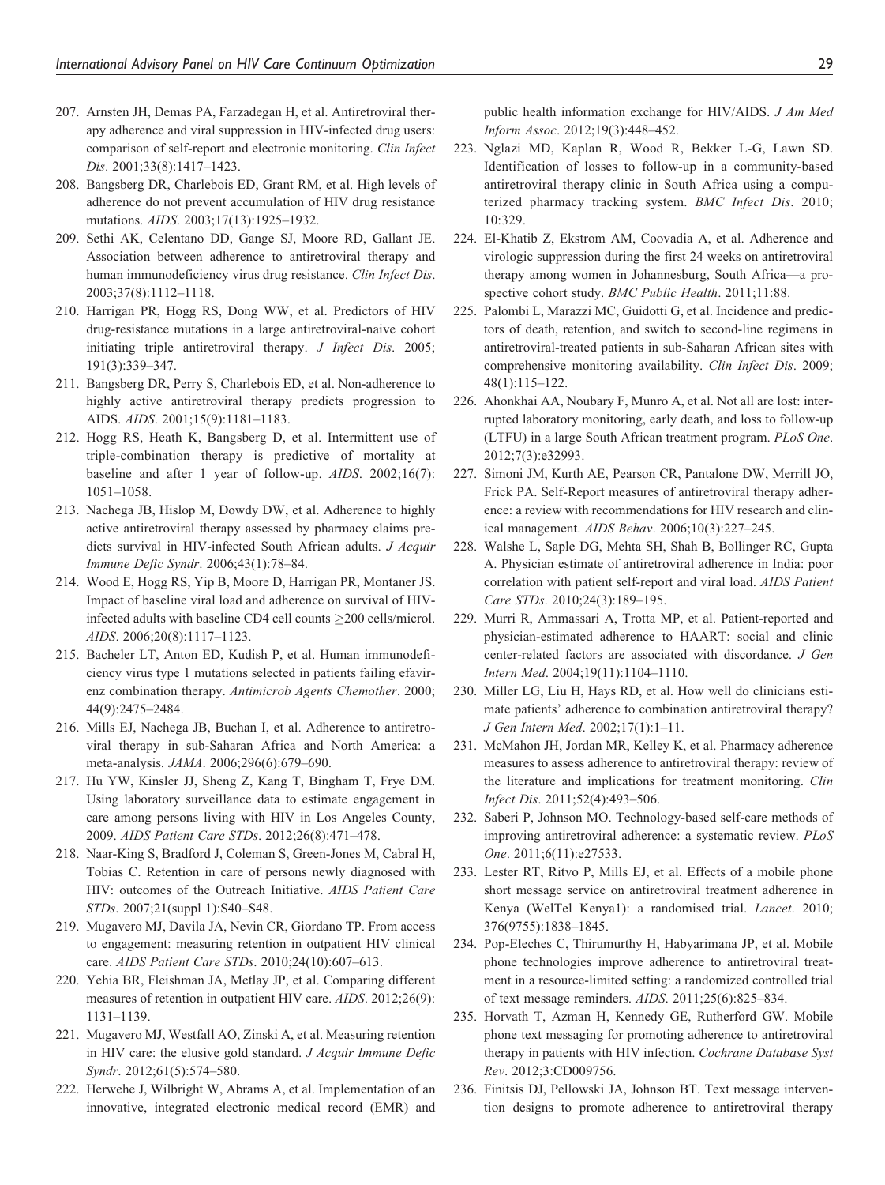207. Arnsten JH, Demas PA, Farzadegan H, et al. Antiretroviral therapy adherence and viral suppression in HIV-infected drug users: comparison of self-report and electronic monitoring. *Clin Infect Dis*. 2001;33(8):1417–1423.
208. Bangsberg DR, Charlebois ED, Grant RM, et al. High levels of adherence do not prevent accumulation of HIV drug resistance mutations. *AIDS*. 2003;17(13):1925–1932.
209. Sethi AK, Celentano DD, Gange SJ, Moore RD, Gallant JE. Association between adherence to antiretroviral therapy and human immunodeficiency virus drug resistance. *Clin Infect Dis*. 2003;37(8):1112–1118.
210. Harrigan PR, Hogg RS, Dong WW, et al. Predictors of HIV drug-resistance mutations in a large antiretroviral-naive cohort initiating triple antiretroviral therapy. *J Infect Dis*. 2005; 191(3):339–347.
211. Bangsberg DR, Perry S, Charlebois ED, et al. Non-adherence to highly active antiretroviral therapy predicts progression to AIDS. *AIDS*. 2001;15(9):1181–1183.
212. Hogg RS, Heath K, Bangsberg D, et al. Intermittent use of triple-combination therapy is predictive of mortality at baseline and after 1 year of follow-up. *AIDS*. 2002;16(7): 1051–1058.
213. Nachega JB, Hislop M, Dowdy DW, et al. Adherence to highly active antiretroviral therapy assessed by pharmacy claims predicts survival in HIV-infected South African adults. *J Acquir Immune Defic Syndr*. 2006;43(1):78–84.
214. Wood E, Hogg RS, Yip B, Moore D, Harrigan PR, Montaner JS. Impact of baseline viral load and adherence on survival of HIV-infected adults with baseline CD4 cell counts ≥200 cells/microl. *AIDS*. 2006;20(8):1117–1123.
215. Bacheler LT, Anton ED, Kudish P, et al. Human immunodeficiency virus type 1 mutations selected in patients failing efavirenz combination therapy. *Antimicrob Agents Chemother*. 2000; 44(9):2475–2484.
216. Mills EJ, Nachega JB, Buchan I, et al. Adherence to antiretroviral therapy in sub-Saharan Africa and North America: a meta-analysis. *JAMA*. 2006;296(6):679–690.
217. Hu YW, Kinsler JJ, Sheng Z, Kang T, Bingham T, Frye DM. Using laboratory surveillance data to estimate engagement in care among persons living with HIV in Los Angeles County, 2009. *AIDS Patient Care STDs*. 2012;26(8):471–478.
218. Naar-King S, Bradford J, Coleman S, Green-Jones M, Cabral H, Tobias C. Retention in care of persons newly diagnosed with HIV: outcomes of the Outreach Initiative. *AIDS Patient Care STDs*. 2007;21(suppl 1):S40–S48.
219. Mugavero MJ, Davila JA, Nevin CR, Giordano TP. From access to engagement: measuring retention in outpatient HIV clinical care. *AIDS Patient Care STDs*. 2010;24(10):607–613.
220. Yehia BR, Fleishman JA, Metlay JP, et al. Comparing different measures of retention in outpatient HIV care. *AIDS*. 2012;26(9): 1131–1139.
221. Mugavero MJ, Westfall AO, Zinski A, et al. Measuring retention in HIV care: the elusive gold standard. *J Acquir Immune Defic Syndr*. 2012;61(5):574–580.
222. Herwehe J, Wilbright W, Abrams A, et al. Implementation of an innovative, integrated electronic medical record (EMR) and public health information exchange for HIV/AIDS. *J Am Med Inform Assoc*. 2012;19(3):448–452.
223. Nglazi MD, Kaplan R, Wood R, Bekker L-G, Lawn SD. Identification of losses to follow-up in a community-based antiretroviral therapy clinic in South Africa using a computerized pharmacy tracking system. *BMC Infect Dis*. 2010; 10:329.
224. El-Khatib Z, Ekstrom AM, Coovadia A, et al. Adherence and virologic suppression during the first 24 weeks on antiretroviral therapy among women in Johannesburg, South Africa—a prospective cohort study. *BMC Public Health*. 2011;11:88.
225. Palombi L, Marazzi MC, Guidotti G, et al. Incidence and predictors of death, retention, and switch to second-line regimens in antiretroviral-treated patients in sub-Saharan African sites with comprehensive monitoring availability. *Clin Infect Dis*. 2009; 48(1):115–122.
226. Ahonkhai AA, Noubary F, Munro A, et al. Not all are lost: interrupted laboratory monitoring, early death, and loss to follow-up (LTFU) in a large South African treatment program. *PLoS One*. 2012;7(3):e32993.
227. Simoni JM, Kurth AE, Pearson CR, Pantalone DW, Merrill JO, Frick PA. Self-Report measures of antiretroviral therapy adherence: a review with recommendations for HIV research and clinical management. *AIDS Behav*. 2006;10(3):227–245.
228. Walshe L, Saple DG, Mehta SH, Shah B, Bollinger RC, Gupta A. Physician estimate of antiretroviral adherence in India: poor correlation with patient self-report and viral load. *AIDS Patient Care STDs*. 2010;24(3):189–195.
229. Murri R, Ammassari A, Trotta MP, et al. Patient-reported and physician-estimated adherence to HAART: social and clinic center-related factors are associated with discordance. *J Gen Intern Med*. 2004;19(11):1104–1110.
230. Miller LG, Liu H, Hays RD, et al. How well do clinicians estimate patients' adherence to combination antiretroviral therapy? *J Gen Intern Med*. 2002;17(1):1–11.
231. McMahon JH, Jordan MR, Kelley K, et al. Pharmacy adherence measures to assess adherence to antiretroviral therapy: review of the literature and implications for treatment monitoring. *Clin Infect Dis*. 2011;52(4):493–506.
232. Saberi P, Johnson MO. Technology-based self-care methods of improving antiretroviral adherence: a systematic review. *PLoS One*. 2011;6(11):e27533.
233. Lester RT, Ritvo P, Mills EJ, et al. Effects of a mobile phone short message service on antiretroviral treatment adherence in Kenya (WelTel Kenya1): a randomised trial. *Lancet*. 2010; 376(9755):1838–1845.
234. Pop-Eleches C, Thirumurthy H, Habyarimana JP, et al. Mobile phone technologies improve adherence to antiretroviral treatment in a resource-limited setting: a randomized controlled trial of text message reminders. *AIDS*. 2011;25(6):825–834.
235. Horvath T, Azman H, Kennedy GE, Rutherford GW. Mobile phone text messaging for promoting adherence to antiretroviral therapy in patients with HIV infection. *Cochrane Database Syst Rev*. 2012;3:CD009756.
236. Finitsis DJ, Pellowski JA, Johnson BT. Text message intervention designs to promote adherence to antiretroviral therapy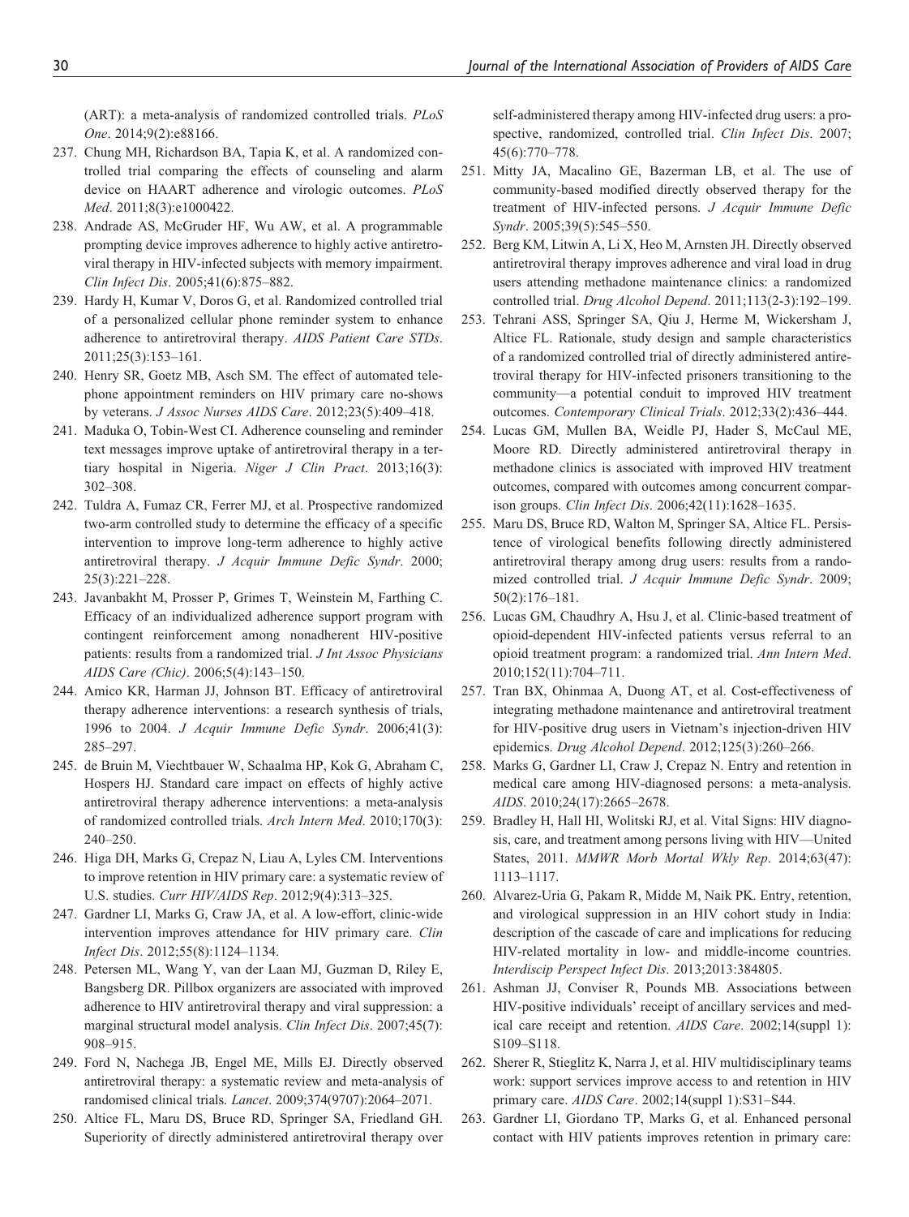(ART): a meta-analysis of randomized controlled trials. *PLoS One*. 2014;9(2):e88166.

237. Chung MH, Richardson BA, Tapia K, et al. A randomized controlled trial comparing the effects of counseling and alarm device on HAART adherence and virologic outcomes. *PLoS Med*. 2011;8(3):e1000422.
238. Andrade AS, McGruder HF, Wu AW, et al. A programmable prompting device improves adherence to highly active antiretroviral therapy in HIV-infected subjects with memory impairment. *Clin Infect Dis*. 2005;41(6):875–882.
239. Hardy H, Kumar V, Doros G, et al. Randomized controlled trial of a personalized cellular phone reminder system to enhance adherence to antiretroviral therapy. *AIDS Patient Care STDs*. 2011;25(3):153–161.
240. Henry SR, Goetz MB, Asch SM. The effect of automated telephone appointment reminders on HIV primary care no-shows by veterans. *J Assoc Nurses AIDS Care*. 2012;23(5):409–418.
241. Maduka O, Tobin-West CI. Adherence counseling and reminder text messages improve uptake of antiretroviral therapy in a tertiary hospital in Nigeria. *Niger J Clin Pract*. 2013;16(3):302–308.
242. Tuldra A, Fumaz CR, Ferrer MJ, et al. Prospective randomized two-arm controlled study to determine the efficacy of a specific intervention to improve long-term adherence to highly active antiretroviral therapy. *J Acquir Immune Defic Syndr*. 2000;25(3):221–228.
243. Javanbakht M, Prosser P, Grimes T, Weinstein M, Farthing C. Efficacy of an individualized adherence support program with contingent reinforcement among nonadherent HIV-positive patients: results from a randomized trial. *J Int Assoc Physicians AIDS Care (Chic)*. 2006;5(4):143–150.
244. Amico KR, Harman JJ, Johnson BT. Efficacy of antiretroviral therapy adherence interventions: a research synthesis of trials, 1996 to 2004. *J Acquir Immune Defic Syndr*. 2006;41(3):285–297.
245. de Bruin M, Viechtbauer W, Schaalma HP, Kok G, Abraham C, Hospers HJ. Standard care impact on effects of highly active antiretroviral therapy adherence interventions: a meta-analysis of randomized controlled trials. *Arch Intern Med*. 2010;170(3):240–250.
246. Higa DH, Marks G, Crepaz N, Liau A, Lyles CM. Interventions to improve retention in HIV primary care: a systematic review of U.S. studies. *Curr HIV/AIDS Rep*. 2012;9(4):313–325.
247. Gardner LI, Marks G, Craw JA, et al. A low-effort, clinic-wide intervention improves attendance for HIV primary care. *Clin Infect Dis*. 2012;55(8):1124–1134.
248. Petersen ML, Wang Y, van der Laan MJ, Guzman D, Riley E, Bangsberg DR. Pillbox organizers are associated with improved adherence to HIV antiretroviral therapy and viral suppression: a marginal structural model analysis. *Clin Infect Dis*. 2007;45(7):908–915.
249. Ford N, Nachega JB, Engel ME, Mills EJ. Directly observed antiretroviral therapy: a systematic review and meta-analysis of randomised clinical trials. *Lancet*. 2009;374(9707):2064–2071.
250. Altice FL, Maru DS, Bruce RD, Springer SA, Friedland GH. Superiority of directly administered antiretroviral therapy over self-administered therapy among HIV-infected drug users: a prospective, randomized, controlled trial. *Clin Infect Dis*. 2007;45(6):770–778.
251. Mitty JA, Macalino GE, Bazerman LB, et al. The use of community-based modified directly observed therapy for the treatment of HIV-infected persons. *J Acquir Immune Defic Syndr*. 2005;39(5):545–550.
252. Berg KM, Litwin A, Li X, Heo M, Arnsten JH. Directly observed antiretroviral therapy improves adherence and viral load in drug users attending methadone maintenance clinics: a randomized controlled trial. *Drug Alcohol Depend*. 2011;113(2-3):192–199.
253. Tehrani ASS, Springer SA, Qiu J, Herme M, Wickersham J, Altice FL. Rationale, study design and sample characteristics of a randomized controlled trial of directly administered antiretroviral therapy for HIV-infected prisoners transitioning to the community—a potential conduit to improved HIV treatment outcomes. *Contemporary Clinical Trials*. 2012;33(2):436–444.
254. Lucas GM, Mullen BA, Weidle PJ, Hader S, McCaul ME, Moore RD. Directly administered antiretroviral therapy in methadone clinics is associated with improved HIV treatment outcomes, compared with outcomes among concurrent comparison groups. *Clin Infect Dis*. 2006;42(11):1628–1635.
255. Maru DS, Bruce RD, Walton M, Springer SA, Altice FL. Persistence of virological benefits following directly administered antiretroviral therapy among drug users: results from a randomized controlled trial. *J Acquir Immune Defic Syndr*. 2009;50(2):176–181.
256. Lucas GM, Chaudhry A, Hsu J, et al. Clinic-based treatment of opioid-dependent HIV-infected patients versus referral to an opioid treatment program: a randomized trial. *Ann Intern Med*. 2010;152(11):704–711.
257. Tran BX, Ohinmaa A, Duong AT, et al. Cost-effectiveness of integrating methadone maintenance and antiretroviral treatment for HIV-positive drug users in Vietnam's injection-driven HIV epidemics. *Drug Alcohol Depend*. 2012;125(3):260–266.
258. Marks G, Gardner LI, Craw J, Crepaz N. Entry and retention in medical care among HIV-diagnosed persons: a meta-analysis. *AIDS*. 2010;24(17):2665–2678.
259. Bradley H, Hall HI, Wolitski RJ, et al. Vital Signs: HIV diagnosis, care, and treatment among persons living with HIV—United States, 2011. *MMWR Morb Mortal Wkly Rep*. 2014;63(47):1113–1117.
260. Alvarez-Uria G, Pakam R, Midde M, Naik PK. Entry, retention, and virological suppression in an HIV cohort study in India: description of the cascade of care and implications for reducing HIV-related mortality in low- and middle-income countries. *Interdiscip Perspect Infect Dis*. 2013;2013:384805.
261. Ashman JJ, Conviser R, Pounds MB. Associations between HIV-positive individuals' receipt of ancillary services and medical care receipt and retention. *AIDS Care*. 2002;14(suppl 1):S109–S118.
262. Sherer R, Stieglitz K, Narra J, et al. HIV multidisciplinary teams work: support services improve access to and retention in HIV primary care. *AIDS Care*. 2002;14(suppl 1):S31–S44.
263. Gardner LI, Giordano TP, Marks G, et al. Enhanced personal contact with HIV patients improves retention in primary care: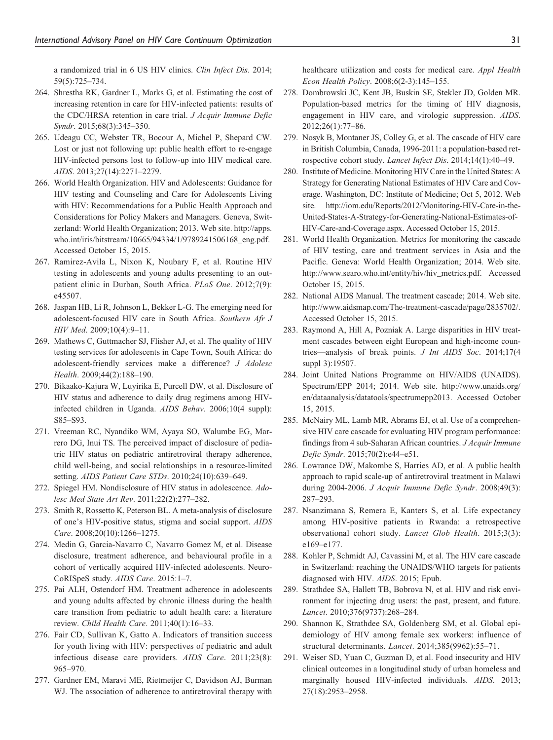a randomized trial in 6 US HIV clinics. *Clin Infect Dis*. 2014; 59(5):725–734.

264. Shrestha RK, Gardner L, Marks G, et al. Estimating the cost of increasing retention in care for HIV-infected patients: results of the CDC/HRSA retention in care trial. *J Acquir Immune Defic Syndr*. 2015;68(3):345–350.
265. Udeagu CC, Webster TR, Bocour A, Michel P, Shepard CW. Lost or just not following up: public health effort to re-engage HIV-infected persons lost to follow-up into HIV medical care. *AIDS*. 2013;27(14):2271–2279.
266. World Health Organization. HIV and Adolescents: Guidance for HIV testing and Counseling and Care for Adolescents Living with HIV: Recommendations for a Public Health Approach and Considerations for Policy Makers and Managers. Geneva, Switzerland: World Health Organization; 2013. Web site. http://apps.who.int/iris/bitstream/10665/94334/1/9789241506168_eng.pdf. Accessed October 15, 2015.
267. Ramirez-Avila L, Nixon K, Noubary F, et al. Routine HIV testing in adolescents and young adults presenting to an outpatient clinic in Durban, South Africa. *PLoS One*. 2012;7(9): e45507.
268. Jaspan HB, Li R, Johnson L, Bekker L-G. The emerging need for adolescent-focused HIV care in South Africa. *Southern Afr J HIV Med*. 2009;10(4):9–11.
269. Mathews C, Guttmacher SJ, Flisher AJ, et al. The quality of HIV testing services for adolescents in Cape Town, South Africa: do adolescent-friendly services make a difference? *J Adolesc Health*. 2009;44(2):188–190.
270. Bikaako-Kajura W, Luyirika E, Purcell DW, et al. Disclosure of HIV status and adherence to daily drug regimens among HIV-infected children in Uganda. *AIDS Behav*. 2006;10(4 suppl): S85–S93.
271. Vreeman RC, Nyandiko WM, Ayaya SO, Walumbe EG, Marrero DG, Inui TS. The perceived impact of disclosure of pediatric HIV status on pediatric antiretroviral therapy adherence, child well-being, and social relationships in a resource-limited setting. *AIDS Patient Care STDs*. 2010;24(10):639–649.
272. Spiegel HM. Nondisclosure of HIV status in adolescence. *Adolesc Med State Art Rev*. 2011;22(2):277–282.
273. Smith R, Rossetto K, Peterson BL. A meta-analysis of disclosure of one's HIV-positive status, stigma and social support. *AIDS Care*. 2008;20(10):1266–1275.
274. Medin G, Garcia-Navarro C, Navarro Gomez M, et al. Disease disclosure, treatment adherence, and behavioural profile in a cohort of vertically acquired HIV-infected adolescents. NeuroCoRISpeS study. *AIDS Care*. 2015:1–7.
275. Pai ALH, Ostendorf HM. Treatment adherence in adolescents and young adults affected by chronic illness during the health care transition from pediatric to adult health care: a literature review. *Child Health Care*. 2011;40(1):16–33.
276. Fair CD, Sullivan K, Gatto A. Indicators of transition success for youth living with HIV: perspectives of pediatric and adult infectious disease care providers. *AIDS Care*. 2011;23(8): 965–970.
277. Gardner EM, Maravi ME, Rietmeijer C, Davidson AJ, Burman WJ. The association of adherence to antiretroviral therapy with healthcare utilization and costs for medical care. *Appl Health Econ Health Policy*. 2008;6(2-3):145–155.
278. Dombrowski JC, Kent JB, Buskin SE, Stekler JD, Golden MR. Population-based metrics for the timing of HIV diagnosis, engagement in HIV care, and virologic suppression. *AIDS*. 2012;26(1):77–86.
279. Nosyk B, Montaner JS, Colley G, et al. The cascade of HIV care in British Columbia, Canada, 1996-2011: a population-based retrospective cohort study. *Lancet Infect Dis*. 2014;14(1):40–49.
280. Institute of Medicine. Monitoring HIV Care in the United States: A Strategy for Generating National Estimates of HIV Care and Coverage. Washington, DC: Institute of Medicine; Oct 5, 2012. Web site. http://iom.edu/Reports/2012/Monitoring-HIV-Care-in-the-United-States-A-Strategy-for-Generating-National-Estimates-of-HIV-Care-and-Coverage.aspx. Accessed October 15, 2015.
281. World Health Organization. Metrics for monitoring the cascade of HIV testing, care and treatment services in Asia and the Pacific. Geneva: World Health Organization; 2014. Web site. http://www.searo.who.int/entity/hiv/hiv_metrics.pdf. Accessed October 15, 2015.
282. National AIDS Manual. The treatment cascade; 2014. Web site. http://www.aidsmap.com/The-treatment-cascade/page/2835702/. Accessed October 15, 2015.
283. Raymond A, Hill A, Pozniak A. Large disparities in HIV treatment cascades between eight European and high-income countries—analysis of break points. *J Int AIDS Soc*. 2014;17(4 suppl 3):19507.
284. Joint United Nations Programme on HIV/AIDS (UNAIDS). Spectrum/EPP 2014; 2014. Web site. http://www.unaids.org/en/dataanalysis/datatools/spectrumepp2013. Accessed October 15, 2015.
285. McNairy ML, Lamb MR, Abrams EJ, et al. Use of a comprehensive HIV care cascade for evaluating HIV program performance: findings from 4 sub-Saharan African countries. *J Acquir Immune Defic Syndr*. 2015;70(2):e44–e51.
286. Lowrance DW, Makombe S, Harries AD, et al. A public health approach to rapid scale-up of antiretroviral treatment in Malawi during 2004-2006. *J Acquir Immune Defic Syndr*. 2008;49(3): 287–293.
287. Nsanzimana S, Remera E, Kanters S, et al. Life expectancy among HIV-positive patients in Rwanda: a retrospective observational cohort study. *Lancet Glob Health*. 2015;3(3): e169–e177.
288. Kohler P, Schmidt AJ, Cavassini M, et al. The HIV care cascade in Switzerland: reaching the UNAIDS/WHO targets for patients diagnosed with HIV. *AIDS*. 2015; Epub.
289. Strathdee SA, Hallett TB, Bobrova N, et al. HIV and risk environment for injecting drug users: the past, present, and future. *Lancet*. 2010;376(9737):268–284.
290. Shannon K, Strathdee SA, Goldenberg SM, et al. Global epidemiology of HIV among female sex workers: influence of structural determinants. *Lancet*. 2014;385(9962):55–71.
291. Weiser SD, Yuan C, Guzman D, et al. Food insecurity and HIV clinical outcomes in a longitudinal study of urban homeless and marginally housed HIV-infected individuals. *AIDS*. 2013; 27(18):2953–2958.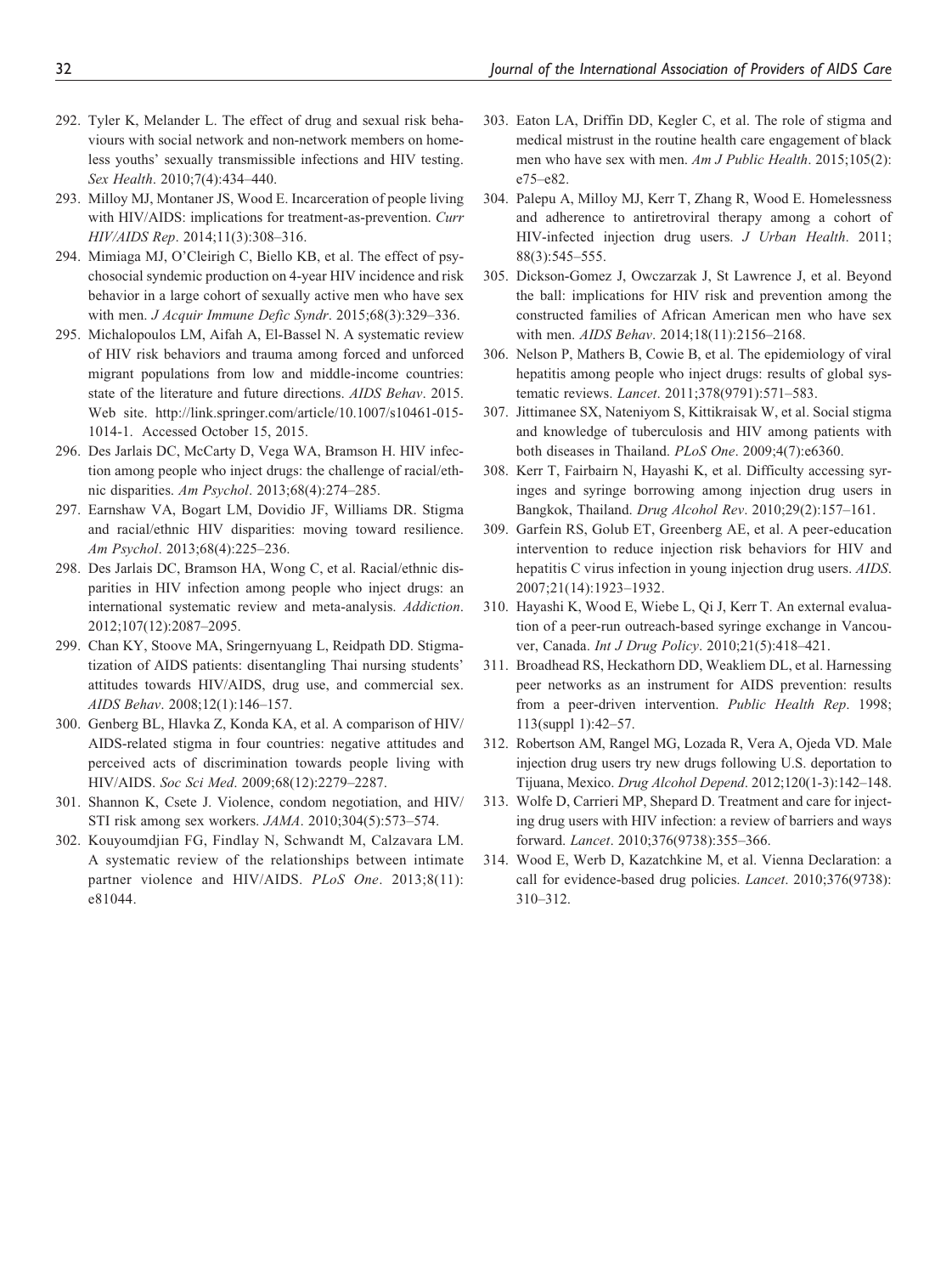292. Tyler K, Melander L. The effect of drug and sexual risk behaviours with social network and non-network members on homeless youths' sexually transmissible infections and HIV testing. *Sex Health*. 2010;7(4):434–440.
293. Milloy MJ, Montaner JS, Wood E. Incarceration of people living with HIV/AIDS: implications for treatment-as-prevention. *Curr HIV/AIDS Rep*. 2014;11(3):308–316.
294. Mimiaga MJ, O'Cleirigh C, Biello KB, et al. The effect of psychosocial syndemic production on 4-year HIV incidence and risk behavior in a large cohort of sexually active men who have sex with men. *J Acquir Immune Defic Syndr*. 2015;68(3):329–336.
295. Michalopoulos LM, Aifah A, El-Bassel N. A systematic review of HIV risk behaviors and trauma among forced and unforced migrant populations from low and middle-income countries: state of the literature and future directions. *AIDS Behav*. 2015. Web site. http://link.springer.com/article/10.1007/s10461-015-1014-1. Accessed October 15, 2015.
296. Des Jarlais DC, McCarty D, Vega WA, Bramson H. HIV infection among people who inject drugs: the challenge of racial/ethnic disparities. *Am Psychol*. 2013;68(4):274–285.
297. Earnshaw VA, Bogart LM, Dovidio JF, Williams DR. Stigma and racial/ethnic HIV disparities: moving toward resilience. *Am Psychol*. 2013;68(4):225–236.
298. Des Jarlais DC, Bramson HA, Wong C, et al. Racial/ethnic disparities in HIV infection among people who inject drugs: an international systematic review and meta-analysis. *Addiction*. 2012;107(12):2087–2095.
299. Chan KY, Stoove MA, Sringernyuang L, Reidpath DD. Stigmatization of AIDS patients: disentangling Thai nursing students' attitudes towards HIV/AIDS, drug use, and commercial sex. *AIDS Behav*. 2008;12(1):146–157.
300. Genberg BL, Hlavka Z, Konda KA, et al. A comparison of HIV/AIDS-related stigma in four countries: negative attitudes and perceived acts of discrimination towards people living with HIV/AIDS. *Soc Sci Med*. 2009;68(12):2279–2287.
301. Shannon K, Csete J. Violence, condom negotiation, and HIV/STI risk among sex workers. *JAMA*. 2010;304(5):573–574.
302. Kouyoumdjian FG, Findlay N, Schwandt M, Calzavara LM. A systematic review of the relationships between intimate partner violence and HIV/AIDS. *PLoS One*. 2013;8(11):e81044.
303. Eaton LA, Driffin DD, Kegler C, et al. The role of stigma and medical mistrust in the routine health care engagement of black men who have sex with men. *Am J Public Health*. 2015;105(2):e75–e82.
304. Palepu A, Milloy MJ, Kerr T, Zhang R, Wood E. Homelessness and adherence to antiretroviral therapy among a cohort of HIV-infected injection drug users. *J Urban Health*. 2011;88(3):545–555.
305. Dickson-Gomez J, Owczarzak J, St Lawrence J, et al. Beyond the ball: implications for HIV risk and prevention among the constructed families of African American men who have sex with men. *AIDS Behav*. 2014;18(11):2156–2168.
306. Nelson P, Mathers B, Cowie B, et al. The epidemiology of viral hepatitis among people who inject drugs: results of global systematic reviews. *Lancet*. 2011;378(9791):571–583.
307. Jittimanee SX, Nateniyom S, Kittikraisak W, et al. Social stigma and knowledge of tuberculosis and HIV among patients with both diseases in Thailand. *PLoS One*. 2009;4(7):e6360.
308. Kerr T, Fairbairn N, Hayashi K, et al. Difficulty accessing syringes and syringe borrowing among injection drug users in Bangkok, Thailand. *Drug Alcohol Rev*. 2010;29(2):157–161.
309. Garfein RS, Golub ET, Greenberg AE, et al. A peer-education intervention to reduce injection risk behaviors for HIV and hepatitis C virus infection in young injection drug users. *AIDS*. 2007;21(14):1923–1932.
310. Hayashi K, Wood E, Wiebe L, Qi J, Kerr T. An external evaluation of a peer-run outreach-based syringe exchange in Vancouver, Canada. *Int J Drug Policy*. 2010;21(5):418–421.
311. Broadhead RS, Heckathorn DD, Weakliem DL, et al. Harnessing peer networks as an instrument for AIDS prevention: results from a peer-driven intervention. *Public Health Rep*. 1998;113(suppl 1):42–57.
312. Robertson AM, Rangel MG, Lozada R, Vera A, Ojeda VD. Male injection drug users try new drugs following U.S. deportation to Tijuana, Mexico. *Drug Alcohol Depend*. 2012;120(1-3):142–148.
313. Wolfe D, Carrieri MP, Shepard D. Treatment and care for injecting drug users with HIV infection: a review of barriers and ways forward. *Lancet*. 2010;376(9738):355–366.
314. Wood E, Werb D, Kazatchkine M, et al. Vienna Declaration: a call for evidence-based drug policies. *Lancet*. 2010;376(9738):310–312.